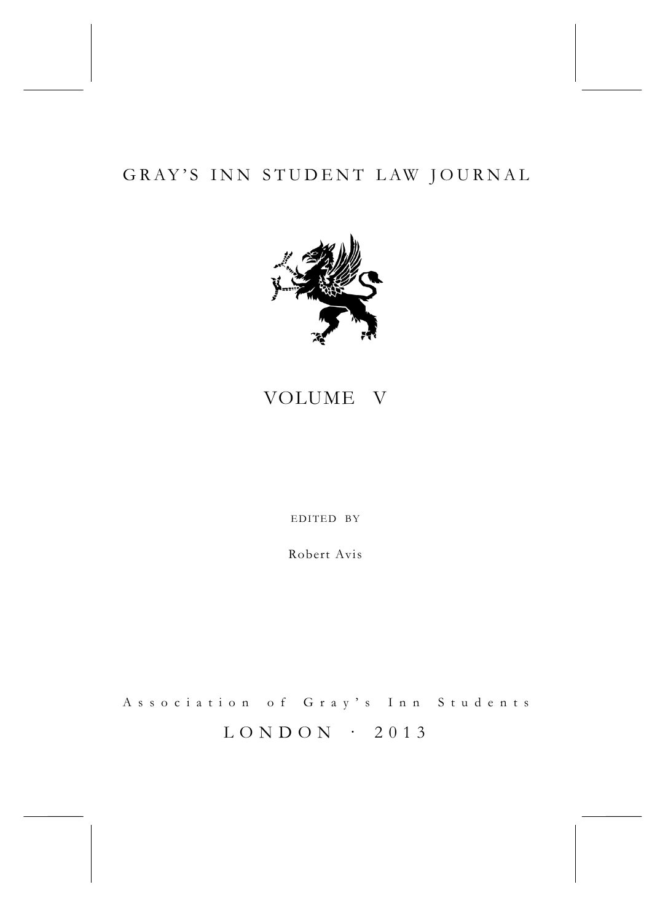# GRAY'S INN STUDENT LAW JOURNAL

## VOLUME V

EDITED BY

Robert Avis

Association of Gray's Inn Students

LONDON · 2013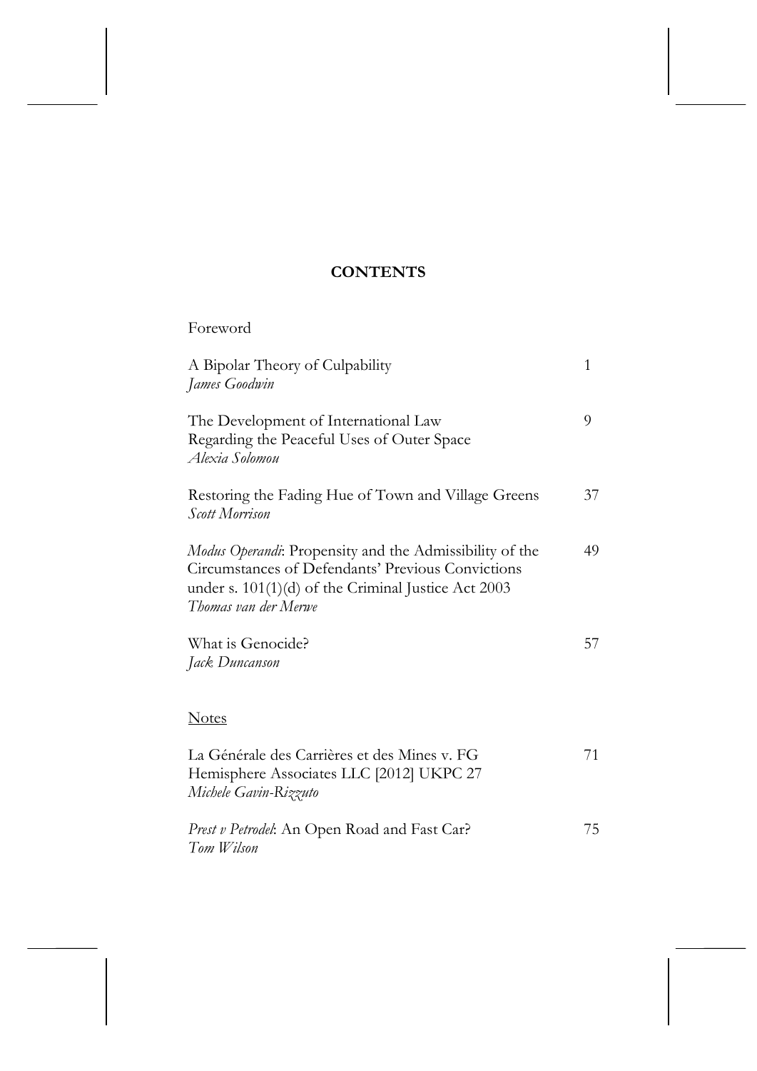# CONTENTS

Foreword

A Bipolar Theory of Culpability — 1
*James Goodwin*

The Development of International Law Regarding the Peaceful Uses of Outer Space — 9
*Alexia Solomou*

Restoring the Fading Hue of Town and Village Greens — 37
*Scott Morrison*

*Modus Operandi*: Propensity and the Admissibility of the Circumstances of Defendants' Previous Convictions under s. 101(1)(d) of the Criminal Justice Act 2003 — 49
*Thomas van der Merwe*

What is Genocide? — 57
*Jack Duncanson*

## Notes

La Générale des Carrières et des Mines v. FG Hemisphere Associates LLC [2012] UKPC 27 — 71
*Michele Gavin-Rizzuto*

*Prest v Petrodel*: An Open Road and Fast Car? — 75
*Tom Wilson*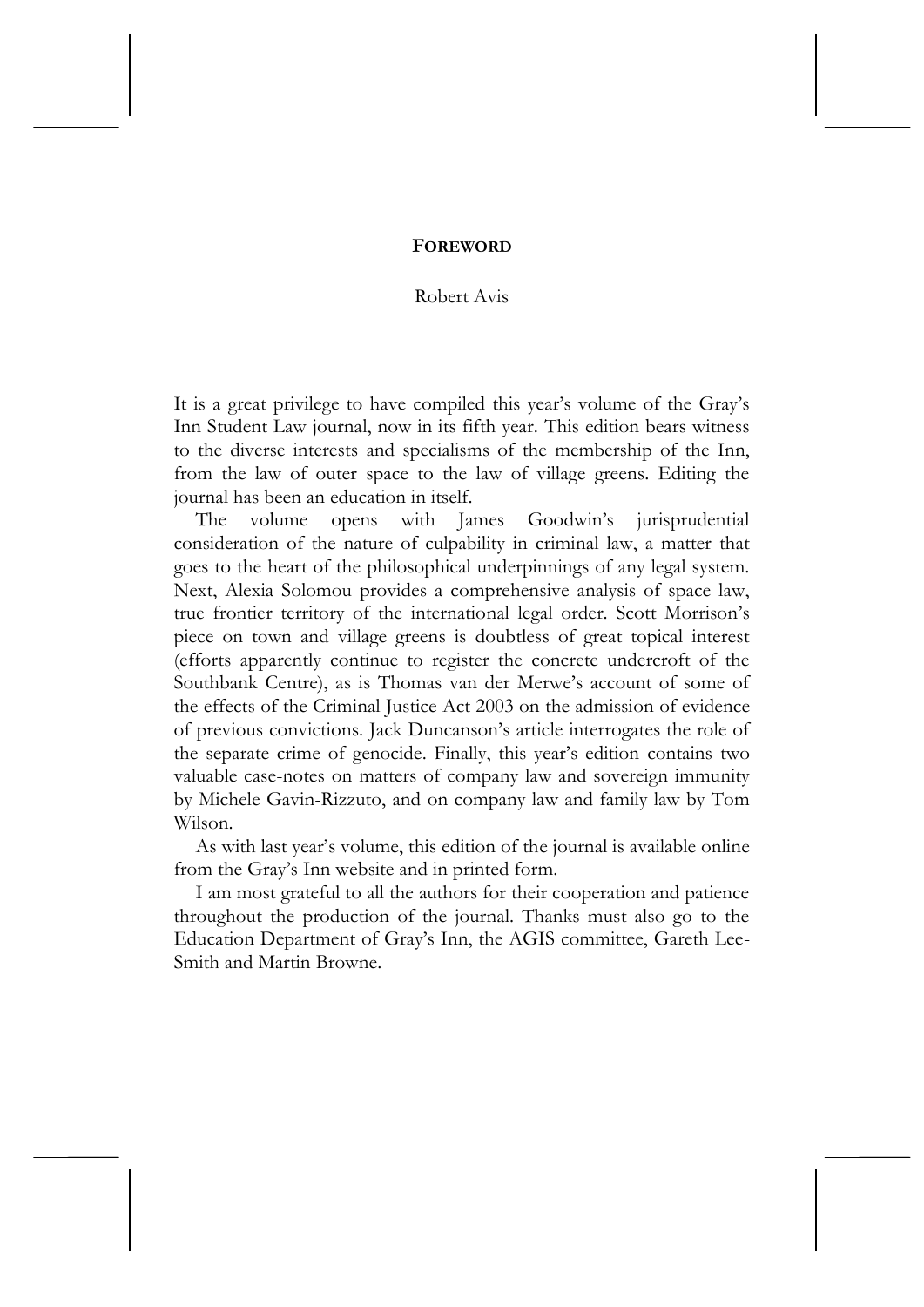# FOREWORD

Robert Avis

It is a great privilege to have compiled this year's volume of the Gray's Inn Student Law journal, now in its fifth year. This edition bears witness to the diverse interests and specialisms of the membership of the Inn, from the law of outer space to the law of village greens. Editing the journal has been an education in itself.

The volume opens with James Goodwin's jurisprudential consideration of the nature of culpability in criminal law, a matter that goes to the heart of the philosophical underpinnings of any legal system. Next, Alexia Solomou provides a comprehensive analysis of space law, true frontier territory of the international legal order. Scott Morrison's piece on town and village greens is doubtless of great topical interest (efforts apparently continue to register the concrete undercroft of the Southbank Centre), as is Thomas van der Merwe's account of some of the effects of the Criminal Justice Act 2003 on the admission of evidence of previous convictions. Jack Duncanson's article interrogates the role of the separate crime of genocide. Finally, this year's edition contains two valuable case-notes on matters of company law and sovereign immunity by Michele Gavin-Rizzuto, and on company law and family law by Tom Wilson.

As with last year's volume, this edition of the journal is available online from the Gray's Inn website and in printed form.

I am most grateful to all the authors for their cooperation and patience throughout the production of the journal. Thanks must also go to the Education Department of Gray's Inn, the AGIS committee, Gareth Lee-Smith and Martin Browne.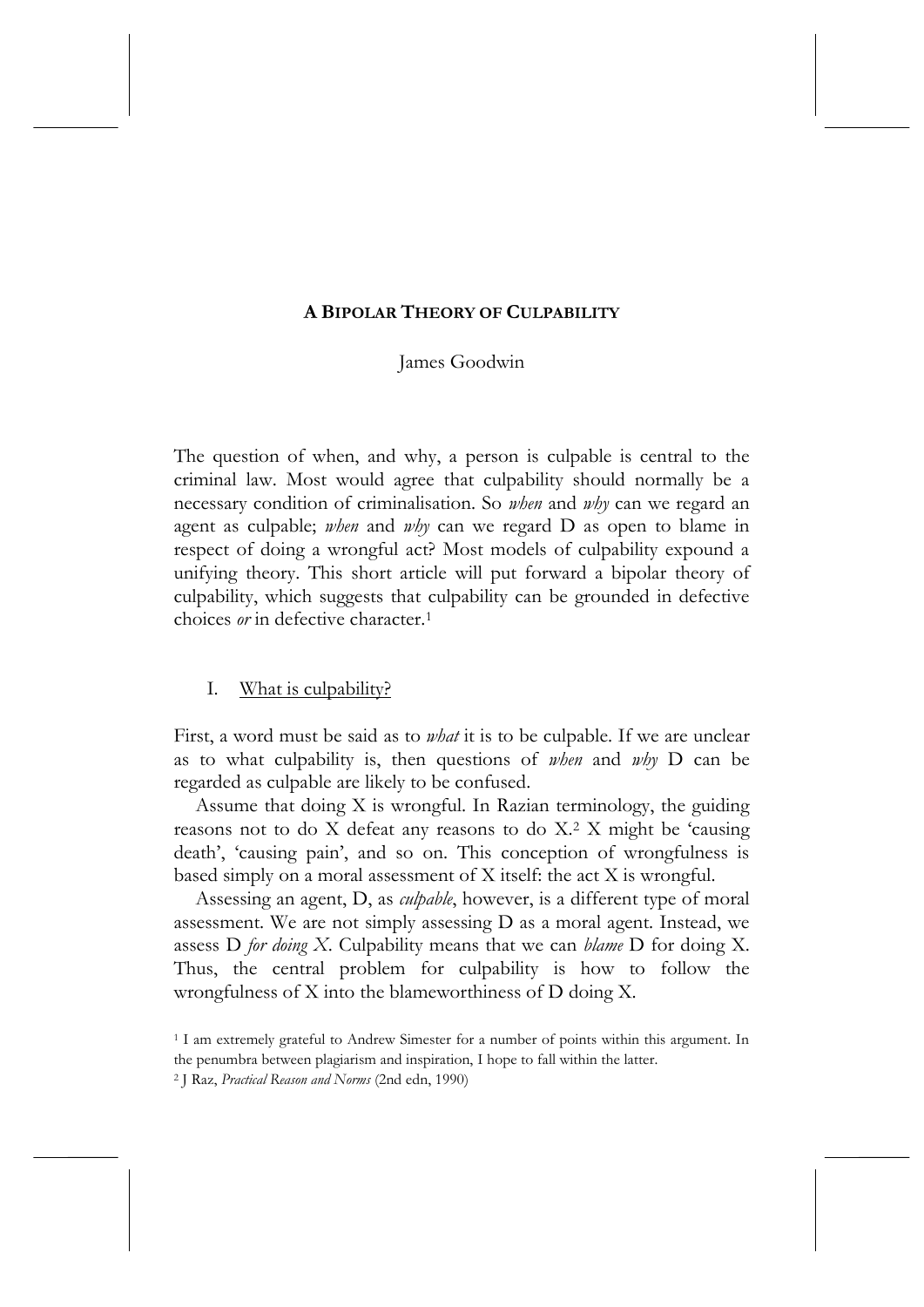# A BIPOLAR THEORY OF CULPABILITY

James Goodwin

The question of when, and why, a person is culpable is central to the criminal law. Most would agree that culpability should normally be a necessary condition of criminalisation. So *when* and *why* can we regard an agent as culpable; *when* and *why* can we regard D as open to blame in respect of doing a wrongful act? Most models of culpability expound a unifying theory. This short article will put forward a bipolar theory of culpability, which suggests that culpability can be grounded in defective choices *or* in defective character.[1]

## I. What is culpability?

First, a word must be said as to *what* it is to be culpable. If we are unclear as to what culpability is, then questions of *when* and *why* D can be regarded as culpable are likely to be confused.

Assume that doing X is wrongful. In Razian terminology, the guiding reasons not to do X defeat any reasons to do X.[2] X might be 'causing death', 'causing pain', and so on. This conception of wrongfulness is based simply on a moral assessment of X itself: the act X is wrongful.

Assessing an agent, D, as *culpable*, however, is a different type of moral assessment. We are not simply assessing D as a moral agent. Instead, we assess D *for doing X*. Culpability means that we can *blame* D for doing X. Thus, the central problem for culpability is how to follow the wrongfulness of X into the blameworthiness of D doing X.

[1] I am extremely grateful to Andrew Simester for a number of points within this argument. In the penumbra between plagiarism and inspiration, I hope to fall within the latter.

[2] J Raz, *Practical Reason and Norms* (2nd edn, 1990)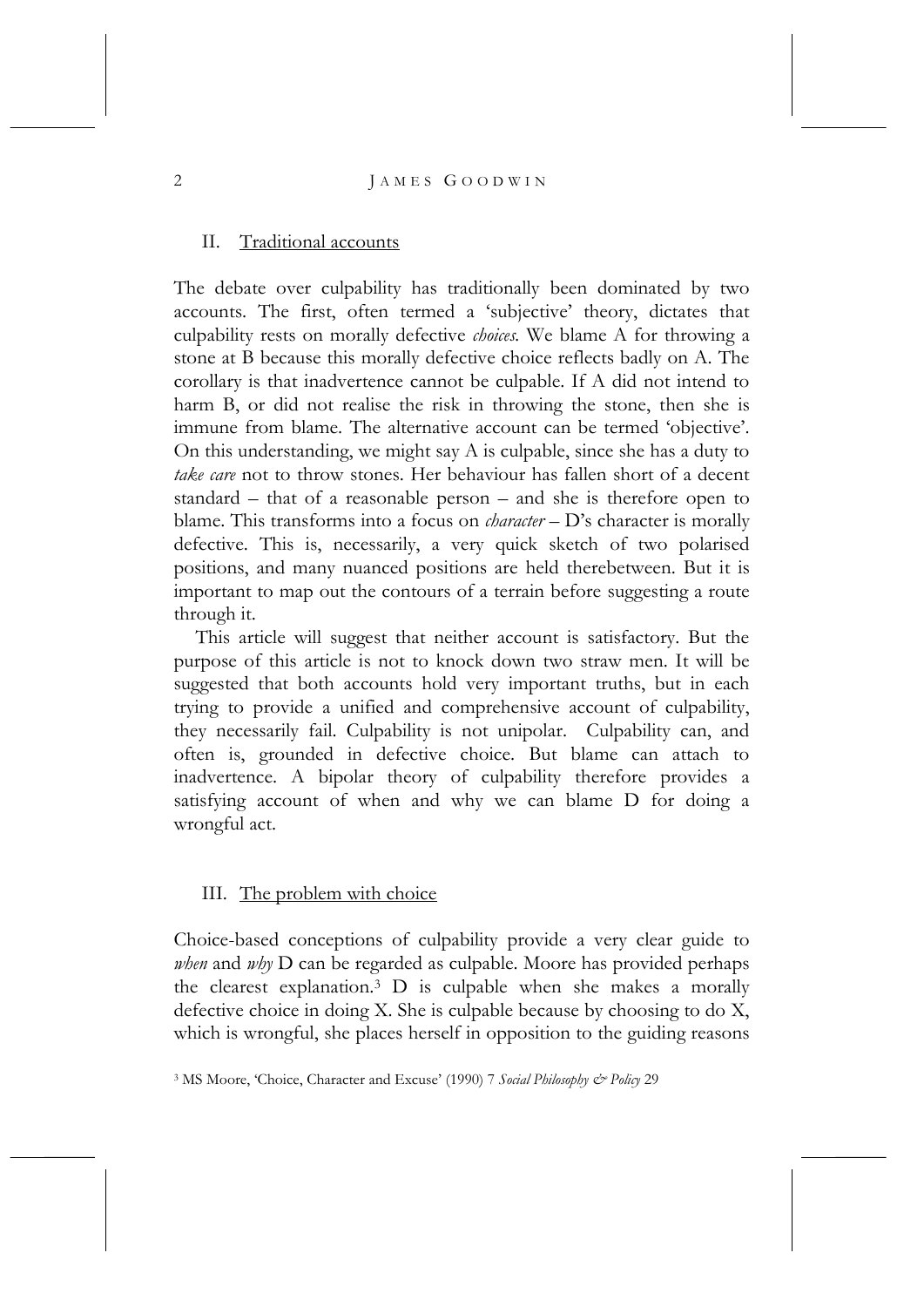## II. Traditional accounts

The debate over culpability has traditionally been dominated by two accounts. The first, often termed a 'subjective' theory, dictates that culpability rests on morally defective *choices*. We blame A for throwing a stone at B because this morally defective choice reflects badly on A. The corollary is that inadvertence cannot be culpable. If A did not intend to harm B, or did not realise the risk in throwing the stone, then she is immune from blame. The alternative account can be termed 'objective'. On this understanding, we might say A is culpable, since she has a duty to *take care* not to throw stones. Her behaviour has fallen short of a decent standard – that of a reasonable person – and she is therefore open to blame. This transforms into a focus on *character* – D's character is morally defective. This is, necessarily, a very quick sketch of two polarised positions, and many nuanced positions are held therebetween. But it is important to map out the contours of a terrain before suggesting a route through it.

This article will suggest that neither account is satisfactory. But the purpose of this article is not to knock down two straw men. It will be suggested that both accounts hold very important truths, but in each trying to provide a unified and comprehensive account of culpability, they necessarily fail. Culpability is not unipolar. Culpability can, and often is, grounded in defective choice. But blame can attach to inadvertence. A bipolar theory of culpability therefore provides a satisfying account of when and why we can blame D for doing a wrongful act.

## III. The problem with choice

Choice-based conceptions of culpability provide a very clear guide to *when* and *why* D can be regarded as culpable. Moore has provided perhaps the clearest explanation.[3] D is culpable when she makes a morally defective choice in doing X. She is culpable because by choosing to do X, which is wrongful, she places herself in opposition to the guiding reasons

[3] MS Moore, 'Choice, Character and Excuse' (1990) 7 *Social Philosophy & Policy* 29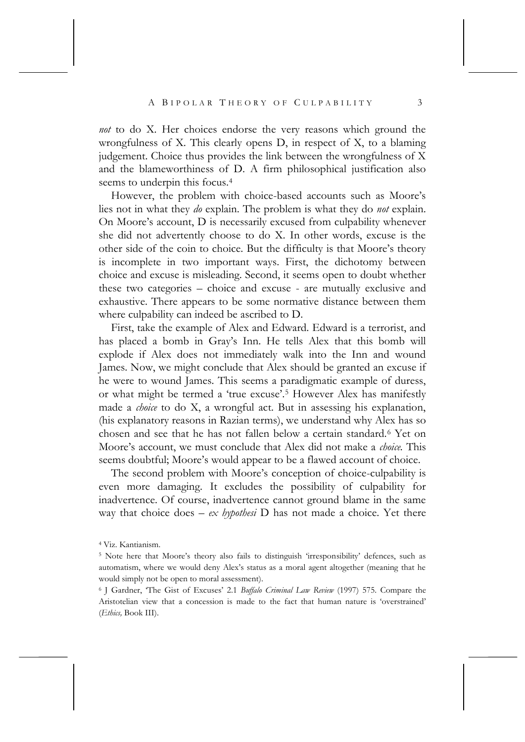*not* to do X. Her choices endorse the very reasons which ground the wrongfulness of X. This clearly opens D, in respect of X, to a blaming judgement. Choice thus provides the link between the wrongfulness of X and the blameworthiness of D. A firm philosophical justification also seems to underpin this focus.[4]

However, the problem with choice-based accounts such as Moore's lies not in what they *do* explain. The problem is what they do *not* explain. On Moore's account, D is necessarily excused from culpability whenever she did not advertently choose to do X. In other words, excuse is the other side of the coin to choice. But the difficulty is that Moore's theory is incomplete in two important ways. First, the dichotomy between choice and excuse is misleading. Second, it seems open to doubt whether these two categories – choice and excuse - are mutually exclusive and exhaustive. There appears to be some normative distance between them where culpability can indeed be ascribed to D.

First, take the example of Alex and Edward. Edward is a terrorist, and has placed a bomb in Gray's Inn. He tells Alex that this bomb will explode if Alex does not immediately walk into the Inn and wound James. Now, we might conclude that Alex should be granted an excuse if he were to wound James. This seems a paradigmatic example of duress, or what might be termed a 'true excuse'.[5] However Alex has manifestly made a *choice* to do X, a wrongful act. But in assessing his explanation, (his explanatory reasons in Razian terms), we understand why Alex has so chosen and see that he has not fallen below a certain standard.[6] Yet on Moore's account, we must conclude that Alex did not make a *choice.* This seems doubtful; Moore's would appear to be a flawed account of choice.

The second problem with Moore's conception of choice-culpability is even more damaging. It excludes the possibility of culpability for inadvertence. Of course, inadvertence cannot ground blame in the same way that choice does – *ex hypothesi* D has not made a choice. Yet there

[4] Viz. Kantianism.

[5] Note here that Moore's theory also fails to distinguish 'irresponsibility' defences, such as automatism, where we would deny Alex's status as a moral agent altogether (meaning that he would simply not be open to moral assessment).

[6] J Gardner, 'The Gist of Excuses' 2.1 *Buffalo Criminal Law Review* (1997) 575. Compare the Aristotelian view that a concession is made to the fact that human nature is 'overstrained' (*Ethics,* Book III).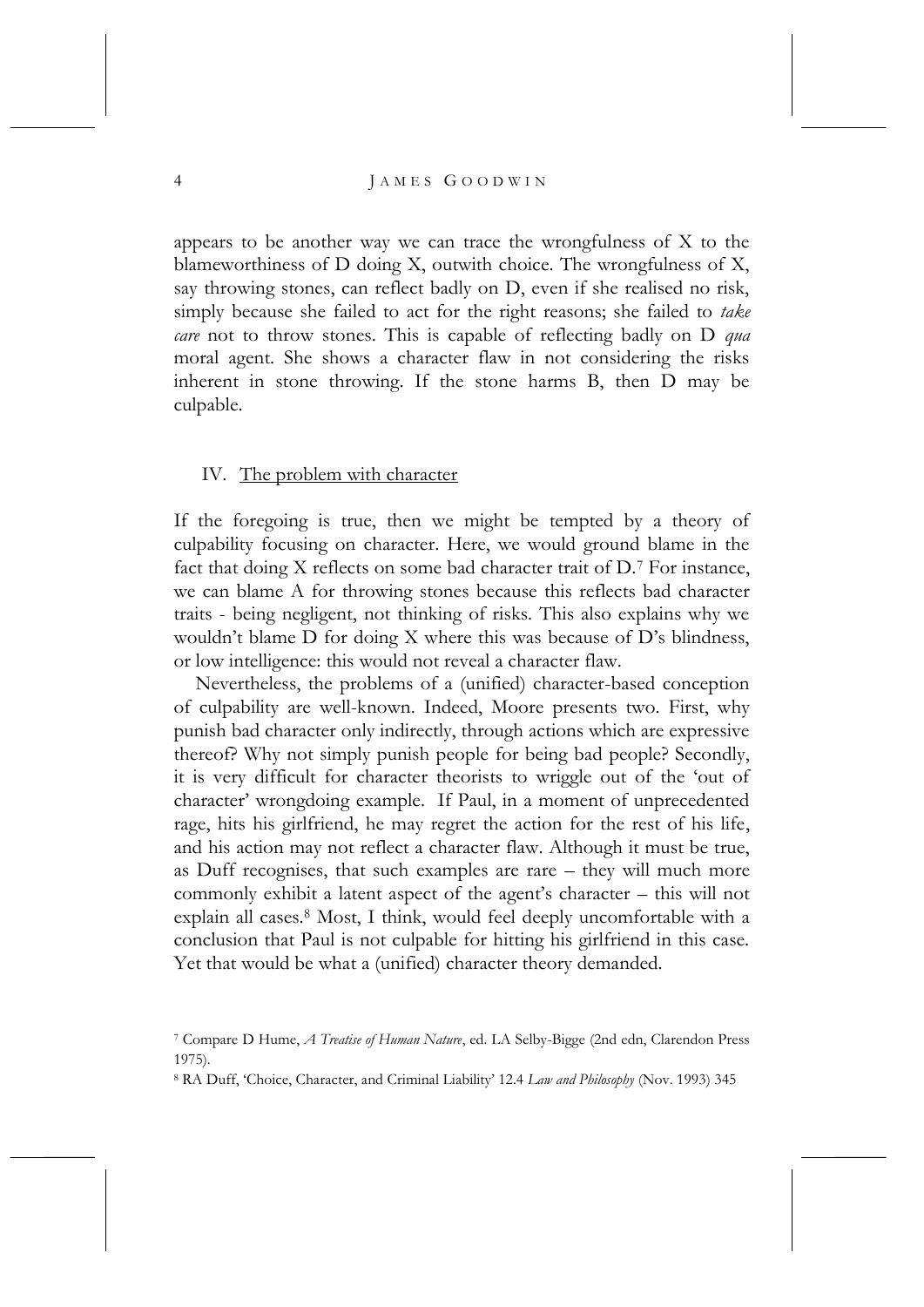appears to be another way we can trace the wrongfulness of X to the blameworthiness of D doing X, outwith choice. The wrongfulness of X, say throwing stones, can reflect badly on D, even if she realised no risk, simply because she failed to act for the right reasons; she failed to *take care* not to throw stones. This is capable of reflecting badly on D *qua* moral agent. She shows a character flaw in not considering the risks inherent in stone throwing. If the stone harms B, then D may be culpable.

## IV. The problem with character

If the foregoing is true, then we might be tempted by a theory of culpability focusing on character. Here, we would ground blame in the fact that doing X reflects on some bad character trait of D.[7] For instance, we can blame A for throwing stones because this reflects bad character traits - being negligent, not thinking of risks. This also explains why we wouldn't blame D for doing X where this was because of D's blindness, or low intelligence: this would not reveal a character flaw.

Nevertheless, the problems of a (unified) character-based conception of culpability are well-known. Indeed, Moore presents two. First, why punish bad character only indirectly, through actions which are expressive thereof? Why not simply punish people for being bad people? Secondly, it is very difficult for character theorists to wriggle out of the 'out of character' wrongdoing example. If Paul, in a moment of unprecedented rage, hits his girlfriend, he may regret the action for the rest of his life, and his action may not reflect a character flaw. Although it must be true, as Duff recognises, that such examples are rare – they will much more commonly exhibit a latent aspect of the agent's character – this will not explain all cases.[8] Most, I think, would feel deeply uncomfortable with a conclusion that Paul is not culpable for hitting his girlfriend in this case. Yet that would be what a (unified) character theory demanded.

[7] Compare D Hume, *A Treatise of Human Nature*, ed. LA Selby-Bigge (2nd edn, Clarendon Press 1975).

[8] RA Duff, 'Choice, Character, and Criminal Liability' 12.4 *Law and Philosophy* (Nov. 1993) 345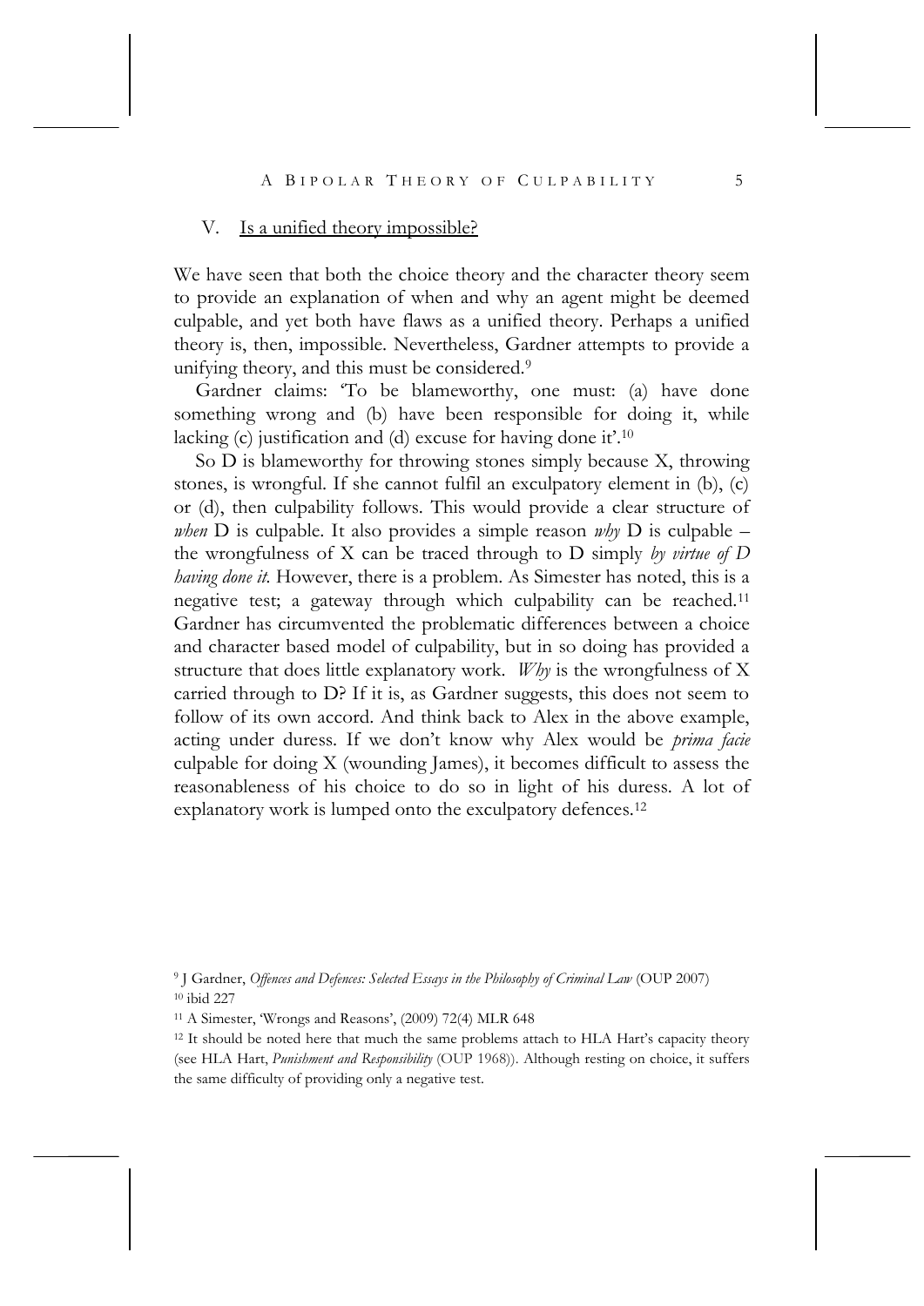## V. Is a unified theory impossible?

We have seen that both the choice theory and the character theory seem to provide an explanation of when and why an agent might be deemed culpable, and yet both have flaws as a unified theory. Perhaps a unified theory is, then, impossible. Nevertheless, Gardner attempts to provide a unifying theory, and this must be considered.[9]

Gardner claims: 'To be blameworthy, one must: (a) have done something wrong and (b) have been responsible for doing it, while lacking (c) justification and (d) excuse for having done it'.[10]

So D is blameworthy for throwing stones simply because X, throwing stones, is wrongful. If she cannot fulfil an exculpatory element in (b), (c) or (d), then culpability follows. This would provide a clear structure of *when* D is culpable. It also provides a simple reason *why* D is culpable – the wrongfulness of X can be traced through to D simply *by virtue of D having done it.* However, there is a problem. As Simester has noted, this is a negative test; a gateway through which culpability can be reached.[11] Gardner has circumvented the problematic differences between a choice and character based model of culpability, but in so doing has provided a structure that does little explanatory work. *Why* is the wrongfulness of X carried through to D? If it is, as Gardner suggests, this does not seem to follow of its own accord. And think back to Alex in the above example, acting under duress. If we don't know why Alex would be *prima facie* culpable for doing X (wounding James), it becomes difficult to assess the reasonableness of his choice to do so in light of his duress. A lot of explanatory work is lumped onto the exculpatory defences.[12]

---

[9] J Gardner, *Offences and Defences: Selected Essays in the Philosophy of Criminal Law* (OUP 2007)

[10] ibid 227

[11] A Simester, 'Wrongs and Reasons', (2009) 72(4) MLR 648

[12] It should be noted here that much the same problems attach to HLA Hart's capacity theory (see HLA Hart, *Punishment and Responsibility* (OUP 1968)). Although resting on choice, it suffers the same difficulty of providing only a negative test.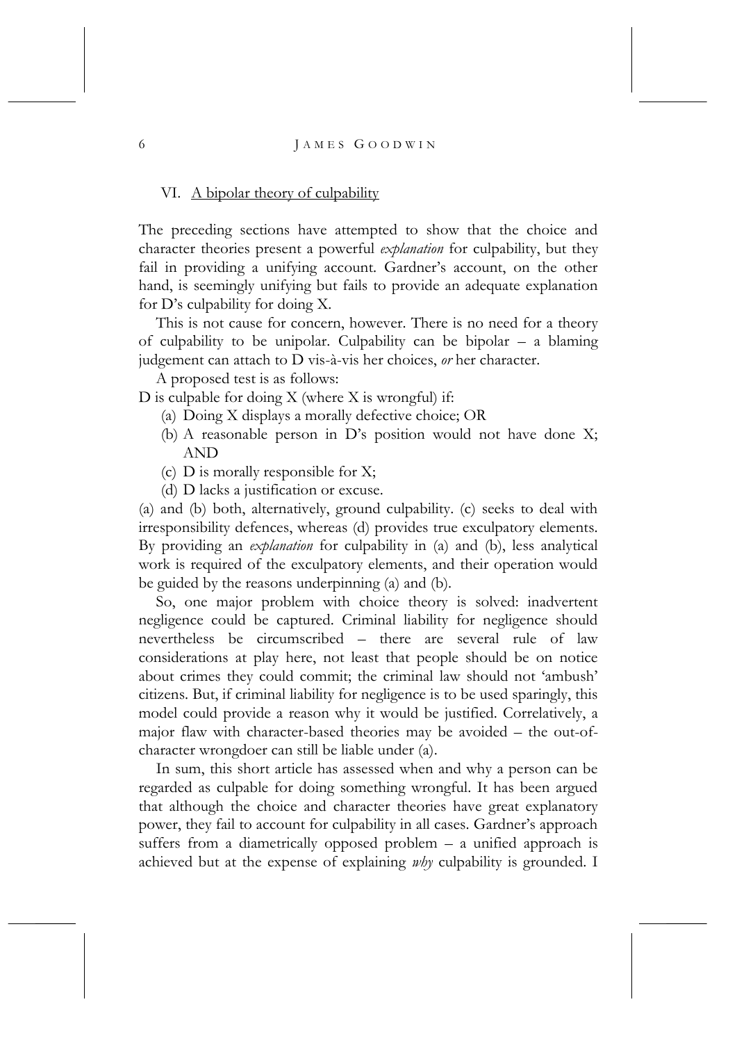## VI. A bipolar theory of culpability

The preceding sections have attempted to show that the choice and character theories present a powerful *explanation* for culpability, but they fail in providing a unifying account. Gardner's account, on the other hand, is seemingly unifying but fails to provide an adequate explanation for D's culpability for doing X.

This is not cause for concern, however. There is no need for a theory of culpability to be unipolar. Culpability can be bipolar – a blaming judgement can attach to D vis-à-vis her choices, *or* her character.

A proposed test is as follows:

D is culpable for doing X (where X is wrongful) if:

(a) Doing X displays a morally defective choice; OR
(b) A reasonable person in D's position would not have done X; AND
(c) D is morally responsible for X;
(d) D lacks a justification or excuse.

(a) and (b) both, alternatively, ground culpability. (c) seeks to deal with irresponsibility defences, whereas (d) provides true exculpatory elements. By providing an *explanation* for culpability in (a) and (b), less analytical work is required of the exculpatory elements, and their operation would be guided by the reasons underpinning (a) and (b).

So, one major problem with choice theory is solved: inadvertent negligence could be captured. Criminal liability for negligence should nevertheless be circumscribed – there are several rule of law considerations at play here, not least that people should be on notice about crimes they could commit; the criminal law should not 'ambush' citizens. But, if criminal liability for negligence is to be used sparingly, this model could provide a reason why it would be justified. Correlatively, a major flaw with character-based theories may be avoided – the out-of-character wrongdoer can still be liable under (a).

In sum, this short article has assessed when and why a person can be regarded as culpable for doing something wrongful. It has been argued that although the choice and character theories have great explanatory power, they fail to account for culpability in all cases. Gardner's approach suffers from a diametrically opposed problem – a unified approach is achieved but at the expense of explaining *why* culpability is grounded. I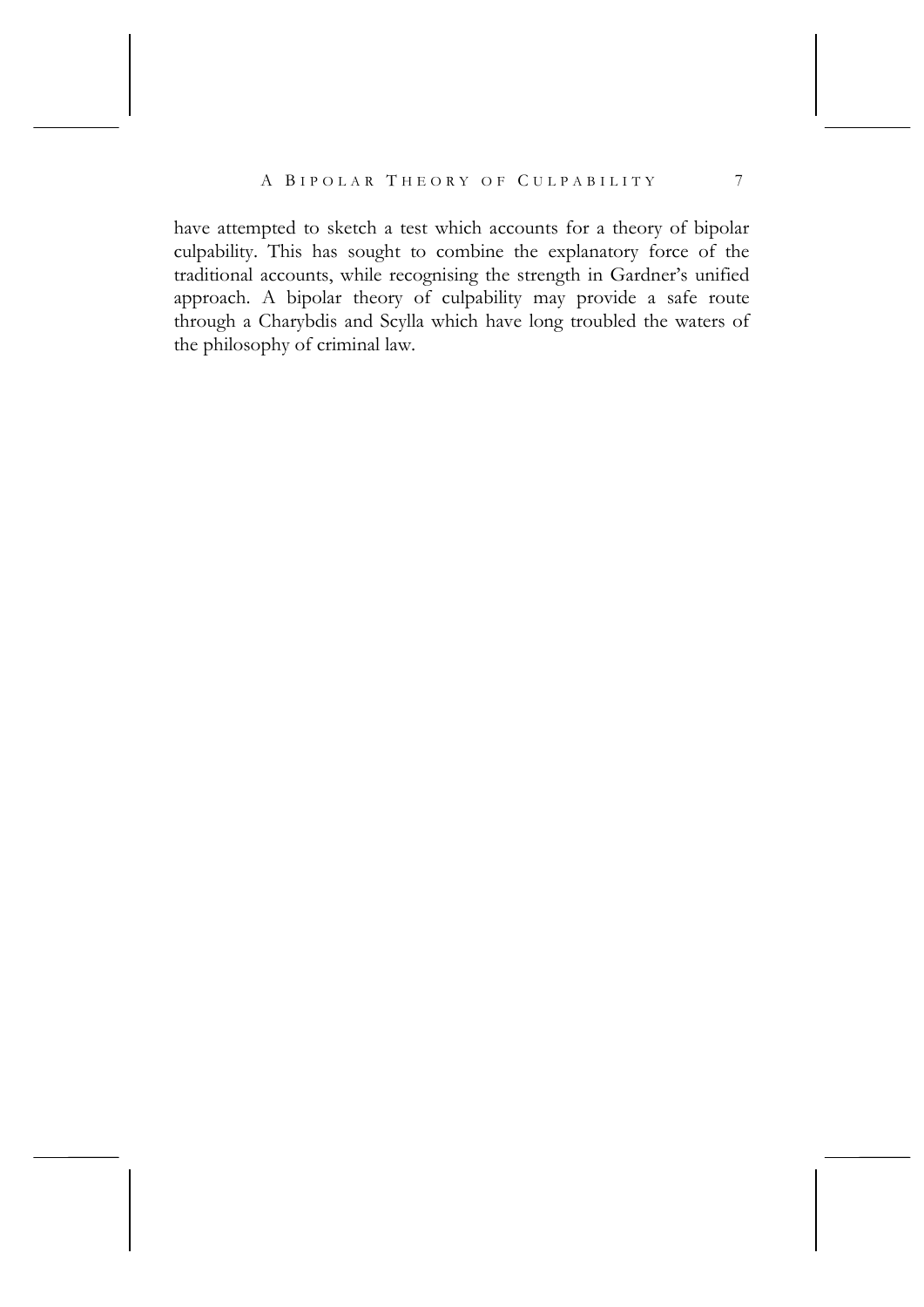have attempted to sketch a test which accounts for a theory of bipolar culpability. This has sought to combine the explanatory force of the traditional accounts, while recognising the strength in Gardner's unified approach. A bipolar theory of culpability may provide a safe route through a Charybdis and Scylla which have long troubled the waters of the philosophy of criminal law.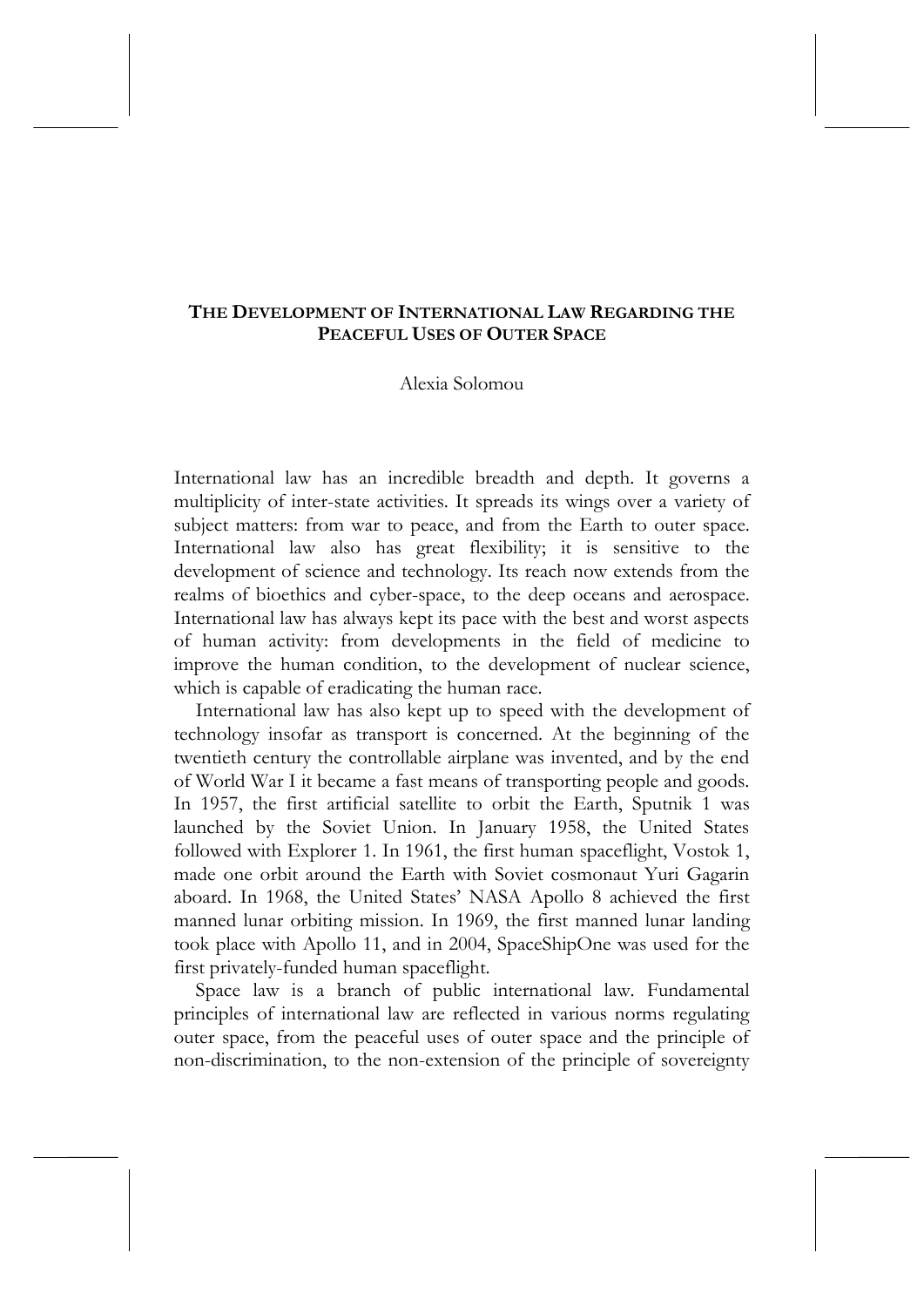# The Development of International Law Regarding the Peaceful Uses of Outer Space

Alexia Solomou

International law has an incredible breadth and depth. It governs a multiplicity of inter-state activities. It spreads its wings over a variety of subject matters: from war to peace, and from the Earth to outer space. International law also has great flexibility; it is sensitive to the development of science and technology. Its reach now extends from the realms of bioethics and cyber-space, to the deep oceans and aerospace. International law has always kept its pace with the best and worst aspects of human activity: from developments in the field of medicine to improve the human condition, to the development of nuclear science, which is capable of eradicating the human race.

International law has also kept up to speed with the development of technology insofar as transport is concerned. At the beginning of the twentieth century the controllable airplane was invented, and by the end of World War I it became a fast means of transporting people and goods. In 1957, the first artificial satellite to orbit the Earth, Sputnik 1 was launched by the Soviet Union. In January 1958, the United States followed with Explorer 1. In 1961, the first human spaceflight, Vostok 1, made one orbit around the Earth with Soviet cosmonaut Yuri Gagarin aboard. In 1968, the United States' NASA Apollo 8 achieved the first manned lunar orbiting mission. In 1969, the first manned lunar landing took place with Apollo 11, and in 2004, SpaceShipOne was used for the first privately-funded human spaceflight.

Space law is a branch of public international law. Fundamental principles of international law are reflected in various norms regulating outer space, from the peaceful uses of outer space and the principle of non-discrimination, to the non-extension of the principle of sovereignty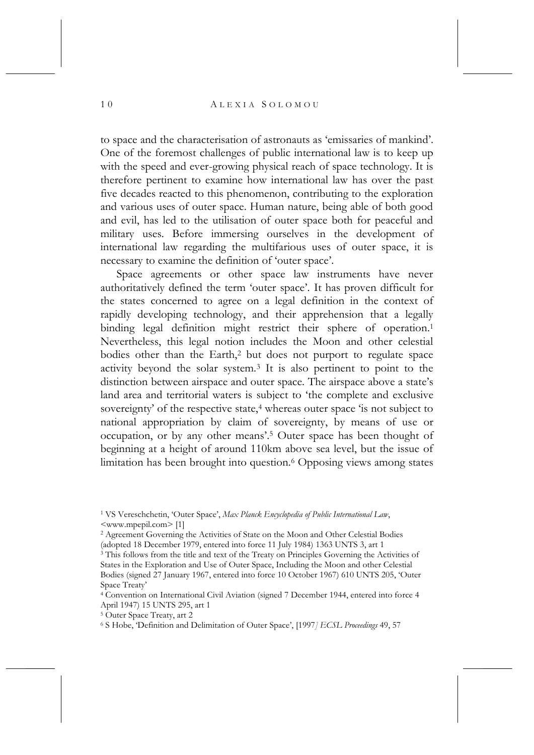to space and the characterisation of astronauts as 'emissaries of mankind'. One of the foremost challenges of public international law is to keep up with the speed and ever-growing physical reach of space technology. It is therefore pertinent to examine how international law has over the past five decades reacted to this phenomenon, contributing to the exploration and various uses of outer space. Human nature, being able of both good and evil, has led to the utilisation of outer space both for peaceful and military uses. Before immersing ourselves in the development of international law regarding the multifarious uses of outer space, it is necessary to examine the definition of 'outer space'.

Space agreements or other space law instruments have never authoritatively defined the term 'outer space'. It has proven difficult for the states concerned to agree on a legal definition in the context of rapidly developing technology, and their apprehension that a legally binding legal definition might restrict their sphere of operation.[1] Nevertheless, this legal notion includes the Moon and other celestial bodies other than the Earth,[2] but does not purport to regulate space activity beyond the solar system.[3] It is also pertinent to point to the distinction between airspace and outer space. The airspace above a state's land area and territorial waters is subject to 'the complete and exclusive sovereignty' of the respective state,[4] whereas outer space 'is not subject to national appropriation by claim of sovereignty, by means of use or occupation, or by any other means'.[5] Outer space has been thought of beginning at a height of around 110km above sea level, but the issue of limitation has been brought into question.[6] Opposing views among states

---

[1] VS Vereschchetin, 'Outer Space', *Max Planck Encyclopedia of Public International Law*, <www.mpepil.com> [1]

[2] Agreement Governing the Activities of State on the Moon and Other Celestial Bodies (adopted 18 December 1979, entered into force 11 July 1984) 1363 UNTS 3, art 1

[3] This follows from the title and text of the Treaty on Principles Governing the Activities of States in the Exploration and Use of Outer Space, Including the Moon and other Celestial Bodies (signed 27 January 1967, entered into force 10 October 1967) 610 UNTS 205, 'Outer Space Treaty'

[4] Convention on International Civil Aviation (signed 7 December 1944, entered into force 4 April 1947) 15 UNTS 295, art 1

[5] Outer Space Treaty, art 2

[6] S Hobe, 'Definition and Delimitation of Outer Space', [1997] *ECSL Proceedings* 49, 57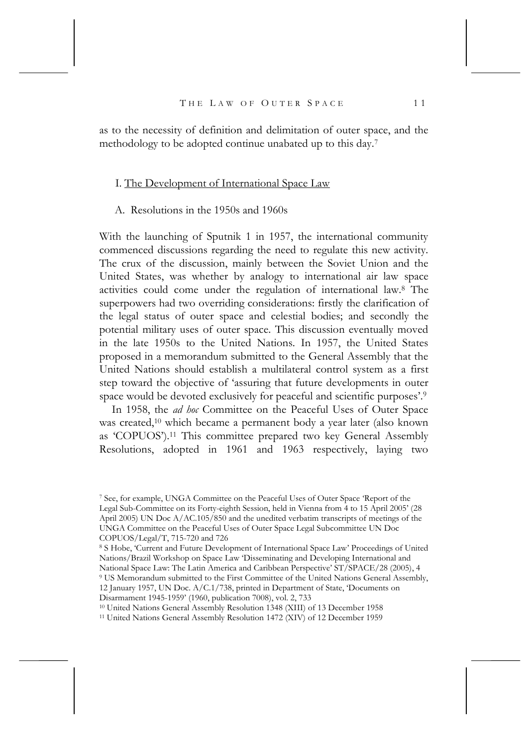as to the necessity of definition and delimitation of outer space, and the methodology to be adopted continue unabated up to this day.[7]

## I. The Development of International Space Law

### A. Resolutions in the 1950s and 1960s

With the launching of Sputnik 1 in 1957, the international community commenced discussions regarding the need to regulate this new activity. The crux of the discussion, mainly between the Soviet Union and the United States, was whether by analogy to international air law space activities could come under the regulation of international law.[8] The superpowers had two overriding considerations: firstly the clarification of the legal status of outer space and celestial bodies; and secondly the potential military uses of outer space. This discussion eventually moved in the late 1950s to the United Nations. In 1957, the United States proposed in a memorandum submitted to the General Assembly that the United Nations should establish a multilateral control system as a first step toward the objective of 'assuring that future developments in outer space would be devoted exclusively for peaceful and scientific purposes'.[9]

In 1958, the *ad hoc* Committee on the Peaceful Uses of Outer Space was created,[10] which became a permanent body a year later (also known as 'COPUOS').[11] This committee prepared two key General Assembly Resolutions, adopted in 1961 and 1963 respectively, laying two

[7] See, for example, UNGA Committee on the Peaceful Uses of Outer Space 'Report of the Legal Sub-Committee on its Forty-eighth Session, held in Vienna from 4 to 15 April 2005' (28 April 2005) UN Doc A/AC.105/850 and the unedited verbatim transcripts of meetings of the UNGA Committee on the Peaceful Uses of Outer Space Legal Subcommittee UN Doc COPUOS/Legal/T, 715-720 and 726

[8] S Hobe, 'Current and Future Development of International Space Law' Proceedings of United Nations/Brazil Workshop on Space Law 'Disseminating and Developing International and National Space Law: The Latin America and Caribbean Perspective' ST/SPACE/28 (2005), 4

[9] US Memorandum submitted to the First Committee of the United Nations General Assembly, 12 January 1957, UN Doc. A/C.1/738, printed in Department of State, 'Documents on Disarmament 1945-1959' (1960, publication 7008), vol. 2, 733

[10] United Nations General Assembly Resolution 1348 (XIII) of 13 December 1958

[11] United Nations General Assembly Resolution 1472 (XIV) of 12 December 1959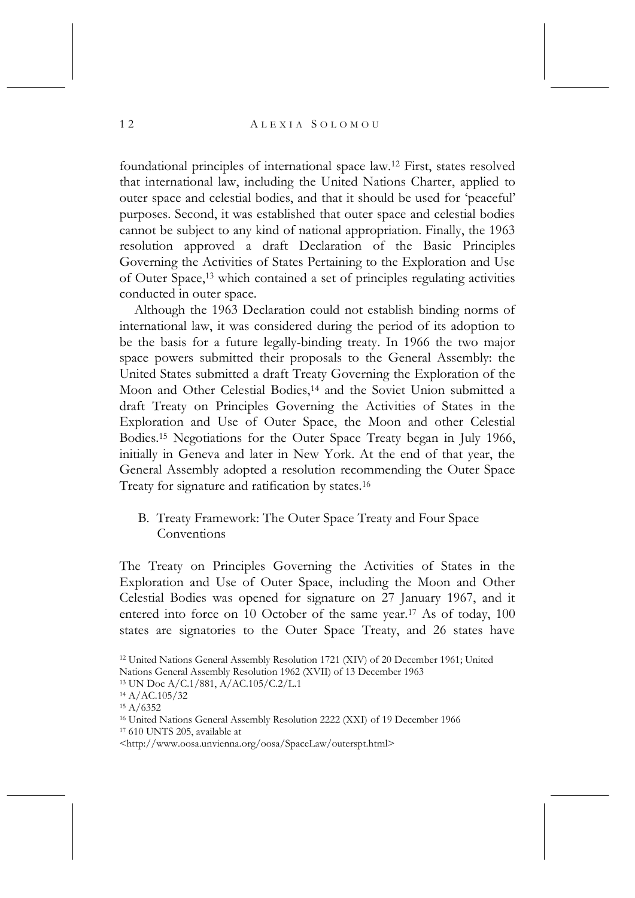foundational principles of international space law.[12] First, states resolved that international law, including the United Nations Charter, applied to outer space and celestial bodies, and that it should be used for 'peaceful' purposes. Second, it was established that outer space and celestial bodies cannot be subject to any kind of national appropriation. Finally, the 1963 resolution approved a draft Declaration of the Basic Principles Governing the Activities of States Pertaining to the Exploration and Use of Outer Space,[13] which contained a set of principles regulating activities conducted in outer space.

Although the 1963 Declaration could not establish binding norms of international law, it was considered during the period of its adoption to be the basis for a future legally-binding treaty. In 1966 the two major space powers submitted their proposals to the General Assembly: the United States submitted a draft Treaty Governing the Exploration of the Moon and Other Celestial Bodies,[14] and the Soviet Union submitted a draft Treaty on Principles Governing the Activities of States in the Exploration and Use of Outer Space, the Moon and other Celestial Bodies.[15] Negotiations for the Outer Space Treaty began in July 1966, initially in Geneva and later in New York. At the end of that year, the General Assembly adopted a resolution recommending the Outer Space Treaty for signature and ratification by states.[16]

### B. Treaty Framework: The Outer Space Treaty and Four Space Conventions

The Treaty on Principles Governing the Activities of States in the Exploration and Use of Outer Space, including the Moon and Other Celestial Bodies was opened for signature on 27 January 1967, and it entered into force on 10 October of the same year.[17] As of today, 100 states are signatories to the Outer Space Treaty, and 26 states have

[12] United Nations General Assembly Resolution 1721 (XIV) of 20 December 1961; United Nations General Assembly Resolution 1962 (XVII) of 13 December 1963

[13] UN Doc A/C.1/881, A/AC.105/C.2/L.1

[14] A/AC.105/32

[15] A/6352

[16] United Nations General Assembly Resolution 2222 (XXI) of 19 December 1966

[17] 610 UNTS 205, available at <http://www.oosa.unvienna.org/oosa/SpaceLaw/outerspt.html>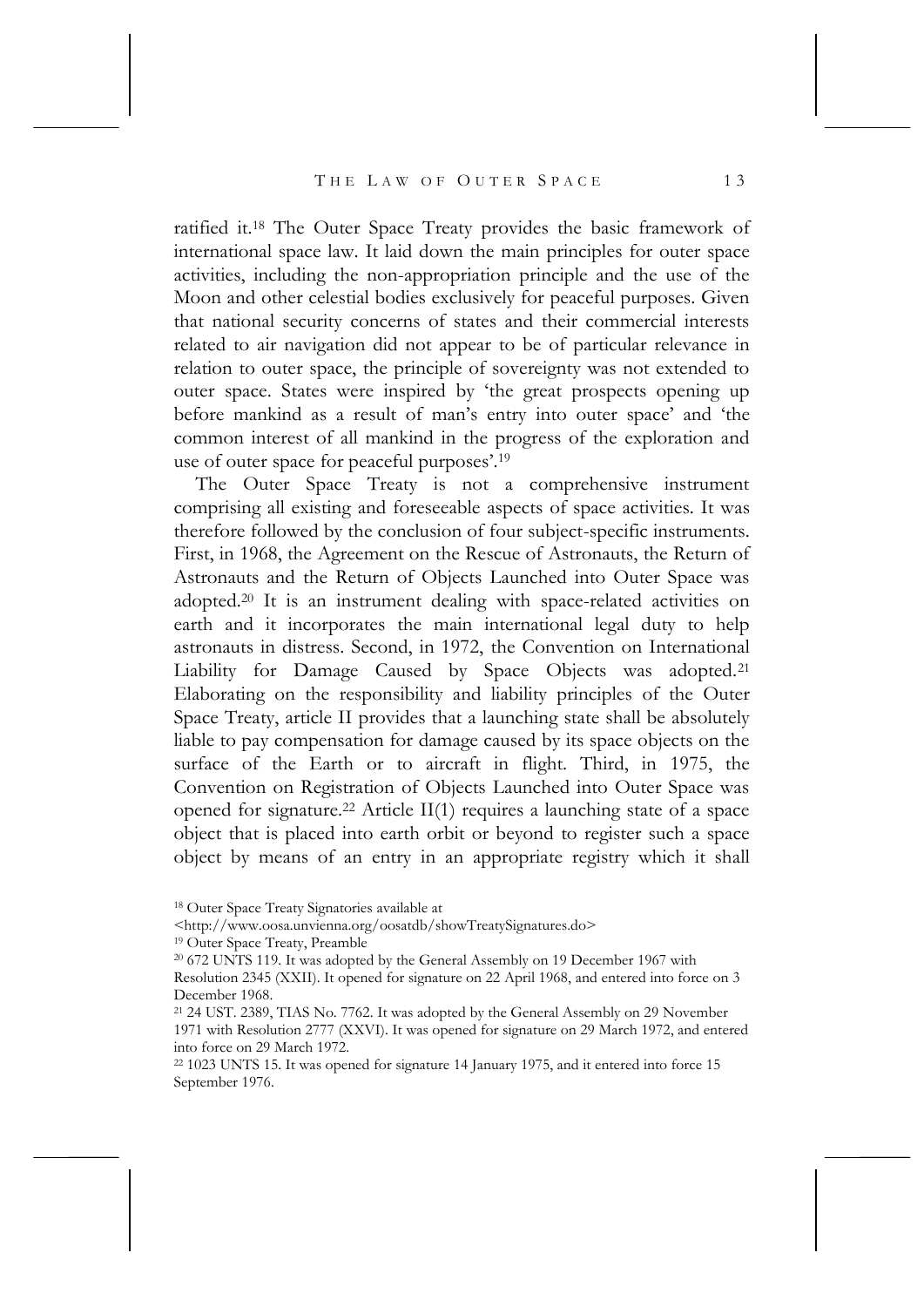ratified it.[18] The Outer Space Treaty provides the basic framework of international space law. It laid down the main principles for outer space activities, including the non-appropriation principle and the use of the Moon and other celestial bodies exclusively for peaceful purposes. Given that national security concerns of states and their commercial interests related to air navigation did not appear to be of particular relevance in relation to outer space, the principle of sovereignty was not extended to outer space. States were inspired by 'the great prospects opening up before mankind as a result of man's entry into outer space' and 'the common interest of all mankind in the progress of the exploration and use of outer space for peaceful purposes'.[19]

The Outer Space Treaty is not a comprehensive instrument comprising all existing and foreseeable aspects of space activities. It was therefore followed by the conclusion of four subject-specific instruments. First, in 1968, the Agreement on the Rescue of Astronauts, the Return of Astronauts and the Return of Objects Launched into Outer Space was adopted.[20] It is an instrument dealing with space-related activities on earth and it incorporates the main international legal duty to help astronauts in distress. Second, in 1972, the Convention on International Liability for Damage Caused by Space Objects was adopted.[21] Elaborating on the responsibility and liability principles of the Outer Space Treaty, article II provides that a launching state shall be absolutely liable to pay compensation for damage caused by its space objects on the surface of the Earth or to aircraft in flight. Third, in 1975, the Convention on Registration of Objects Launched into Outer Space was opened for signature.[22] Article II(1) requires a launching state of a space object that is placed into earth orbit or beyond to register such a space object by means of an entry in an appropriate registry which it shall

[18] Outer Space Treaty Signatories available at <http://www.oosa.unvienna.org/oosatdb/showTreatySignatures.do>

[19] Outer Space Treaty, Preamble

[20] 672 UNTS 119. It was adopted by the General Assembly on 19 December 1967 with Resolution 2345 (XXII). It opened for signature on 22 April 1968, and entered into force on 3 December 1968.

[21] 24 UST. 2389, TIAS No. 7762. It was adopted by the General Assembly on 29 November 1971 with Resolution 2777 (XXVI). It was opened for signature on 29 March 1972, and entered into force on 29 March 1972.

[22] 1023 UNTS 15. It was opened for signature 14 January 1975, and it entered into force 15 September 1976.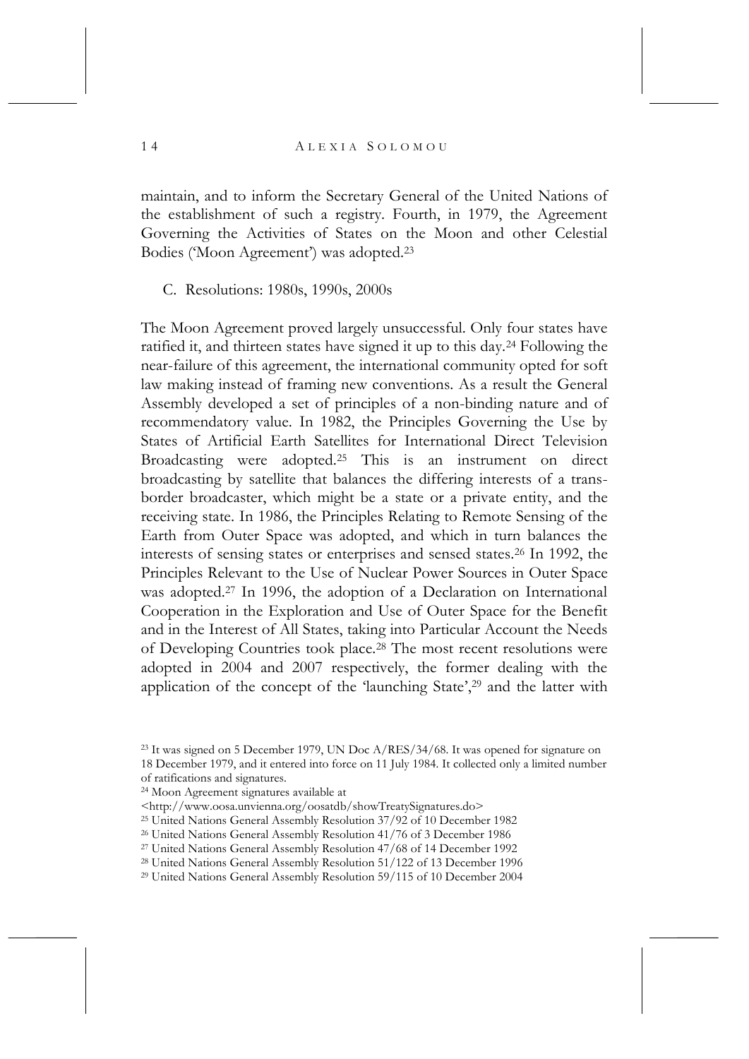maintain, and to inform the Secretary General of the United Nations of the establishment of such a registry. Fourth, in 1979, the Agreement Governing the Activities of States on the Moon and other Celestial Bodies ('Moon Agreement') was adopted.[23]

### C. Resolutions: 1980s, 1990s, 2000s

The Moon Agreement proved largely unsuccessful. Only four states have ratified it, and thirteen states have signed it up to this day.[24] Following the near-failure of this agreement, the international community opted for soft law making instead of framing new conventions. As a result the General Assembly developed a set of principles of a non-binding nature and of recommendatory value. In 1982, the Principles Governing the Use by States of Artificial Earth Satellites for International Direct Television Broadcasting were adopted.[25] This is an instrument on direct broadcasting by satellite that balances the differing interests of a trans-border broadcaster, which might be a state or a private entity, and the receiving state. In 1986, the Principles Relating to Remote Sensing of the Earth from Outer Space was adopted, and which in turn balances the interests of sensing states or enterprises and sensed states.[26] In 1992, the Principles Relevant to the Use of Nuclear Power Sources in Outer Space was adopted.[27] In 1996, the adoption of a Declaration on International Cooperation in the Exploration and Use of Outer Space for the Benefit and in the Interest of All States, taking into Particular Account the Needs of Developing Countries took place.[28] The most recent resolutions were adopted in 2004 and 2007 respectively, the former dealing with the application of the concept of the 'launching State',[29] and the latter with

[23] It was signed on 5 December 1979, UN Doc A/RES/34/68. It was opened for signature on 18 December 1979, and it entered into force on 11 July 1984. It collected only a limited number of ratifications and signatures.

[24] Moon Agreement signatures available at <http://www.oosa.unvienna.org/oosatdb/showTreatySignatures.do>

[25] United Nations General Assembly Resolution 37/92 of 10 December 1982

[26] United Nations General Assembly Resolution 41/76 of 3 December 1986

[27] United Nations General Assembly Resolution 47/68 of 14 December 1992

[28] United Nations General Assembly Resolution 51/122 of 13 December 1996

[29] United Nations General Assembly Resolution 59/115 of 10 December 2004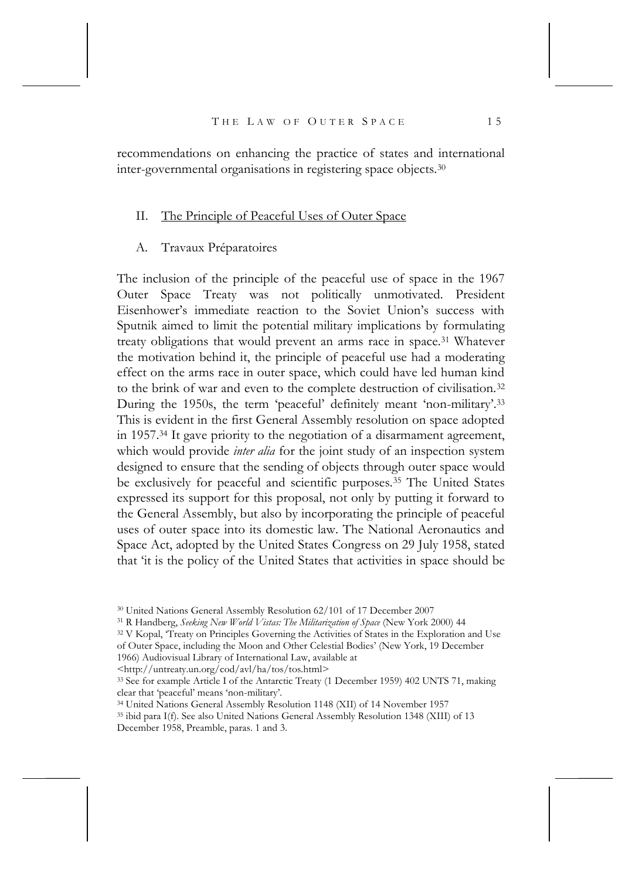recommendations on enhancing the practice of states and international inter-governmental organisations in registering space objects.[30]

## II. The Principle of Peaceful Uses of Outer Space

### A. Travaux Préparatoires

The inclusion of the principle of the peaceful use of space in the 1967 Outer Space Treaty was not politically unmotivated. President Eisenhower's immediate reaction to the Soviet Union's success with Sputnik aimed to limit the potential military implications by formulating treaty obligations that would prevent an arms race in space.[31] Whatever the motivation behind it, the principle of peaceful use had a moderating effect on the arms race in outer space, which could have led human kind to the brink of war and even to the complete destruction of civilisation.[32] During the 1950s, the term 'peaceful' definitely meant 'non-military'.[33] This is evident in the first General Assembly resolution on space adopted in 1957.[34] It gave priority to the negotiation of a disarmament agreement, which would provide *inter alia* for the joint study of an inspection system designed to ensure that the sending of objects through outer space would be exclusively for peaceful and scientific purposes.[35] The United States expressed its support for this proposal, not only by putting it forward to the General Assembly, but also by incorporating the principle of peaceful uses of outer space into its domestic law. The National Aeronautics and Space Act, adopted by the United States Congress on 29 July 1958, stated that 'it is the policy of the United States that activities in space should be

---

[30] United Nations General Assembly Resolution 62/101 of 17 December 2007

[31] R Handberg, *Seeking New World Vistas: The Militarization of Space* (New York 2000) 44

[32] V Kopal, 'Treaty on Principles Governing the Activities of States in the Exploration and Use of Outer Space, including the Moon and Other Celestial Bodies' (New York, 19 December 1966) Audiovisual Library of International Law, available at <http://untreaty.un.org/cod/avl/ha/tos/tos.html>

[33] See for example Article I of the Antarctic Treaty (1 December 1959) 402 UNTS 71, making clear that 'peaceful' means 'non-military'.

[34] United Nations General Assembly Resolution 1148 (XII) of 14 November 1957

[35] ibid para I(f). See also United Nations General Assembly Resolution 1348 (XIII) of 13 December 1958, Preamble, paras. 1 and 3.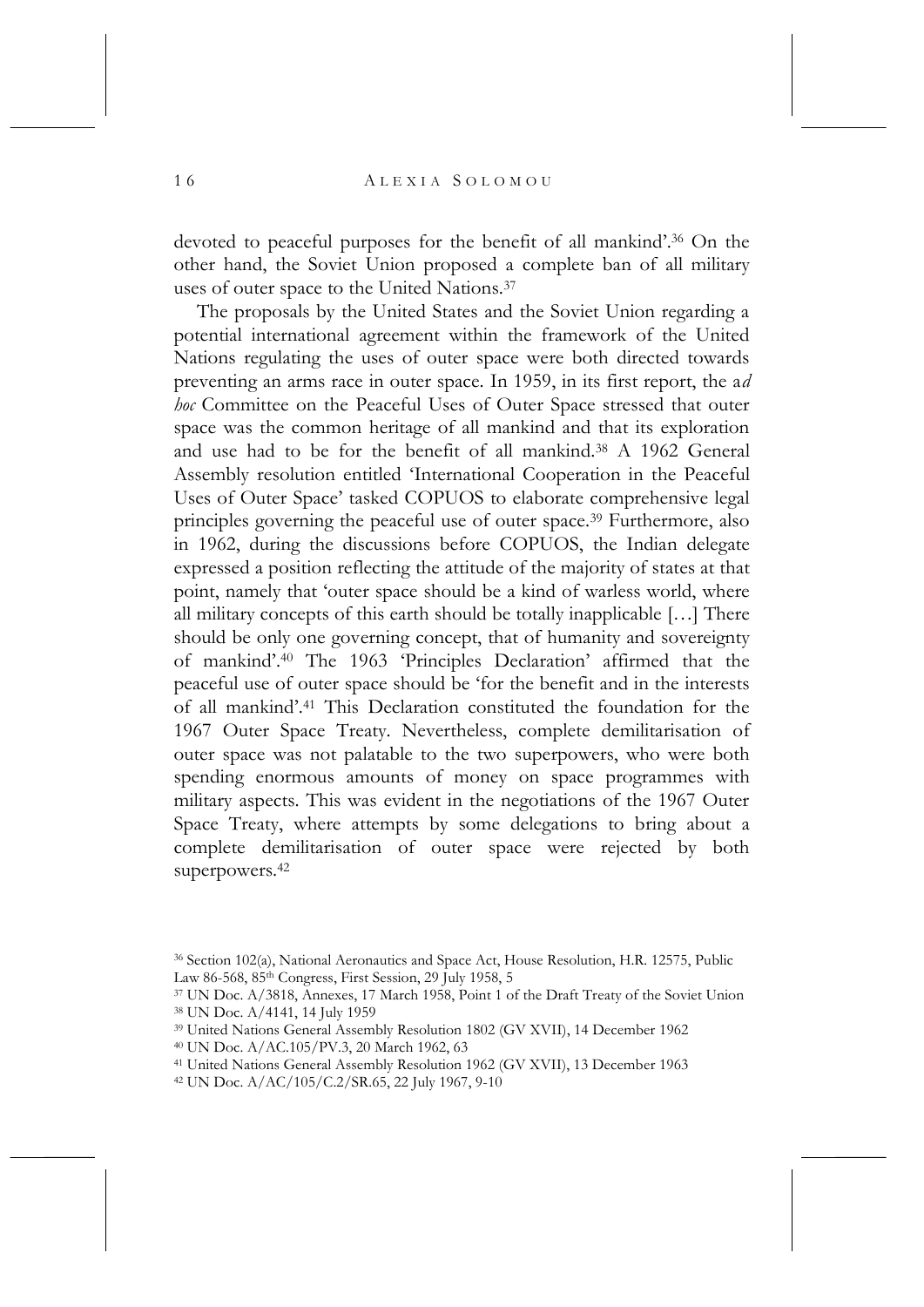devoted to peaceful purposes for the benefit of all mankind'.[36] On the other hand, the Soviet Union proposed a complete ban of all military uses of outer space to the United Nations.[37]

The proposals by the United States and the Soviet Union regarding a potential international agreement within the framework of the United Nations regulating the uses of outer space were both directed towards preventing an arms race in outer space. In 1959, in its first report, the a*d hoc* Committee on the Peaceful Uses of Outer Space stressed that outer space was the common heritage of all mankind and that its exploration and use had to be for the benefit of all mankind.[38] A 1962 General Assembly resolution entitled 'International Cooperation in the Peaceful Uses of Outer Space' tasked COPUOS to elaborate comprehensive legal principles governing the peaceful use of outer space.[39] Furthermore, also in 1962, during the discussions before COPUOS, the Indian delegate expressed a position reflecting the attitude of the majority of states at that point, namely that 'outer space should be a kind of warless world, where all military concepts of this earth should be totally inapplicable […] There should be only one governing concept, that of humanity and sovereignty of mankind'.[40] The 1963 'Principles Declaration' affirmed that the peaceful use of outer space should be 'for the benefit and in the interests of all mankind'.[41] This Declaration constituted the foundation for the 1967 Outer Space Treaty. Nevertheless, complete demilitarisation of outer space was not palatable to the two superpowers, who were both spending enormous amounts of money on space programmes with military aspects. This was evident in the negotiations of the 1967 Outer Space Treaty, where attempts by some delegations to bring about a complete demilitarisation of outer space were rejected by both superpowers.[42]

---

[36] Section 102(a), National Aeronautics and Space Act, House Resolution, H.R. 12575, Public Law 86-568, 85th Congress, First Session, 29 July 1958, 5

[37] UN Doc. A/3818, Annexes, 17 March 1958, Point 1 of the Draft Treaty of the Soviet Union

[38] UN Doc. A/4141, 14 July 1959

[39] United Nations General Assembly Resolution 1802 (GV XVII), 14 December 1962

[40] UN Doc. A/AC.105/PV.3, 20 March 1962, 63

[41] United Nations General Assembly Resolution 1962 (GV XVII), 13 December 1963

[42] UN Doc. A/AC/105/C.2/SR.65, 22 July 1967, 9-10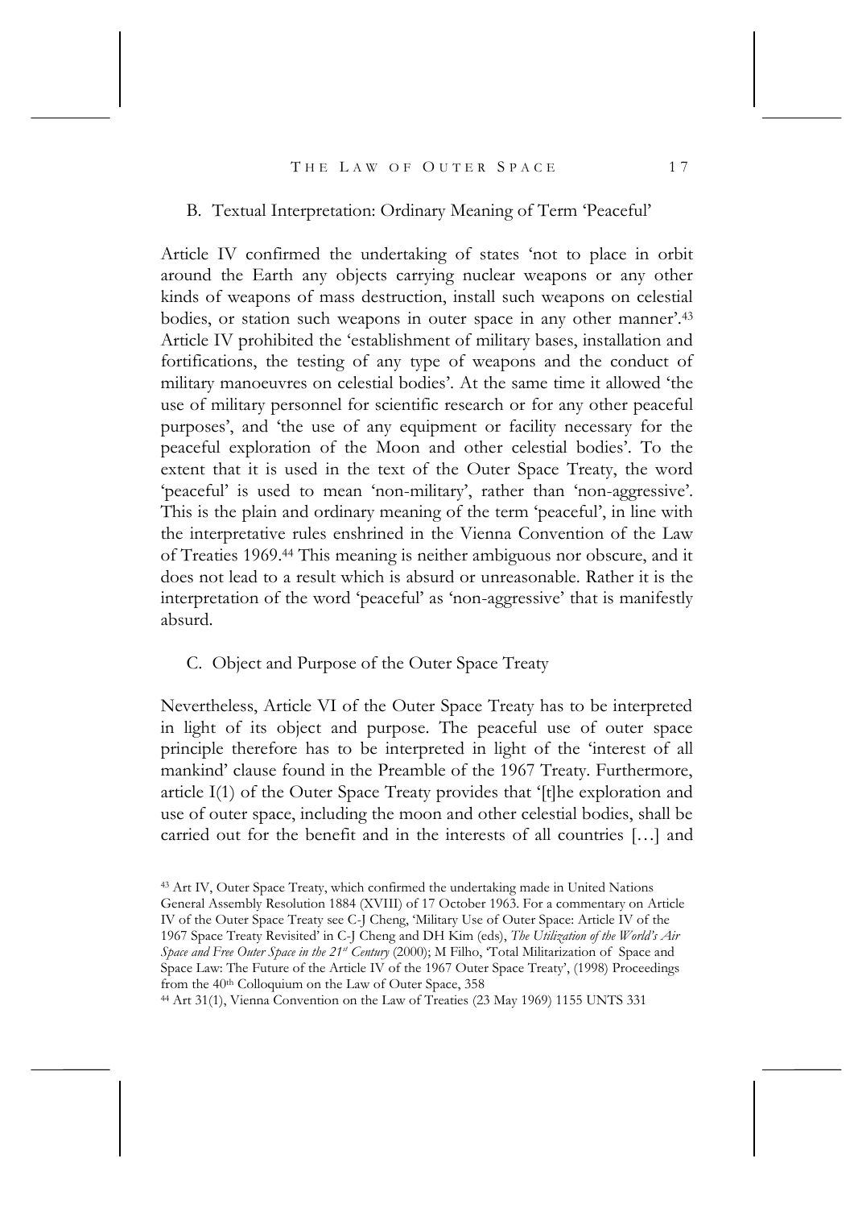### B. Textual Interpretation: Ordinary Meaning of Term 'Peaceful'

Article IV confirmed the undertaking of states 'not to place in orbit around the Earth any objects carrying nuclear weapons or any other kinds of weapons of mass destruction, install such weapons on celestial bodies, or station such weapons in outer space in any other manner'.[43] Article IV prohibited the 'establishment of military bases, installation and fortifications, the testing of any type of weapons and the conduct of military manoeuvres on celestial bodies'. At the same time it allowed 'the use of military personnel for scientific research or for any other peaceful purposes', and 'the use of any equipment or facility necessary for the peaceful exploration of the Moon and other celestial bodies'. To the extent that it is used in the text of the Outer Space Treaty, the word 'peaceful' is used to mean 'non-military', rather than 'non-aggressive'. This is the plain and ordinary meaning of the term 'peaceful', in line with the interpretative rules enshrined in the Vienna Convention of the Law of Treaties 1969.[44] This meaning is neither ambiguous nor obscure, and it does not lead to a result which is absurd or unreasonable. Rather it is the interpretation of the word 'peaceful' as 'non-aggressive' that is manifestly absurd.

### C. Object and Purpose of the Outer Space Treaty

Nevertheless, Article VI of the Outer Space Treaty has to be interpreted in light of its object and purpose. The peaceful use of outer space principle therefore has to be interpreted in light of the 'interest of all mankind' clause found in the Preamble of the 1967 Treaty. Furthermore, article I(1) of the Outer Space Treaty provides that '[t]he exploration and use of outer space, including the moon and other celestial bodies, shall be carried out for the benefit and in the interests of all countries […] and

[43] Art IV, Outer Space Treaty, which confirmed the undertaking made in United Nations General Assembly Resolution 1884 (XVIII) of 17 October 1963. For a commentary on Article IV of the Outer Space Treaty see C-J Cheng, 'Military Use of Outer Space: Article IV of the 1967 Space Treaty Revisited' in C-J Cheng and DH Kim (eds), *The Utilization of the World's Air Space and Free Outer Space in the 21st Century* (2000); M Filho, 'Total Militarization of Space and Space Law: The Future of the Article IV of the 1967 Outer Space Treaty', (1998) Proceedings from the 40th Colloquium on the Law of Outer Space, 358

[44] Art 31(1), Vienna Convention on the Law of Treaties (23 May 1969) 1155 UNTS 331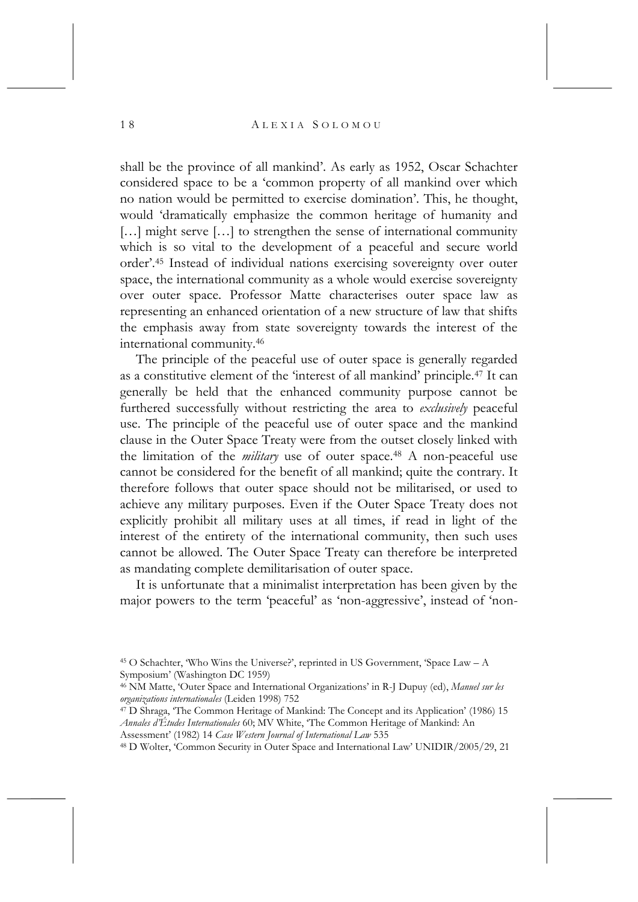shall be the province of all mankind'. As early as 1952, Oscar Schachter considered space to be a 'common property of all mankind over which no nation would be permitted to exercise domination'. This, he thought, would 'dramatically emphasize the common heritage of humanity and […] might serve […] to strengthen the sense of international community which is so vital to the development of a peaceful and secure world order'.[45] Instead of individual nations exercising sovereignty over outer space, the international community as a whole would exercise sovereignty over outer space. Professor Matte characterises outer space law as representing an enhanced orientation of a new structure of law that shifts the emphasis away from state sovereignty towards the interest of the international community.[46]

The principle of the peaceful use of outer space is generally regarded as a constitutive element of the 'interest of all mankind' principle.[47] It can generally be held that the enhanced community purpose cannot be furthered successfully without restricting the area to *exclusively* peaceful use. The principle of the peaceful use of outer space and the mankind clause in the Outer Space Treaty were from the outset closely linked with the limitation of the *military* use of outer space.[48] A non-peaceful use cannot be considered for the benefit of all mankind; quite the contrary. It therefore follows that outer space should not be militarised, or used to achieve any military purposes. Even if the Outer Space Treaty does not explicitly prohibit all military uses at all times, if read in light of the interest of the entirety of the international community, then such uses cannot be allowed. The Outer Space Treaty can therefore be interpreted as mandating complete demilitarisation of outer space.

It is unfortunate that a minimalist interpretation has been given by the major powers to the term 'peaceful' as 'non-aggressive', instead of 'non-

---

[45] O Schachter, 'Who Wins the Universe?', reprinted in US Government, 'Space Law – A Symposium' (Washington DC 1959)

[46] NM Matte, 'Outer Space and International Organizations' in R-J Dupuy (ed), *Manuel sur les organizations internationales* (Leiden 1998) 752

[47] D Shraga, 'The Common Heritage of Mankind: The Concept and its Application' (1986) 15 *Annales d'Études Internationales* 60; MV White, 'The Common Heritage of Mankind: An Assessment' (1982) 14 *Case Western Journal of International Law* 535

[48] D Wolter, 'Common Security in Outer Space and International Law' UNIDIR/2005/29, 21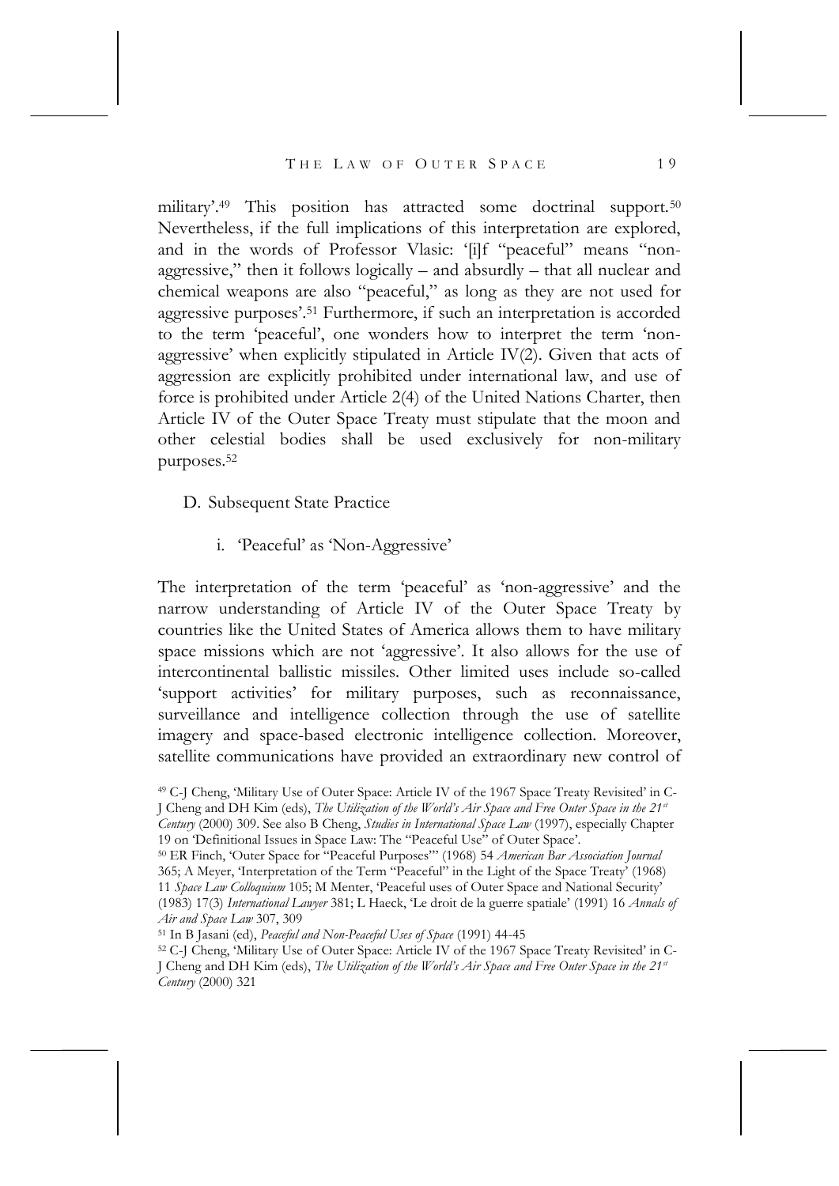military'.[49] This position has attracted some doctrinal support.[50] Nevertheless, if the full implications of this interpretation are explored, and in the words of Professor Vlasic: '[i]f "peaceful" means "non-aggressive," then it follows logically – and absurdly – that all nuclear and chemical weapons are also "peaceful," as long as they are not used for aggressive purposes'.[51] Furthermore, if such an interpretation is accorded to the term 'peaceful', one wonders how to interpret the term 'non-aggressive' when explicitly stipulated in Article IV(2). Given that acts of aggression are explicitly prohibited under international law, and use of force is prohibited under Article 2(4) of the United Nations Charter, then Article IV of the Outer Space Treaty must stipulate that the moon and other celestial bodies shall be used exclusively for non-military purposes.[52]

## D. Subsequent State Practice

### i. 'Peaceful' as 'Non-Aggressive'

The interpretation of the term 'peaceful' as 'non-aggressive' and the narrow understanding of Article IV of the Outer Space Treaty by countries like the United States of America allows them to have military space missions which are not 'aggressive'. It also allows for the use of intercontinental ballistic missiles. Other limited uses include so-called 'support activities' for military purposes, such as reconnaissance, surveillance and intelligence collection through the use of satellite imagery and space-based electronic intelligence collection. Moreover, satellite communications have provided an extraordinary new control of

---

[49] C-J Cheng, 'Military Use of Outer Space: Article IV of the 1967 Space Treaty Revisited' in C-J Cheng and DH Kim (eds), *The Utilization of the World's Air Space and Free Outer Space in the 21st Century* (2000) 309. See also B Cheng, *Studies in International Space Law* (1997), especially Chapter 19 on 'Definitional Issues in Space Law: The "Peaceful Use" of Outer Space'.

[50] ER Finch, 'Outer Space for "Peaceful Purposes"' (1968) 54 *American Bar Association Journal* 365; A Meyer, 'Interpretation of the Term "Peaceful" in the Light of the Space Treaty' (1968) 11 *Space Law Colloquium* 105; M Menter, 'Peaceful uses of Outer Space and National Security' (1983) 17(3) *International Lawyer* 381; L Haeck, 'Le droit de la guerre spatiale' (1991) 16 *Annals of Air and Space Law* 307, 309

[51] In B Jasani (ed), *Peaceful and Non-Peaceful Uses of Space* (1991) 44-45

[52] C-J Cheng, 'Military Use of Outer Space: Article IV of the 1967 Space Treaty Revisited' in C-J Cheng and DH Kim (eds), *The Utilization of the World's Air Space and Free Outer Space in the 21st Century* (2000) 321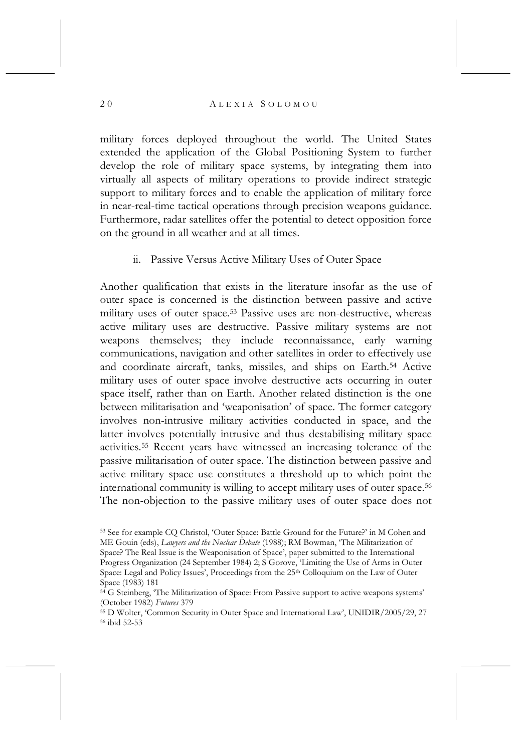military forces deployed throughout the world. The United States extended the application of the Global Positioning System to further develop the role of military space systems, by integrating them into virtually all aspects of military operations to provide indirect strategic support to military forces and to enable the application of military force in near-real-time tactical operations through precision weapons guidance. Furthermore, radar satellites offer the potential to detect opposition force on the ground in all weather and at all times.

### ii. Passive Versus Active Military Uses of Outer Space

Another qualification that exists in the literature insofar as the use of outer space is concerned is the distinction between passive and active military uses of outer space.[53] Passive uses are non-destructive, whereas active military uses are destructive. Passive military systems are not weapons themselves; they include reconnaissance, early warning communications, navigation and other satellites in order to effectively use and coordinate aircraft, tanks, missiles, and ships on Earth.[54] Active military uses of outer space involve destructive acts occurring in outer space itself, rather than on Earth. Another related distinction is the one between militarisation and 'weaponisation' of space. The former category involves non-intrusive military activities conducted in space, and the latter involves potentially intrusive and thus destabilising military space activities.[55] Recent years have witnessed an increasing tolerance of the passive militarisation of outer space. The distinction between passive and active military space use constitutes a threshold up to which point the international community is willing to accept military uses of outer space.[56] The non-objection to the passive military uses of outer space does not

[53] See for example CQ Christol, 'Outer Space: Battle Ground for the Future?' in M Cohen and ME Gouin (eds), *Lawyers and the Nuclear Debate* (1988); RM Bowman, 'The Militarization of Space? The Real Issue is the Weaponisation of Space', paper submitted to the International Progress Organization (24 September 1984) 2; S Gorove, 'Limiting the Use of Arms in Outer Space: Legal and Policy Issues', Proceedings from the 25th Colloquium on the Law of Outer Space (1983) 181

[54] G Steinberg, 'The Militarization of Space: From Passive support to active weapons systems' (October 1982) *Futures* 379

[55] D Wolter, 'Common Security in Outer Space and International Law', UNIDIR/2005/29, 27

[56] ibid 52-53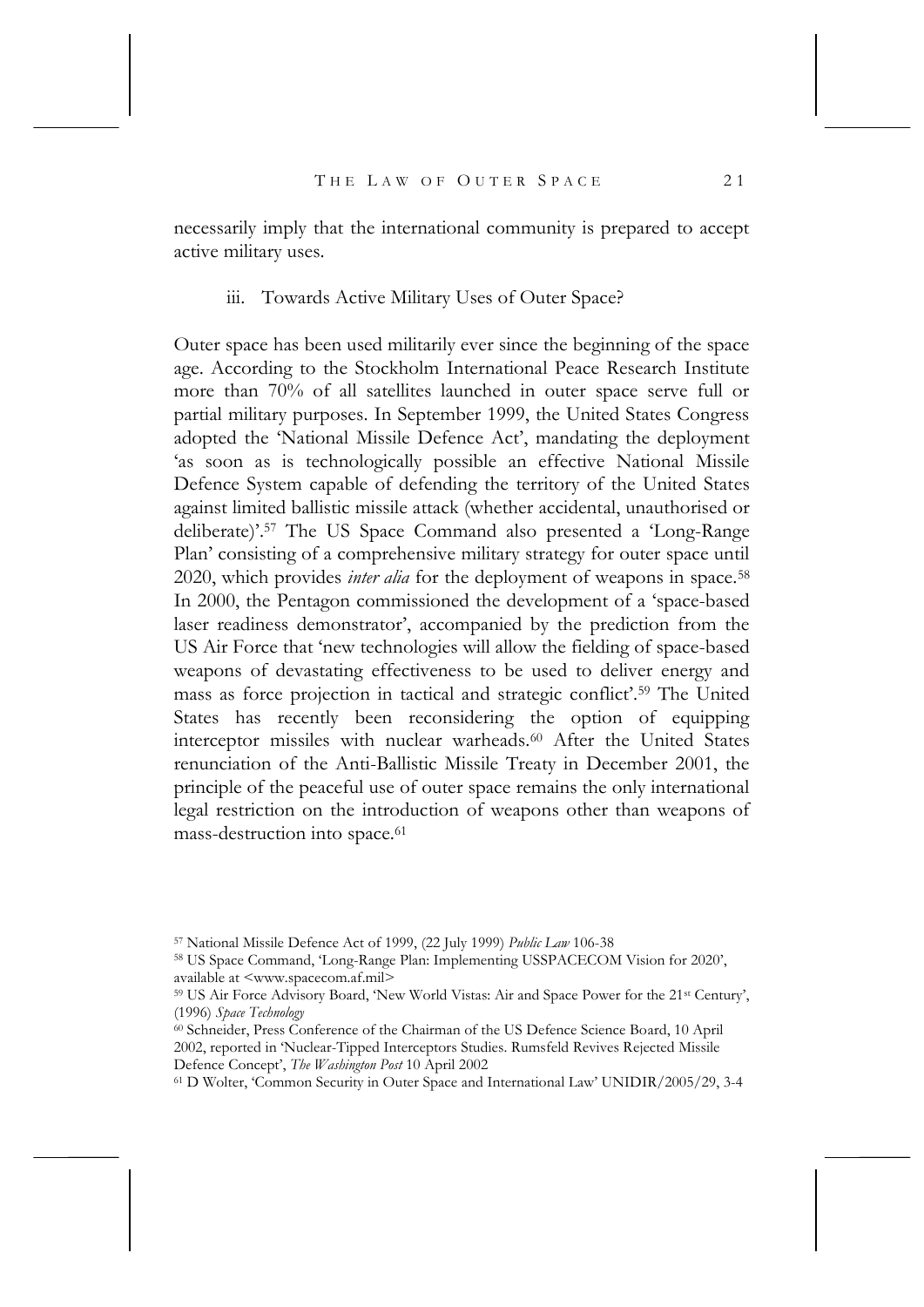necessarily imply that the international community is prepared to accept active military uses.

### iii. Towards Active Military Uses of Outer Space?

Outer space has been used militarily ever since the beginning of the space age. According to the Stockholm International Peace Research Institute more than 70% of all satellites launched in outer space serve full or partial military purposes. In September 1999, the United States Congress adopted the 'National Missile Defence Act', mandating the deployment 'as soon as is technologically possible an effective National Missile Defence System capable of defending the territory of the United States against limited ballistic missile attack (whether accidental, unauthorised or deliberate)'.[57] The US Space Command also presented a 'Long-Range Plan' consisting of a comprehensive military strategy for outer space until 2020, which provides *inter alia* for the deployment of weapons in space.[58] In 2000, the Pentagon commissioned the development of a 'space-based laser readiness demonstrator', accompanied by the prediction from the US Air Force that 'new technologies will allow the fielding of space-based weapons of devastating effectiveness to be used to deliver energy and mass as force projection in tactical and strategic conflict'.[59] The United States has recently been reconsidering the option of equipping interceptor missiles with nuclear warheads.[60] After the United States renunciation of the Anti-Ballistic Missile Treaty in December 2001, the principle of the peaceful use of outer space remains the only international legal restriction on the introduction of weapons other than weapons of mass-destruction into space.[61]

---

[57] National Missile Defence Act of 1999, (22 July 1999) *Public Law* 106-38

[58] US Space Command, 'Long-Range Plan: Implementing USSPACECOM Vision for 2020', available at <www.spacecom.af.mil>

[59] US Air Force Advisory Board, 'New World Vistas: Air and Space Power for the 21st Century', (1996) *Space Technology*

[60] Schneider, Press Conference of the Chairman of the US Defence Science Board, 10 April 2002, reported in 'Nuclear-Tipped Interceptors Studies. Rumsfeld Revives Rejected Missile Defence Concept', *The Washington Post* 10 April 2002

[61] D Wolter, 'Common Security in Outer Space and International Law' UNIDIR/2005/29, 3-4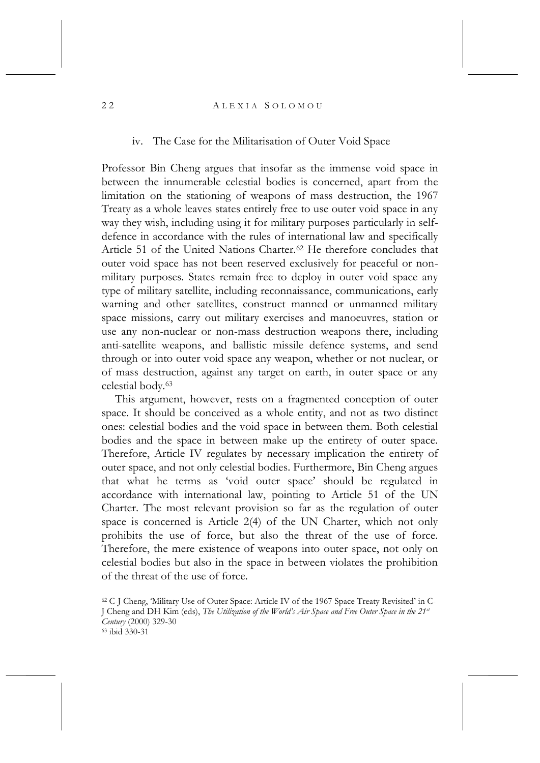### iv. The Case for the Militarisation of Outer Void Space

Professor Bin Cheng argues that insofar as the immense void space in between the innumerable celestial bodies is concerned, apart from the limitation on the stationing of weapons of mass destruction, the 1967 Treaty as a whole leaves states entirely free to use outer void space in any way they wish, including using it for military purposes particularly in self-defence in accordance with the rules of international law and specifically Article 51 of the United Nations Charter.[62] He therefore concludes that outer void space has not been reserved exclusively for peaceful or non-military purposes. States remain free to deploy in outer void space any type of military satellite, including reconnaissance, communications, early warning and other satellites, construct manned or unmanned military space missions, carry out military exercises and manoeuvres, station or use any non-nuclear or non-mass destruction weapons there, including anti-satellite weapons, and ballistic missile defence systems, and send through or into outer void space any weapon, whether or not nuclear, or of mass destruction, against any target on earth, in outer space or any celestial body.[63]

This argument, however, rests on a fragmented conception of outer space. It should be conceived as a whole entity, and not as two distinct ones: celestial bodies and the void space in between them. Both celestial bodies and the space in between make up the entirety of outer space. Therefore, Article IV regulates by necessary implication the entirety of outer space, and not only celestial bodies. Furthermore, Bin Cheng argues that what he terms as 'void outer space' should be regulated in accordance with international law, pointing to Article 51 of the UN Charter. The most relevant provision so far as the regulation of outer space is concerned is Article 2(4) of the UN Charter, which not only prohibits the use of force, but also the threat of the use of force. Therefore, the mere existence of weapons into outer space, not only on celestial bodies but also in the space in between violates the prohibition of the threat of the use of force.

[62] C-J Cheng, 'Military Use of Outer Space: Article IV of the 1967 Space Treaty Revisited' in C-J Cheng and DH Kim (eds), *The Utilization of the World's Air Space and Free Outer Space in the 21st Century* (2000) 329-30

[63] ibid 330-31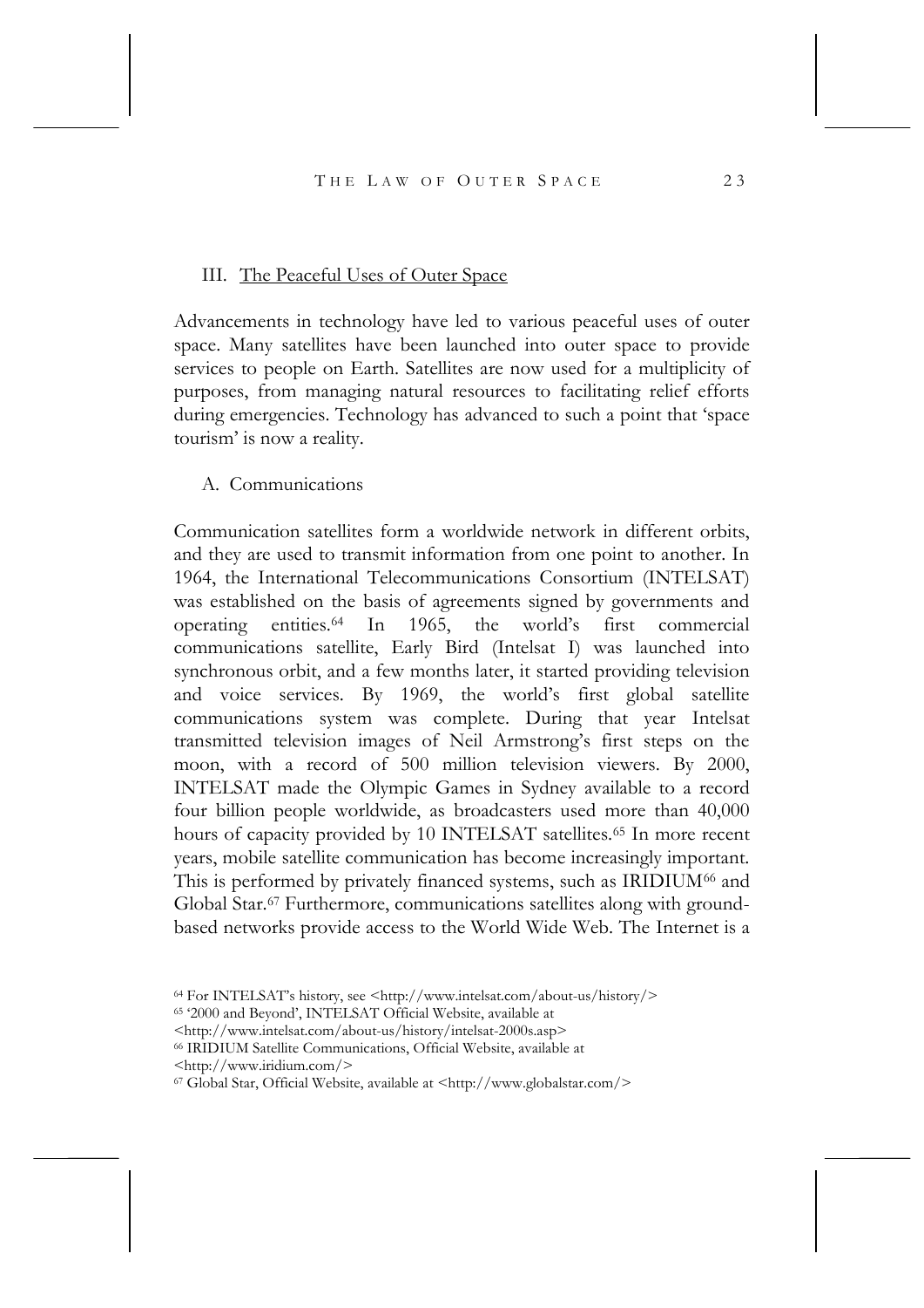### III. The Peaceful Uses of Outer Space

Advancements in technology have led to various peaceful uses of outer space. Many satellites have been launched into outer space to provide services to people on Earth. Satellites are now used for a multiplicity of purposes, from managing natural resources to facilitating relief efforts during emergencies. Technology has advanced to such a point that 'space tourism' is now a reality.

#### A. Communications

Communication satellites form a worldwide network in different orbits, and they are used to transmit information from one point to another. In 1964, the International Telecommunications Consortium (INTELSAT) was established on the basis of agreements signed by governments and operating entities.[64] In 1965, the world's first commercial communications satellite, Early Bird (Intelsat I) was launched into synchronous orbit, and a few months later, it started providing television and voice services. By 1969, the world's first global satellite communications system was complete. During that year Intelsat transmitted television images of Neil Armstrong's first steps on the moon, with a record of 500 million television viewers. By 2000, INTELSAT made the Olympic Games in Sydney available to a record four billion people worldwide, as broadcasters used more than 40,000 hours of capacity provided by 10 INTELSAT satellites.[65] In more recent years, mobile satellite communication has become increasingly important. This is performed by privately financed systems, such as IRIDIUM[66] and Global Star.[67] Furthermore, communications satellites along with ground-based networks provide access to the World Wide Web. The Internet is a

---

[64] For INTELSAT's history, see <http://www.intelsat.com/about-us/history/>

[65] '2000 and Beyond', INTELSAT Official Website, available at <http://www.intelsat.com/about-us/history/intelsat-2000s.asp>

[66] IRIDIUM Satellite Communications, Official Website, available at <http://www.iridium.com/>

[67] Global Star, Official Website, available at <http://www.globalstar.com/>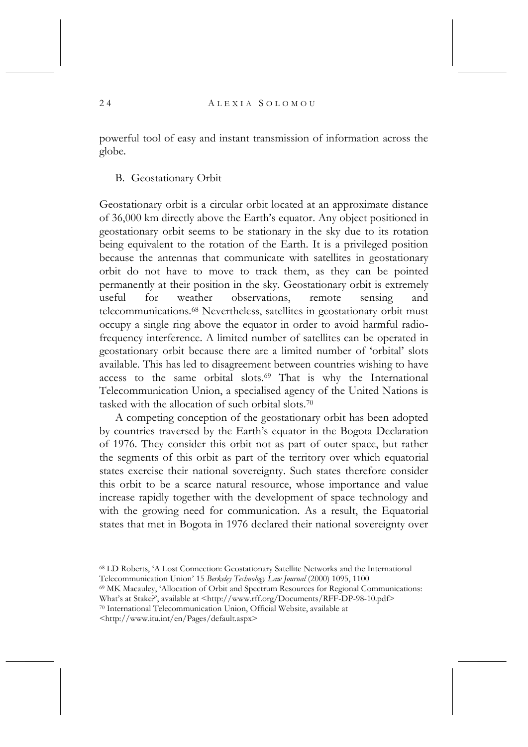powerful tool of easy and instant transmission of information across the globe.

### B. Geostationary Orbit

Geostationary orbit is a circular orbit located at an approximate distance of 36,000 km directly above the Earth's equator. Any object positioned in geostationary orbit seems to be stationary in the sky due to its rotation being equivalent to the rotation of the Earth. It is a privileged position because the antennas that communicate with satellites in geostationary orbit do not have to move to track them, as they can be pointed permanently at their position in the sky. Geostationary orbit is extremely useful for weather observations, remote sensing and telecommunications.[68] Nevertheless, satellites in geostationary orbit must occupy a single ring above the equator in order to avoid harmful radio-frequency interference. A limited number of satellites can be operated in geostationary orbit because there are a limited number of 'orbital' slots available. This has led to disagreement between countries wishing to have access to the same orbital slots.[69] That is why the International Telecommunication Union, a specialised agency of the United Nations is tasked with the allocation of such orbital slots.[70]

A competing conception of the geostationary orbit has been adopted by countries traversed by the Earth's equator in the Bogota Declaration of 1976. They consider this orbit not as part of outer space, but rather the segments of this orbit as part of the territory over which equatorial states exercise their national sovereignty. Such states therefore consider this orbit to be a scarce natural resource, whose importance and value increase rapidly together with the development of space technology and with the growing need for communication. As a result, the Equatorial states that met in Bogota in 1976 declared their national sovereignty over

[68] LD Roberts, 'A Lost Connection: Geostationary Satellite Networks and the International Telecommunication Union' 15 *Berkeley Technology Law Journal* (2000) 1095, 1100

[69] MK Macauley, 'Allocation of Orbit and Spectrum Resources for Regional Communications: What's at Stake?', available at <http://www.rff.org/Documents/RFF-DP-98-10.pdf>

[70] International Telecommunication Union, Official Website, available at <http://www.itu.int/en/Pages/default.aspx>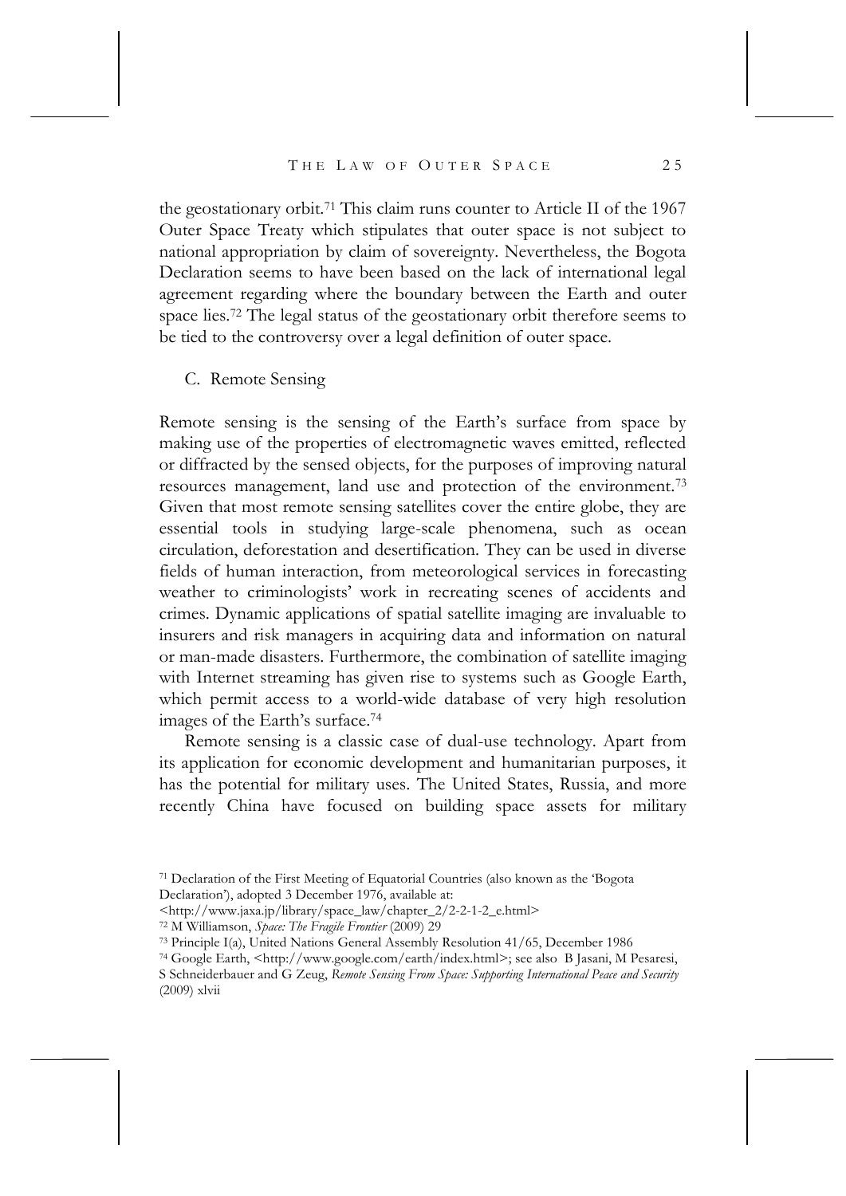the geostationary orbit.[71] This claim runs counter to Article II of the 1967 Outer Space Treaty which stipulates that outer space is not subject to national appropriation by claim of sovereignty. Nevertheless, the Bogota Declaration seems to have been based on the lack of international legal agreement regarding where the boundary between the Earth and outer space lies.[72] The legal status of the geostationary orbit therefore seems to be tied to the controversy over a legal definition of outer space.

### C. Remote Sensing

Remote sensing is the sensing of the Earth's surface from space by making use of the properties of electromagnetic waves emitted, reflected or diffracted by the sensed objects, for the purposes of improving natural resources management, land use and protection of the environment.[73] Given that most remote sensing satellites cover the entire globe, they are essential tools in studying large-scale phenomena, such as ocean circulation, deforestation and desertification. They can be used in diverse fields of human interaction, from meteorological services in forecasting weather to criminologists' work in recreating scenes of accidents and crimes. Dynamic applications of spatial satellite imaging are invaluable to insurers and risk managers in acquiring data and information on natural or man-made disasters. Furthermore, the combination of satellite imaging with Internet streaming has given rise to systems such as Google Earth, which permit access to a world-wide database of very high resolution images of the Earth's surface.[74]

Remote sensing is a classic case of dual-use technology. Apart from its application for economic development and humanitarian purposes, it has the potential for military uses. The United States, Russia, and more recently China have focused on building space assets for military

---

[71] Declaration of the First Meeting of Equatorial Countries (also known as the 'Bogota Declaration'), adopted 3 December 1976, available at: <http://www.jaxa.jp/library/space_law/chapter_2/2-2-1-2_e.html>

[72] M Williamson, *Space: The Fragile Frontier* (2009) 29

[73] Principle I(a), United Nations General Assembly Resolution 41/65, December 1986

[74] Google Earth, <http://www.google.com/earth/index.html>; see also B Jasani, M Pesaresi, S Schneiderbauer and G Zeug, *Remote Sensing From Space: Supporting International Peace and Security* (2009) xlvii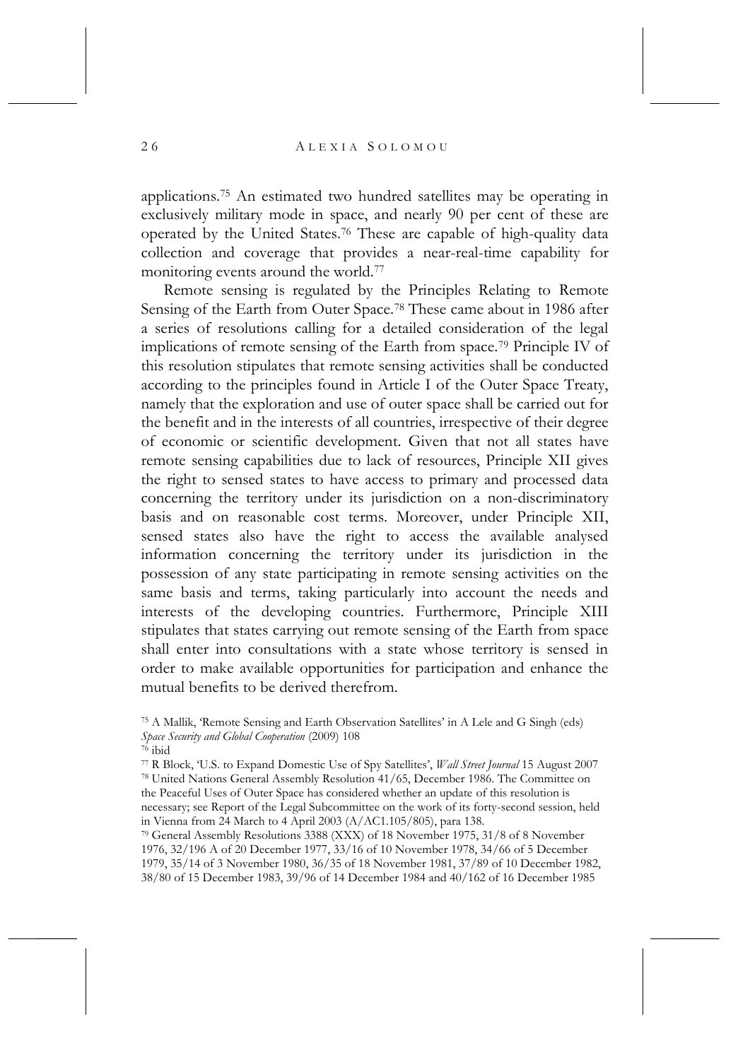applications.[75] An estimated two hundred satellites may be operating in exclusively military mode in space, and nearly 90 per cent of these are operated by the United States.[76] These are capable of high-quality data collection and coverage that provides a near-real-time capability for monitoring events around the world.[77]

Remote sensing is regulated by the Principles Relating to Remote Sensing of the Earth from Outer Space.[78] These came about in 1986 after a series of resolutions calling for a detailed consideration of the legal implications of remote sensing of the Earth from space.[79] Principle IV of this resolution stipulates that remote sensing activities shall be conducted according to the principles found in Article I of the Outer Space Treaty, namely that the exploration and use of outer space shall be carried out for the benefit and in the interests of all countries, irrespective of their degree of economic or scientific development. Given that not all states have remote sensing capabilities due to lack of resources, Principle XII gives the right to sensed states to have access to primary and processed data concerning the territory under its jurisdiction on a non-discriminatory basis and on reasonable cost terms. Moreover, under Principle XII, sensed states also have the right to access the available analysed information concerning the territory under its jurisdiction in the possession of any state participating in remote sensing activities on the same basis and terms, taking particularly into account the needs and interests of the developing countries. Furthermore, Principle XIII stipulates that states carrying out remote sensing of the Earth from space shall enter into consultations with a state whose territory is sensed in order to make available opportunities for participation and enhance the mutual benefits to be derived therefrom.

[75] A Mallik, 'Remote Sensing and Earth Observation Satellites' in A Lele and G Singh (eds) *Space Security and Global Cooperation* (2009) 108

[76] ibid

[77] R Block, 'U.S. to Expand Domestic Use of Spy Satellites', *Wall Street Journal* 15 August 2007

[78] United Nations General Assembly Resolution 41/65, December 1986. The Committee on the Peaceful Uses of Outer Space has considered whether an update of this resolution is necessary; see Report of the Legal Subcommittee on the work of its forty-second session, held in Vienna from 24 March to 4 April 2003 (A/AC1.105/805), para 138.

[79] General Assembly Resolutions 3388 (XXX) of 18 November 1975, 31/8 of 8 November 1976, 32/196 A of 20 December 1977, 33/16 of 10 November 1978, 34/66 of 5 December 1979, 35/14 of 3 November 1980, 36/35 of 18 November 1981, 37/89 of 10 December 1982, 38/80 of 15 December 1983, 39/96 of 14 December 1984 and 40/162 of 16 December 1985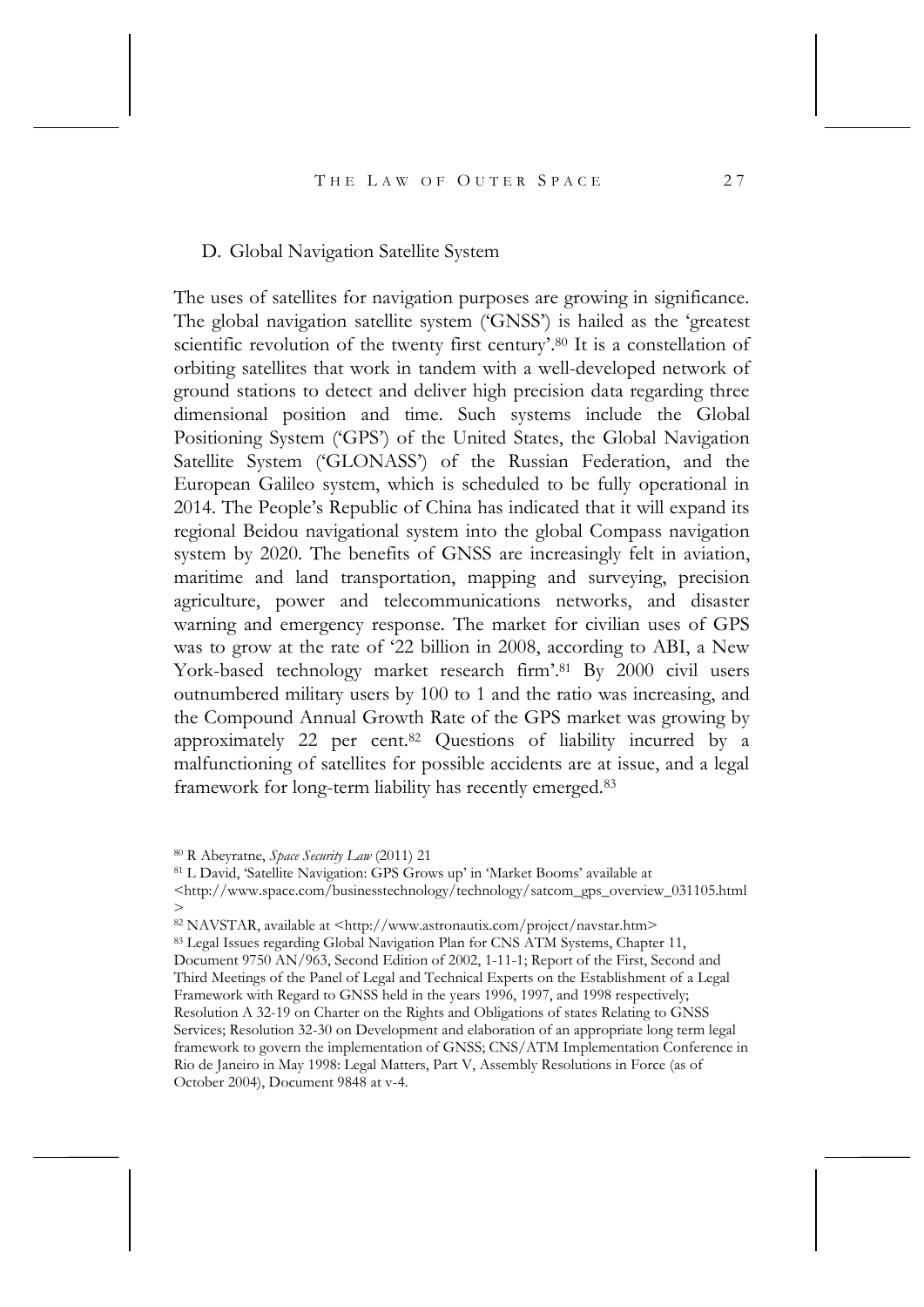### D. Global Navigation Satellite System

The uses of satellites for navigation purposes are growing in significance. The global navigation satellite system ('GNSS') is hailed as the 'greatest scientific revolution of the twenty first century'.[80] It is a constellation of orbiting satellites that work in tandem with a well-developed network of ground stations to detect and deliver high precision data regarding three dimensional position and time. Such systems include the Global Positioning System ('GPS') of the United States, the Global Navigation Satellite System ('GLONASS') of the Russian Federation, and the European Galileo system, which is scheduled to be fully operational in 2014. The People's Republic of China has indicated that it will expand its regional Beidou navigational system into the global Compass navigation system by 2020. The benefits of GNSS are increasingly felt in aviation, maritime and land transportation, mapping and surveying, precision agriculture, power and telecommunications networks, and disaster warning and emergency response. The market for civilian uses of GPS was to grow at the rate of '22 billion in 2008, according to ABI, a New York-based technology market research firm'.[81] By 2000 civil users outnumbered military users by 100 to 1 and the ratio was increasing, and the Compound Annual Growth Rate of the GPS market was growing by approximately 22 per cent.[82] Questions of liability incurred by a malfunctioning of satellites for possible accidents are at issue, and a legal framework for long-term liability has recently emerged.[83]

[80] R Abeyratne, *Space Security Law* (2011) 21

[81] L David, 'Satellite Navigation: GPS Grows up' in 'Market Booms' available at <http://www.space.com/businesstechnology/technology/satcom_gps_overview_031105.html>

[82] NAVSTAR, available at <http://www.astronautix.com/project/navstar.htm>

[83] Legal Issues regarding Global Navigation Plan for CNS ATM Systems, Chapter 11, Document 9750 AN/963, Second Edition of 2002, 1-11-1; Report of the First, Second and Third Meetings of the Panel of Legal and Technical Experts on the Establishment of a Legal Framework with Regard to GNSS held in the years 1996, 1997, and 1998 respectively; Resolution A 32-19 on Charter on the Rights and Obligations of states Relating to GNSS Services; Resolution 32-30 on Development and elaboration of an appropriate long term legal framework to govern the implementation of GNSS; CNS/ATM Implementation Conference in Rio de Janeiro in May 1998: Legal Matters, Part V, Assembly Resolutions in Force (as of October 2004), Document 9848 at v-4.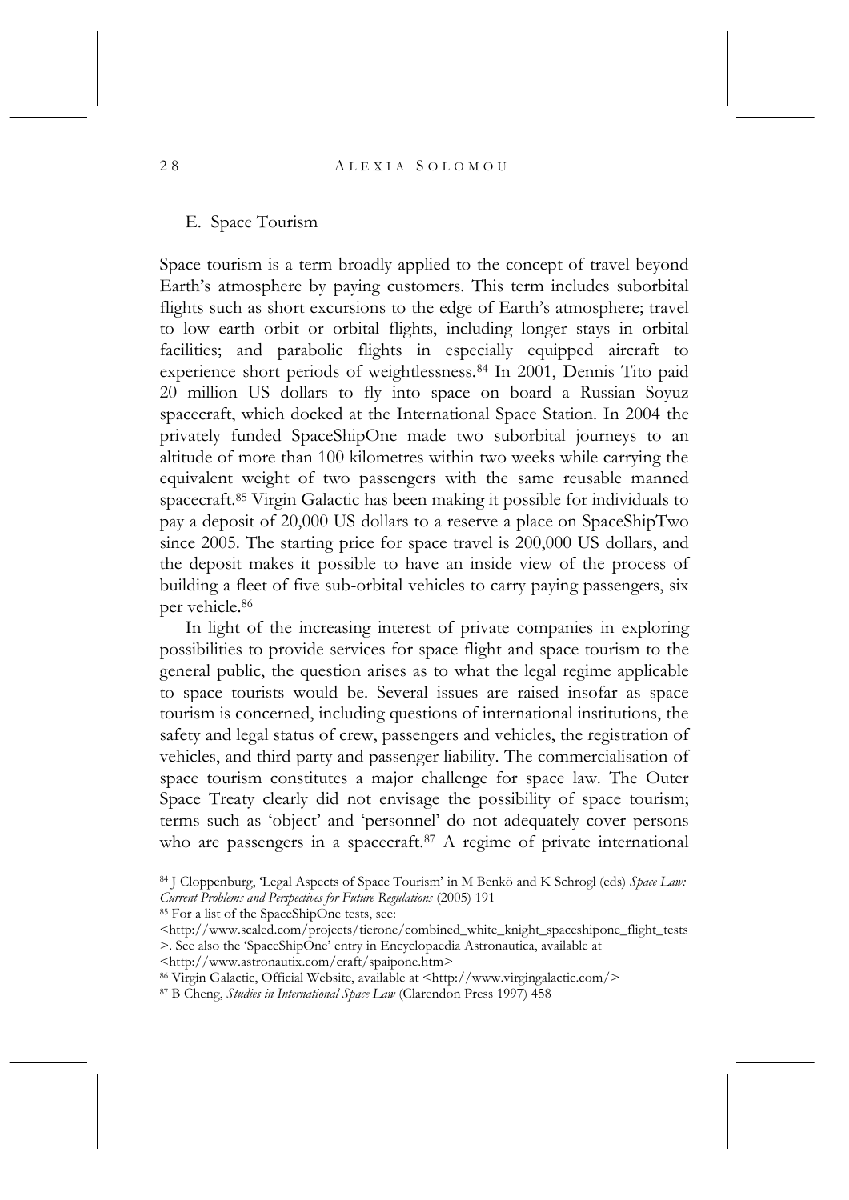### E. Space Tourism

Space tourism is a term broadly applied to the concept of travel beyond Earth's atmosphere by paying customers. This term includes suborbital flights such as short excursions to the edge of Earth's atmosphere; travel to low earth orbit or orbital flights, including longer stays in orbital facilities; and parabolic flights in especially equipped aircraft to experience short periods of weightlessness.[84] In 2001, Dennis Tito paid 20 million US dollars to fly into space on board a Russian Soyuz spacecraft, which docked at the International Space Station. In 2004 the privately funded SpaceShipOne made two suborbital journeys to an altitude of more than 100 kilometres within two weeks while carrying the equivalent weight of two passengers with the same reusable manned spacecraft.[85] Virgin Galactic has been making it possible for individuals to pay a deposit of 20,000 US dollars to a reserve a place on SpaceShipTwo since 2005. The starting price for space travel is 200,000 US dollars, and the deposit makes it possible to have an inside view of the process of building a fleet of five sub-orbital vehicles to carry paying passengers, six per vehicle.[86]

In light of the increasing interest of private companies in exploring possibilities to provide services for space flight and space tourism to the general public, the question arises as to what the legal regime applicable to space tourists would be. Several issues are raised insofar as space tourism is concerned, including questions of international institutions, the safety and legal status of crew, passengers and vehicles, the registration of vehicles, and third party and passenger liability. The commercialisation of space tourism constitutes a major challenge for space law. The Outer Space Treaty clearly did not envisage the possibility of space tourism; terms such as 'object' and 'personnel' do not adequately cover persons who are passengers in a spacecraft.[87] A regime of private international

[84] J Cloppenburg, 'Legal Aspects of Space Tourism' in M Benkö and K Schrogl (eds) *Space Law: Current Problems and Perspectives for Future Regulations* (2005) 191

[85] For a list of the SpaceShipOne tests, see: <http://www.scaled.com/projects/tierone/combined_white_knight_spaceshipone_flight_tests>. See also the 'SpaceShipOne' entry in Encyclopaedia Astronautica, available at <http://www.astronautix.com/craft/spaipone.htm>

[86] Virgin Galactic, Official Website, available at <http://www.virgingalactic.com/>

[87] B Cheng, *Studies in International Space Law* (Clarendon Press 1997) 458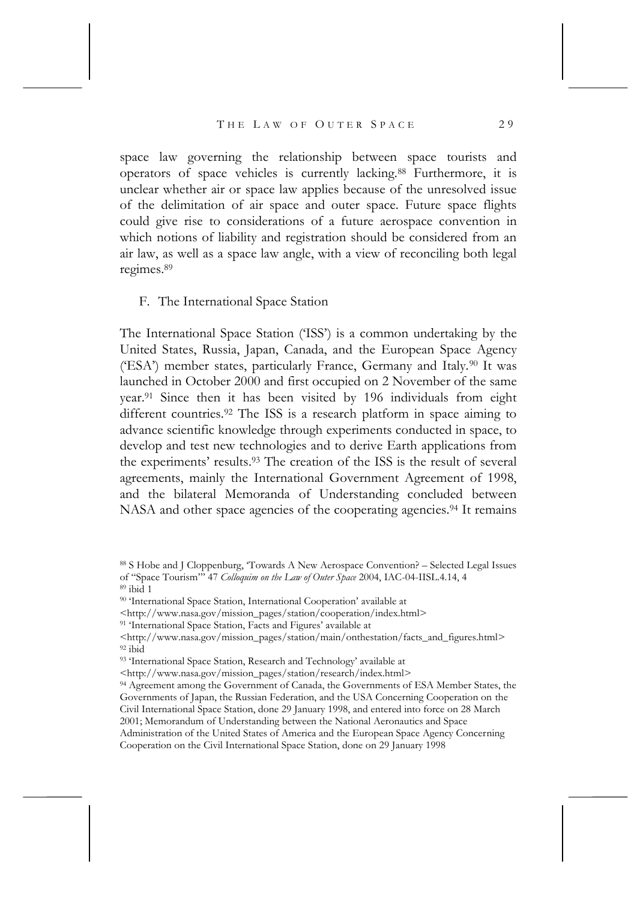space law governing the relationship between space tourists and operators of space vehicles is currently lacking.[88] Furthermore, it is unclear whether air or space law applies because of the unresolved issue of the delimitation of air space and outer space. Future space flights could give rise to considerations of a future aerospace convention in which notions of liability and registration should be considered from an air law, as well as a space law angle, with a view of reconciling both legal regimes.[89]

### F. The International Space Station

The International Space Station ('ISS') is a common undertaking by the United States, Russia, Japan, Canada, and the European Space Agency ('ESA') member states, particularly France, Germany and Italy.[90] It was launched in October 2000 and first occupied on 2 November of the same year.[91] Since then it has been visited by 196 individuals from eight different countries.[92] The ISS is a research platform in space aiming to advance scientific knowledge through experiments conducted in space, to develop and test new technologies and to derive Earth applications from the experiments' results.[93] The creation of the ISS is the result of several agreements, mainly the International Government Agreement of 1998, and the bilateral Memoranda of Understanding concluded between NASA and other space agencies of the cooperating agencies.[94] It remains

[88] S Hobe and J Cloppenburg, 'Towards A New Aerospace Convention? – Selected Legal Issues of "Space Tourism"' 47 *Colloquim on the Law of Outer Space* 2004, IAC-04-IISL.4.14, 4

[89] ibid 1

[90] 'International Space Station, International Cooperation' available at <http://www.nasa.gov/mission_pages/station/cooperation/index.html>

[91] 'International Space Station, Facts and Figures' available at <http://www.nasa.gov/mission_pages/station/main/onthestation/facts_and_figures.html>

[92] ibid

[93] 'International Space Station, Research and Technology' available at <http://www.nasa.gov/mission_pages/station/research/index.html>

[94] Agreement among the Government of Canada, the Governments of ESA Member States, the Governments of Japan, the Russian Federation, and the USA Concerning Cooperation on the Civil International Space Station, done 29 January 1998, and entered into force on 28 March 2001; Memorandum of Understanding between the National Aeronautics and Space Administration of the United States of America and the European Space Agency Concerning Cooperation on the Civil International Space Station, done on 29 January 1998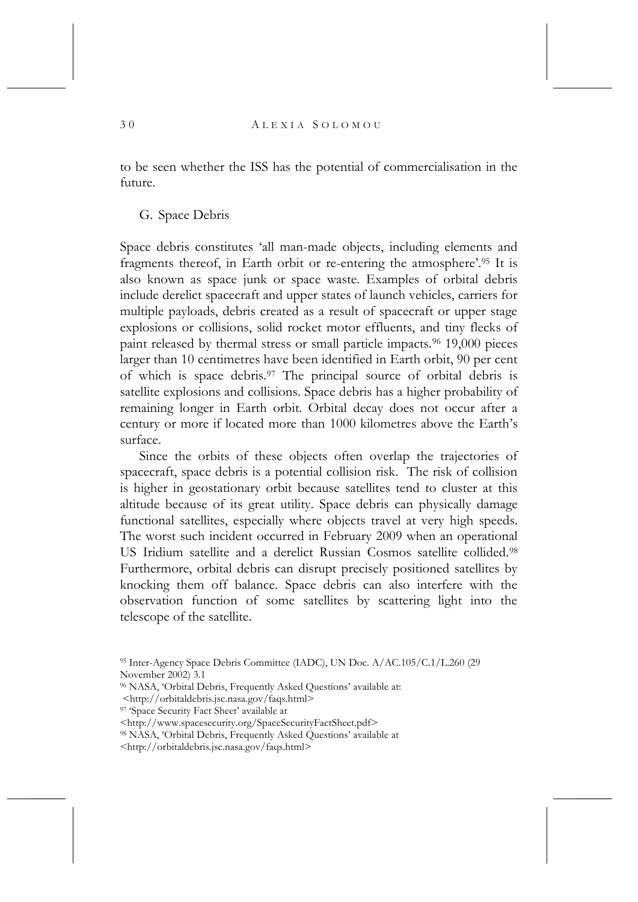to be seen whether the ISS has the potential of commercialisation in the future.

### G. Space Debris

Space debris constitutes 'all man-made objects, including elements and fragments thereof, in Earth orbit or re-entering the atmosphere'.[95] It is also known as space junk or space waste. Examples of orbital debris include derelict spacecraft and upper states of launch vehicles, carriers for multiple payloads, debris created as a result of spacecraft or upper stage explosions or collisions, solid rocket motor effluents, and tiny flecks of paint released by thermal stress or small particle impacts.[96] 19,000 pieces larger than 10 centimetres have been identified in Earth orbit, 90 per cent of which is space debris.[97] The principal source of orbital debris is satellite explosions and collisions. Space debris has a higher probability of remaining longer in Earth orbit. Orbital decay does not occur after a century or more if located more than 1000 kilometres above the Earth's surface.

Since the orbits of these objects often overlap the trajectories of spacecraft, space debris is a potential collision risk. The risk of collision is higher in geostationary orbit because satellites tend to cluster at this altitude because of its great utility. Space debris can physically damage functional satellites, especially where objects travel at very high speeds. The worst such incident occurred in February 2009 when an operational US Iridium satellite and a derelict Russian Cosmos satellite collided.[98] Furthermore, orbital debris can disrupt precisely positioned satellites by knocking them off balance. Space debris can also interfere with the observation function of some satellites by scattering light into the telescope of the satellite.

---

[95] Inter-Agency Space Debris Committee (IADC), UN Doc. A/AC.105/C.1/L.260 (29 November 2002) 3.1

[96] NASA, 'Orbital Debris, Frequently Asked Questions' available at: <http://orbitaldebris.jsc.nasa.gov/faqs.html>

[97] 'Space Security Fact Sheet' available at <http://www.spacesecurity.org/SpaceSecurityFactSheet.pdf>

[98] NASA, 'Orbital Debris, Frequently Asked Questions' available at <http://orbitaldebris.jsc.nasa.gov/faqs.html>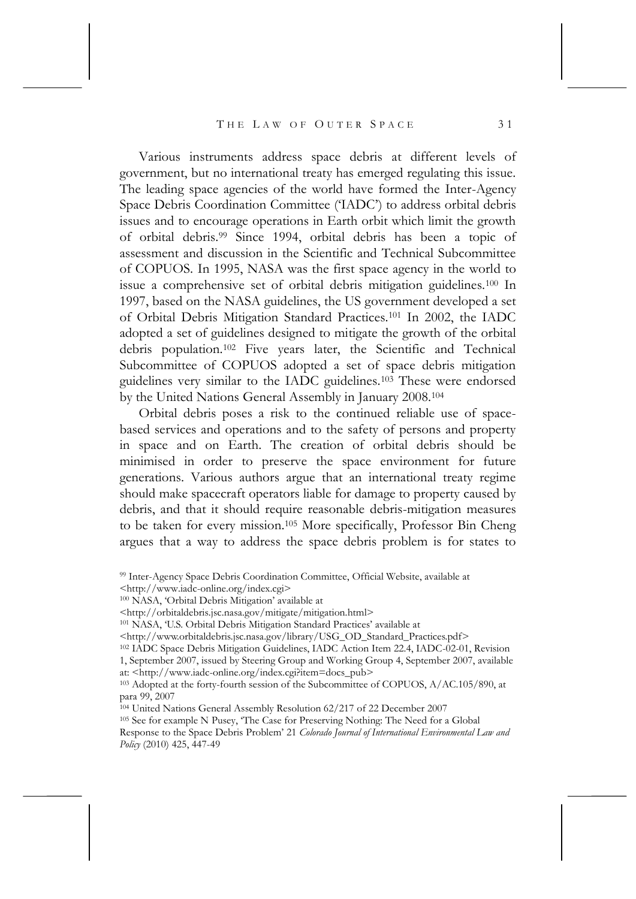Various instruments address space debris at different levels of government, but no international treaty has emerged regulating this issue. The leading space agencies of the world have formed the Inter-Agency Space Debris Coordination Committee ('IADC') to address orbital debris issues and to encourage operations in Earth orbit which limit the growth of orbital debris.[99] Since 1994, orbital debris has been a topic of assessment and discussion in the Scientific and Technical Subcommittee of COPUOS. In 1995, NASA was the first space agency in the world to issue a comprehensive set of orbital debris mitigation guidelines.[100] In 1997, based on the NASA guidelines, the US government developed a set of Orbital Debris Mitigation Standard Practices.[101] In 2002, the IADC adopted a set of guidelines designed to mitigate the growth of the orbital debris population.[102] Five years later, the Scientific and Technical Subcommittee of COPUOS adopted a set of space debris mitigation guidelines very similar to the IADC guidelines.[103] These were endorsed by the United Nations General Assembly in January 2008.[104]

Orbital debris poses a risk to the continued reliable use of space-based services and operations and to the safety of persons and property in space and on Earth. The creation of orbital debris should be minimised in order to preserve the space environment for future generations. Various authors argue that an international treaty regime should make spacecraft operators liable for damage to property caused by debris, and that it should require reasonable debris-mitigation measures to be taken for every mission.[105] More specifically, Professor Bin Cheng argues that a way to address the space debris problem is for states to

---

[99] Inter-Agency Space Debris Coordination Committee, Official Website, available at <http://www.iadc-online.org/index.cgi>

[100] NASA, 'Orbital Debris Mitigation' available at <http://orbitaldebris.jsc.nasa.gov/mitigate/mitigation.html>

[101] NASA, 'U.S. Orbital Debris Mitigation Standard Practices' available at <http://www.orbitaldebris.jsc.nasa.gov/library/USG_OD_Standard_Practices.pdf>

[102] IADC Space Debris Mitigation Guidelines, IADC Action Item 22.4, IADC-02-01, Revision 1, September 2007, issued by Steering Group and Working Group 4, September 2007, available at: <http://www.iadc-online.org/index.cgi?item=docs_pub>

[103] Adopted at the forty-fourth session of the Subcommittee of COPUOS, A/AC.105/890, at para 99, 2007

[104] United Nations General Assembly Resolution 62/217 of 22 December 2007

[105] See for example N Pusey, 'The Case for Preserving Nothing: The Need for a Global Response to the Space Debris Problem' 21 *Colorado Journal of International Environmental Law and Policy* (2010) 425, 447-49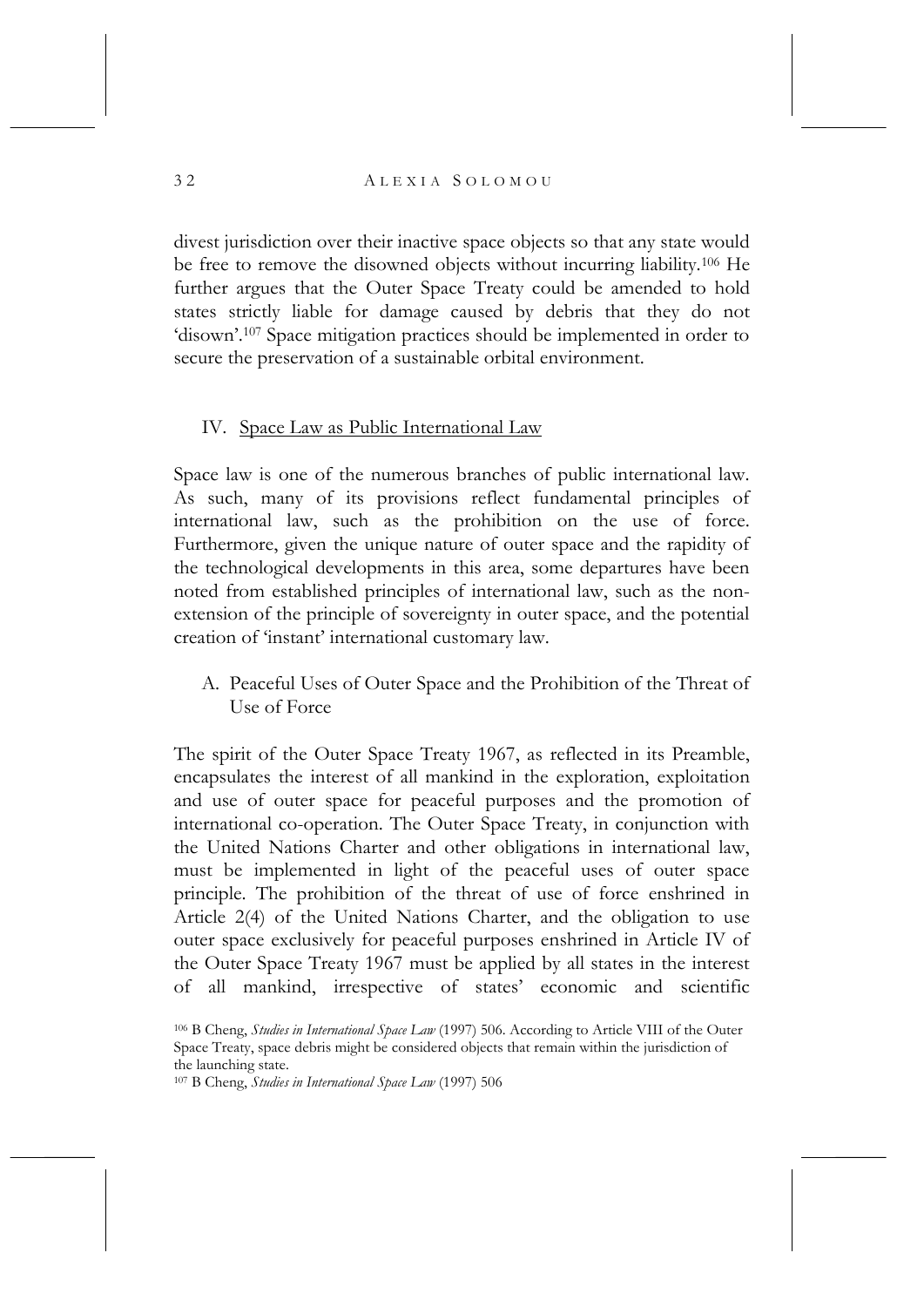divest jurisdiction over their inactive space objects so that any state would be free to remove the disowned objects without incurring liability.[106] He further argues that the Outer Space Treaty could be amended to hold states strictly liable for damage caused by debris that they do not 'disown'.[107] Space mitigation practices should be implemented in order to secure the preservation of a sustainable orbital environment.

## IV. Space Law as Public International Law

Space law is one of the numerous branches of public international law. As such, many of its provisions reflect fundamental principles of international law, such as the prohibition on the use of force. Furthermore, given the unique nature of outer space and the rapidity of the technological developments in this area, some departures have been noted from established principles of international law, such as the non-extension of the principle of sovereignty in outer space, and the potential creation of 'instant' international customary law.

### A. Peaceful Uses of Outer Space and the Prohibition of the Threat of Use of Force

The spirit of the Outer Space Treaty 1967, as reflected in its Preamble, encapsulates the interest of all mankind in the exploration, exploitation and use of outer space for peaceful purposes and the promotion of international co-operation. The Outer Space Treaty, in conjunction with the United Nations Charter and other obligations in international law, must be implemented in light of the peaceful uses of outer space principle. The prohibition of the threat of use of force enshrined in Article 2(4) of the United Nations Charter, and the obligation to use outer space exclusively for peaceful purposes enshrined in Article IV of the Outer Space Treaty 1967 must be applied by all states in the interest of all mankind, irrespective of states' economic and scientific

[106] B Cheng, *Studies in International Space Law* (1997) 506. According to Article VIII of the Outer Space Treaty, space debris might be considered objects that remain within the jurisdiction of the launching state.

[107] B Cheng, *Studies in International Space Law* (1997) 506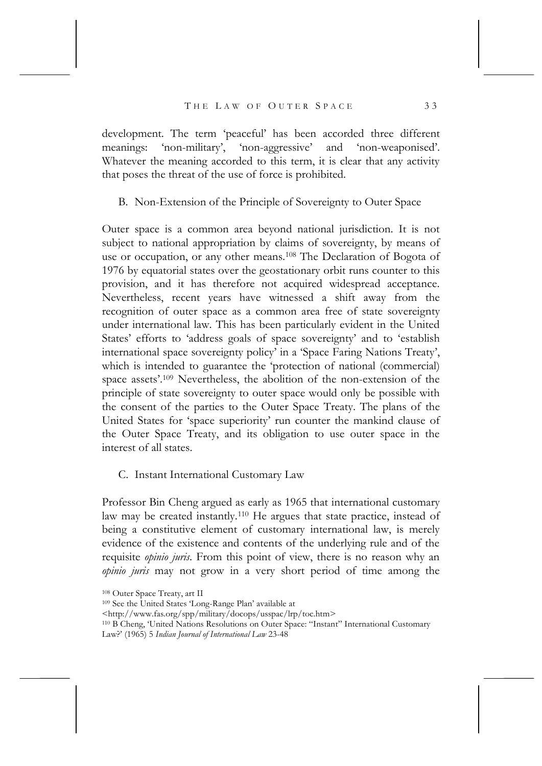development. The term 'peaceful' has been accorded three different meanings: 'non-military', 'non-aggressive' and 'non-weaponised'. Whatever the meaning accorded to this term, it is clear that any activity that poses the threat of the use of force is prohibited.

### B. Non-Extension of the Principle of Sovereignty to Outer Space

Outer space is a common area beyond national jurisdiction. It is not subject to national appropriation by claims of sovereignty, by means of use or occupation, or any other means.[108] The Declaration of Bogota of 1976 by equatorial states over the geostationary orbit runs counter to this provision, and it has therefore not acquired widespread acceptance. Nevertheless, recent years have witnessed a shift away from the recognition of outer space as a common area free of state sovereignty under international law. This has been particularly evident in the United States' efforts to 'address goals of space sovereignty' and to 'establish international space sovereignty policy' in a 'Space Faring Nations Treaty', which is intended to guarantee the 'protection of national (commercial) space assets'.[109] Nevertheless, the abolition of the non-extension of the principle of state sovereignty to outer space would only be possible with the consent of the parties to the Outer Space Treaty. The plans of the United States for 'space superiority' run counter the mankind clause of the Outer Space Treaty, and its obligation to use outer space in the interest of all states.

### C. Instant International Customary Law

Professor Bin Cheng argued as early as 1965 that international customary law may be created instantly.[110] He argues that state practice, instead of being a constitutive element of customary international law, is merely evidence of the existence and contents of the underlying rule and of the requisite *opinio juris*. From this point of view, there is no reason why an *opinio juris* may not grow in a very short period of time among the

---

[108] Outer Space Treaty, art II

[109] See the United States 'Long-Range Plan' available at <http://www.fas.org/spp/military/docops/usspac/lrp/toc.htm>

[110] B Cheng, 'United Nations Resolutions on Outer Space: "Instant" International Customary Law?' (1965) 5 *Indian Journal of International Law* 23-48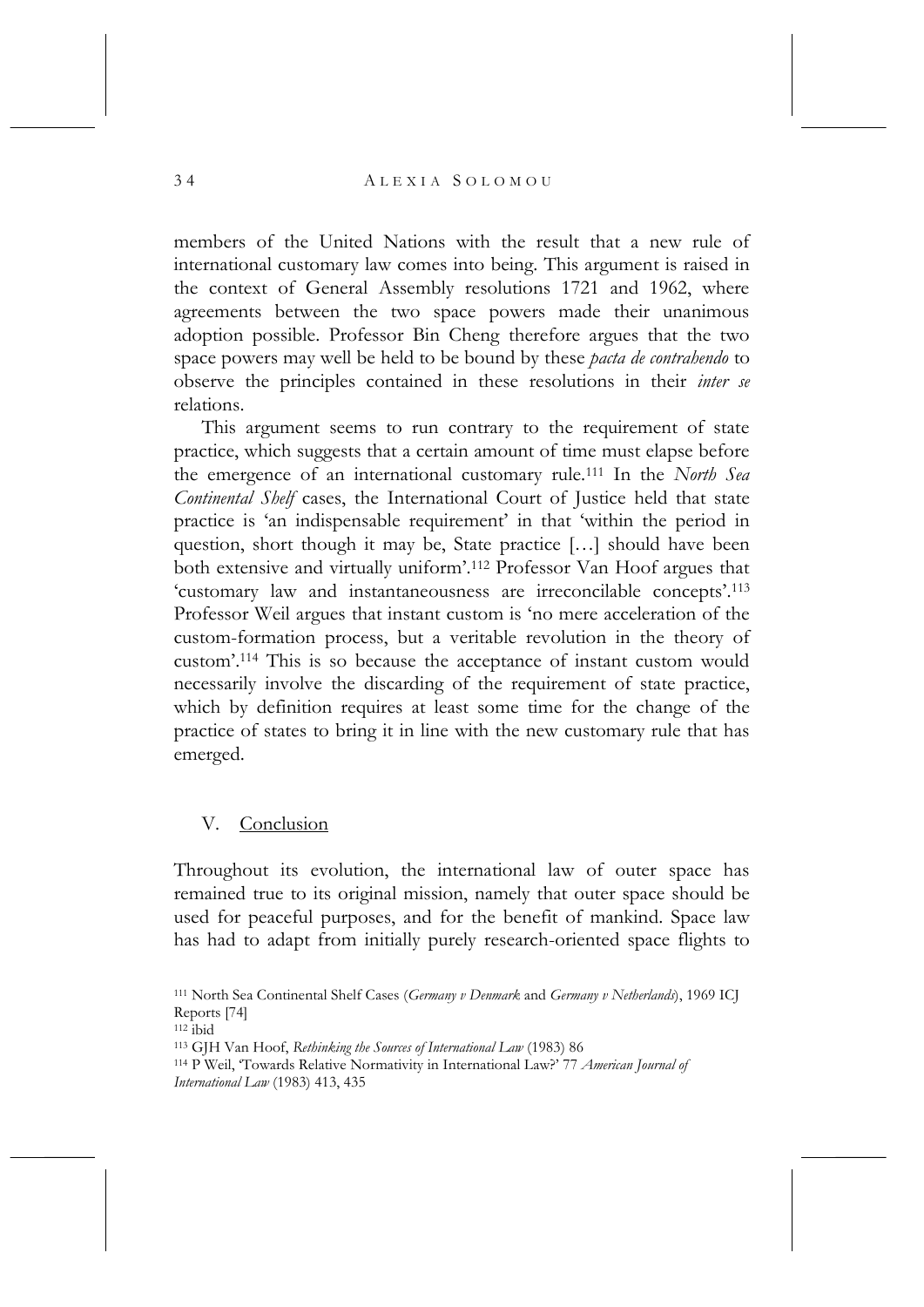members of the United Nations with the result that a new rule of international customary law comes into being. This argument is raised in the context of General Assembly resolutions 1721 and 1962, where agreements between the two space powers made their unanimous adoption possible. Professor Bin Cheng therefore argues that the two space powers may well be held to be bound by these *pacta de contrahendo* to observe the principles contained in these resolutions in their *inter se* relations.

This argument seems to run contrary to the requirement of state practice, which suggests that a certain amount of time must elapse before the emergence of an international customary rule.[111] In the *North Sea Continental Shelf* cases, the International Court of Justice held that state practice is 'an indispensable requirement' in that 'within the period in question, short though it may be, State practice […] should have been both extensive and virtually uniform'.[112] Professor Van Hoof argues that 'customary law and instantaneousness are irreconcilable concepts'.[113] Professor Weil argues that instant custom is 'no mere acceleration of the custom-formation process, but a veritable revolution in the theory of custom'.[114] This is so because the acceptance of instant custom would necessarily involve the discarding of the requirement of state practice, which by definition requires at least some time for the change of the practice of states to bring it in line with the new customary rule that has emerged.

## V. Conclusion

Throughout its evolution, the international law of outer space has remained true to its original mission, namely that outer space should be used for peaceful purposes, and for the benefit of mankind. Space law has had to adapt from initially purely research-oriented space flights to

[111] North Sea Continental Shelf Cases (*Germany v Denmark* and *Germany v Netherlands*), 1969 ICJ Reports [74]

[112] ibid

[113] GJH Van Hoof, *Rethinking the Sources of International Law* (1983) 86

[114] P Weil, 'Towards Relative Normativity in International Law?' 77 *American Journal of International Law* (1983) 413, 435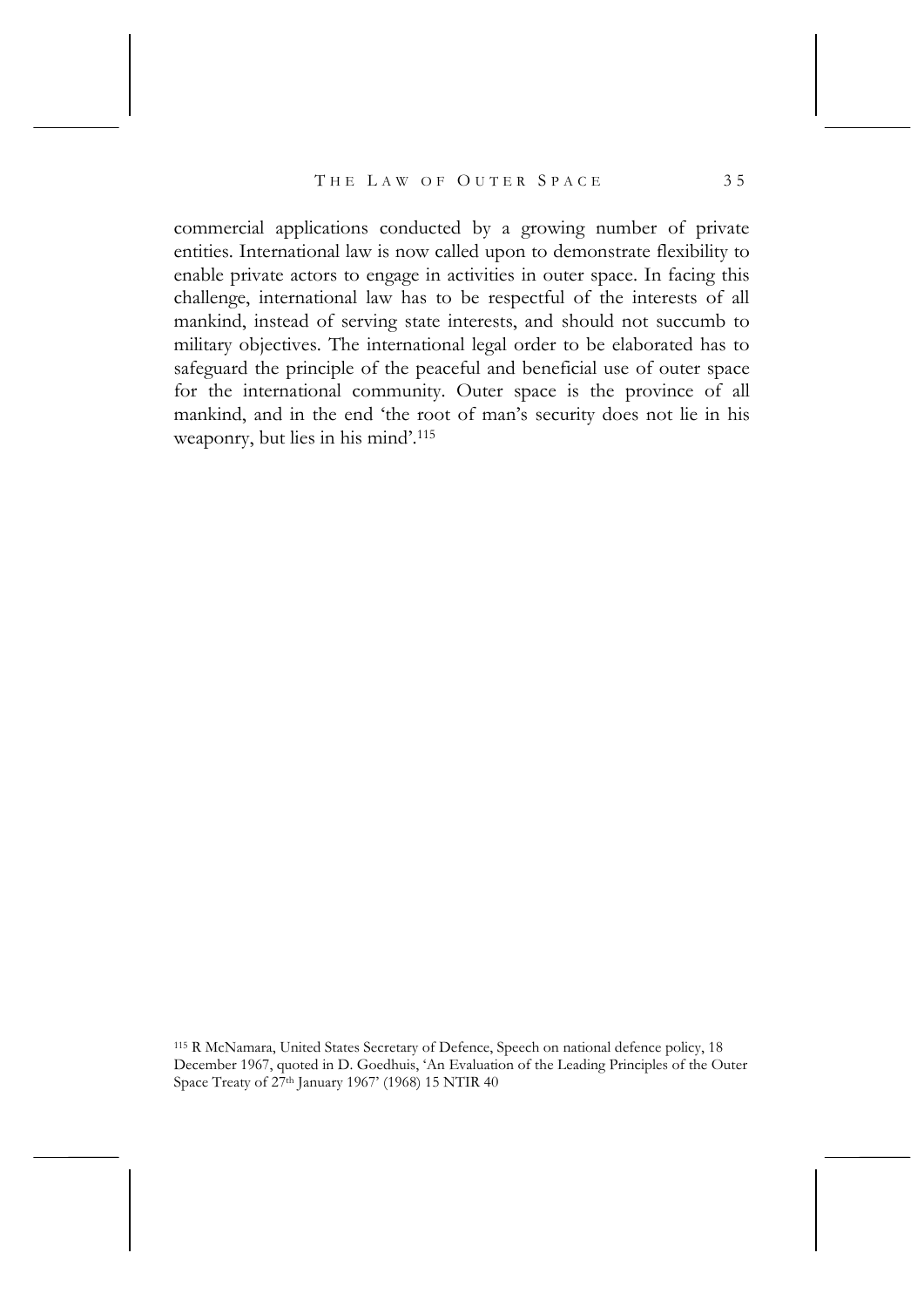commercial applications conducted by a growing number of private entities. International law is now called upon to demonstrate flexibility to enable private actors to engage in activities in outer space. In facing this challenge, international law has to be respectful of the interests of all mankind, instead of serving state interests, and should not succumb to military objectives. The international legal order to be elaborated has to safeguard the principle of the peaceful and beneficial use of outer space for the international community. Outer space is the province of all mankind, and in the end 'the root of man's security does not lie in his weaponry, but lies in his mind'.[115]

[115] R McNamara, United States Secretary of Defence, Speech on national defence policy, 18 December 1967, quoted in D. Goedhuis, 'An Evaluation of the Leading Principles of the Outer Space Treaty of 27th January 1967' (1968) 15 NTIR 40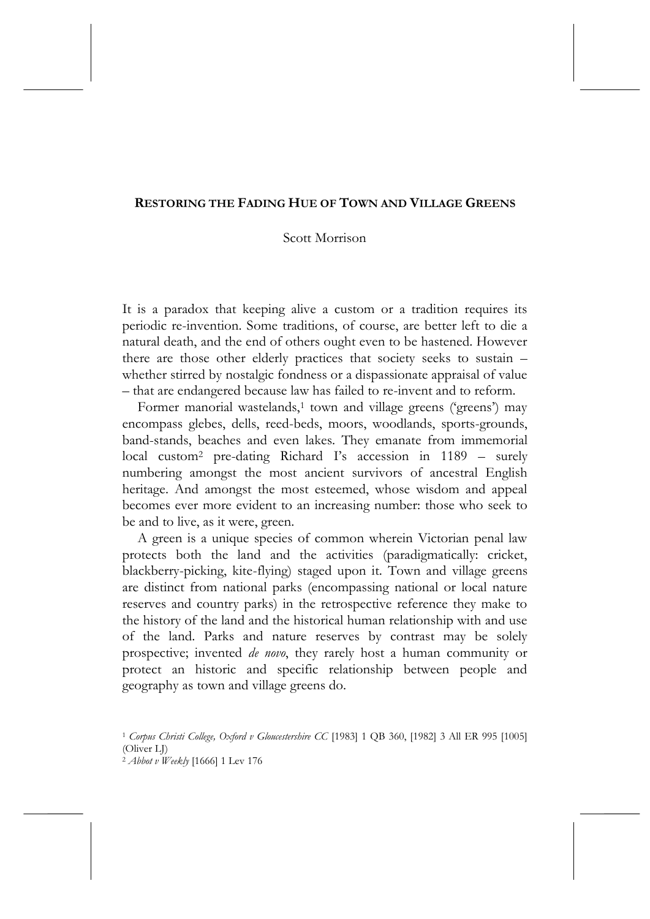# RESTORING THE FADING HUE OF TOWN AND VILLAGE GREENS

Scott Morrison

It is a paradox that keeping alive a custom or a tradition requires its periodic re-invention. Some traditions, of course, are better left to die a natural death, and the end of others ought even to be hastened. However there are those other elderly practices that society seeks to sustain – whether stirred by nostalgic fondness or a dispassionate appraisal of value – that are endangered because law has failed to re-invent and to reform.

Former manorial wastelands,[1] town and village greens ('greens') may encompass glebes, dells, reed-beds, moors, woodlands, sports-grounds, band-stands, beaches and even lakes. They emanate from immemorial local custom[2] pre-dating Richard I's accession in 1189 – surely numbering amongst the most ancient survivors of ancestral English heritage. And amongst the most esteemed, whose wisdom and appeal becomes ever more evident to an increasing number: those who seek to be and to live, as it were, green.

A green is a unique species of common wherein Victorian penal law protects both the land and the activities (paradigmatically: cricket, blackberry-picking, kite-flying) staged upon it. Town and village greens are distinct from national parks (encompassing national or local nature reserves and country parks) in the retrospective reference they make to the history of the land and the historical human relationship with and use of the land. Parks and nature reserves by contrast may be solely prospective; invented *de novo*, they rarely host a human community or protect an historic and specific relationship between people and geography as town and village greens do.

[1] *Corpus Christi College, Oxford v Gloucestershire CC* [1983] 1 QB 360, [1982] 3 All ER 995 [1005] (Oliver LJ)

[2] *Abbot v Weekly* [1666] 1 Lev 176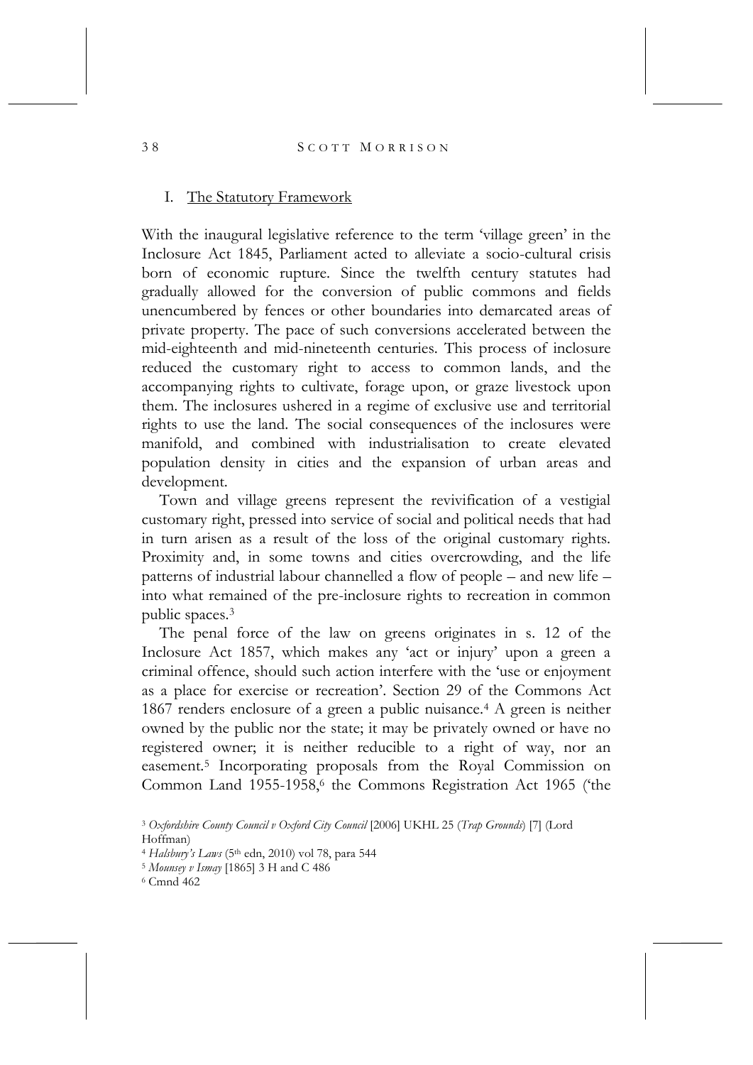## I. The Statutory Framework

With the inaugural legislative reference to the term 'village green' in the Inclosure Act 1845, Parliament acted to alleviate a socio-cultural crisis born of economic rupture. Since the twelfth century statutes had gradually allowed for the conversion of public commons and fields unencumbered by fences or other boundaries into demarcated areas of private property. The pace of such conversions accelerated between the mid-eighteenth and mid-nineteenth centuries. This process of inclosure reduced the customary right to access to common lands, and the accompanying rights to cultivate, forage upon, or graze livestock upon them. The inclosures ushered in a regime of exclusive use and territorial rights to use the land. The social consequences of the inclosures were manifold, and combined with industrialisation to create elevated population density in cities and the expansion of urban areas and development.

Town and village greens represent the revivification of a vestigial customary right, pressed into service of social and political needs that had in turn arisen as a result of the loss of the original customary rights. Proximity and, in some towns and cities overcrowding, and the life patterns of industrial labour channelled a flow of people – and new life – into what remained of the pre-inclosure rights to recreation in common public spaces.[3]

The penal force of the law on greens originates in s. 12 of the Inclosure Act 1857, which makes any 'act or injury' upon a green a criminal offence, should such action interfere with the 'use or enjoyment as a place for exercise or recreation'. Section 29 of the Commons Act 1867 renders enclosure of a green a public nuisance.[4] A green is neither owned by the public nor the state; it may be privately owned or have no registered owner; it is neither reducible to a right of way, nor an easement.[5] Incorporating proposals from the Royal Commission on Common Land 1955-1958,[6] the Commons Registration Act 1965 ('the

[3] *Oxfordshire County Council v Oxford City Council* [2006] UKHL 25 (*Trap Grounds*) [7] (Lord Hoffman)

[4] *Halsbury's Laws* (5th edn, 2010) vol 78, para 544

[5] *Mounsey v Ismay* [1865] 3 H and C 486

[6] Cmnd 462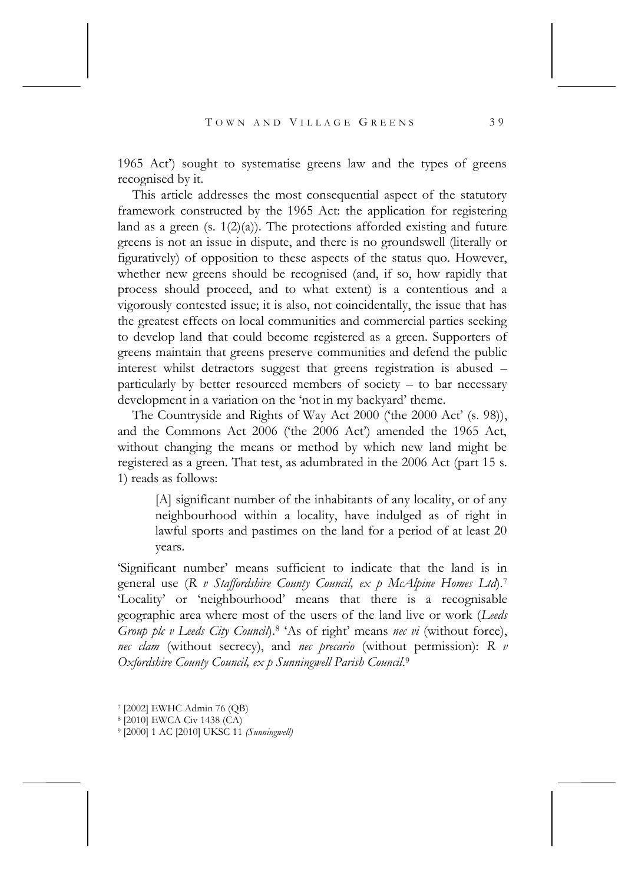1965 Act') sought to systematise greens law and the types of greens recognised by it.

This article addresses the most consequential aspect of the statutory framework constructed by the 1965 Act: the application for registering land as a green (s. 1(2)(a)). The protections afforded existing and future greens is not an issue in dispute, and there is no groundswell (literally or figuratively) of opposition to these aspects of the status quo. However, whether new greens should be recognised (and, if so, how rapidly that process should proceed, and to what extent) is a contentious and a vigorously contested issue; it is also, not coincidentally, the issue that has the greatest effects on local communities and commercial parties seeking to develop land that could become registered as a green. Supporters of greens maintain that greens preserve communities and defend the public interest whilst detractors suggest that greens registration is abused – particularly by better resourced members of society – to bar necessary development in a variation on the 'not in my backyard' theme.

The Countryside and Rights of Way Act 2000 ('the 2000 Act' (s. 98)), and the Commons Act 2006 ('the 2006 Act') amended the 1965 Act, without changing the means or method by which new land might be registered as a green. That test, as adumbrated in the 2006 Act (part 15 s. 1) reads as follows:

> [A] significant number of the inhabitants of any locality, or of any neighbourhood within a locality, have indulged as of right in lawful sports and pastimes on the land for a period of at least 20 years.

'Significant number' means sufficient to indicate that the land is in general use (*R v Staffordshire County Council, ex p McAlpine Homes Ltd*).[7] 'Locality' or 'neighbourhood' means that there is a recognisable geographic area where most of the users of the land live or work (*Leeds Group plc v Leeds City Council*).[8] 'As of right' means *nec vi* (without force), *nec clam* (without secrecy), and *nec precario* (without permission): *R v Oxfordshire County Council, ex p Sunningwell Parish Council*.[9]

---

[7] [2002] EWHC Admin 76 (QB)

[8] [2010] EWCA Civ 1438 (CA)

[9] [2000] 1 AC [2010] UKSC 11 *(Sunningwell)*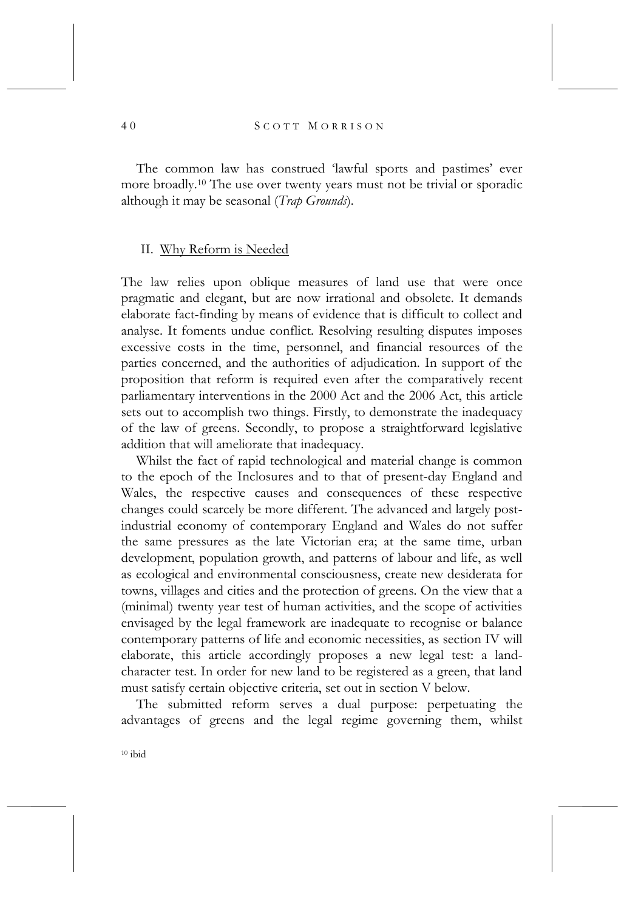The common law has construed 'lawful sports and pastimes' ever more broadly.[10] The use over twenty years must not be trivial or sporadic although it may be seasonal (*Trap Grounds*).

## II. Why Reform is Needed

The law relies upon oblique measures of land use that were once pragmatic and elegant, but are now irrational and obsolete. It demands elaborate fact-finding by means of evidence that is difficult to collect and analyse. It foments undue conflict. Resolving resulting disputes imposes excessive costs in the time, personnel, and financial resources of the parties concerned, and the authorities of adjudication. In support of the proposition that reform is required even after the comparatively recent parliamentary interventions in the 2000 Act and the 2006 Act, this article sets out to accomplish two things. Firstly, to demonstrate the inadequacy of the law of greens. Secondly, to propose a straightforward legislative addition that will ameliorate that inadequacy.

Whilst the fact of rapid technological and material change is common to the epoch of the Inclosures and to that of present-day England and Wales, the respective causes and consequences of these respective changes could scarcely be more different. The advanced and largely post-industrial economy of contemporary England and Wales do not suffer the same pressures as the late Victorian era; at the same time, urban development, population growth, and patterns of labour and life, as well as ecological and environmental consciousness, create new desiderata for towns, villages and cities and the protection of greens. On the view that a (minimal) twenty year test of human activities, and the scope of activities envisaged by the legal framework are inadequate to recognise or balance contemporary patterns of life and economic necessities, as section IV will elaborate, this article accordingly proposes a new legal test: a land-character test. In order for new land to be registered as a green, that land must satisfy certain objective criteria, set out in section V below.

The submitted reform serves a dual purpose: perpetuating the advantages of greens and the legal regime governing them, whilst

[10] ibid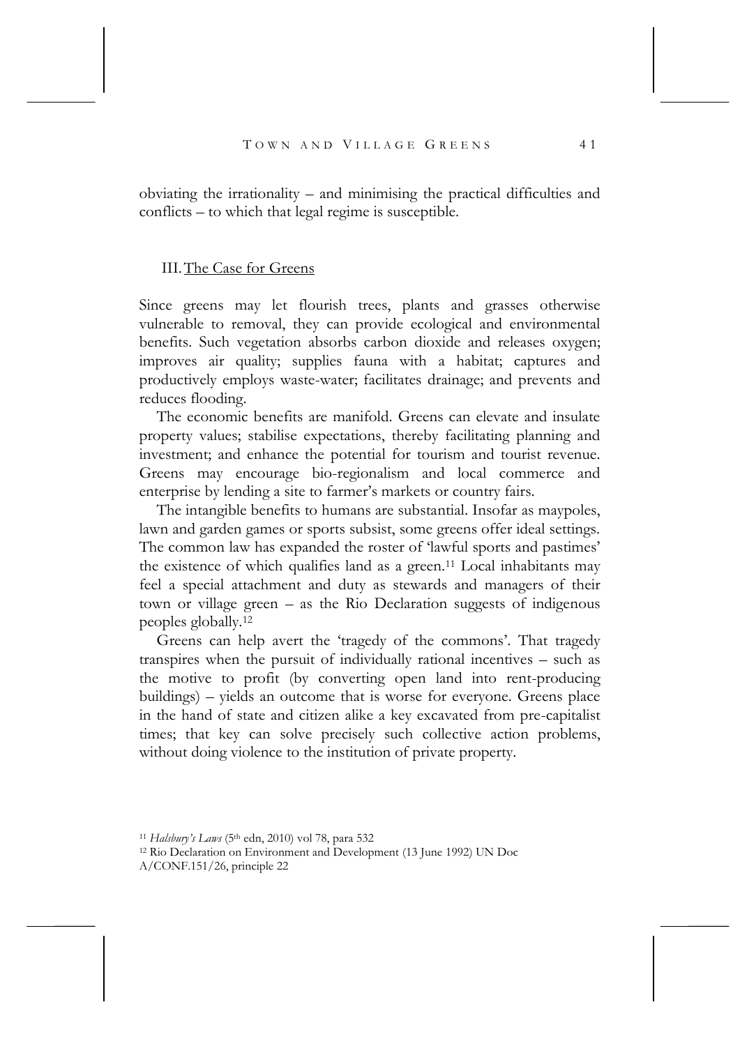obviating the irrationality – and minimising the practical difficulties and conflicts – to which that legal regime is susceptible.

## III. The Case for Greens

Since greens may let flourish trees, plants and grasses otherwise vulnerable to removal, they can provide ecological and environmental benefits. Such vegetation absorbs carbon dioxide and releases oxygen; improves air quality; supplies fauna with a habitat; captures and productively employs waste-water; facilitates drainage; and prevents and reduces flooding.

The economic benefits are manifold. Greens can elevate and insulate property values; stabilise expectations, thereby facilitating planning and investment; and enhance the potential for tourism and tourist revenue. Greens may encourage bio-regionalism and local commerce and enterprise by lending a site to farmer's markets or country fairs.

The intangible benefits to humans are substantial. Insofar as maypoles, lawn and garden games or sports subsist, some greens offer ideal settings. The common law has expanded the roster of 'lawful sports and pastimes' the existence of which qualifies land as a green.[11] Local inhabitants may feel a special attachment and duty as stewards and managers of their town or village green – as the Rio Declaration suggests of indigenous peoples globally.[12]

Greens can help avert the 'tragedy of the commons'. That tragedy transpires when the pursuit of individually rational incentives – such as the motive to profit (by converting open land into rent-producing buildings) – yields an outcome that is worse for everyone. Greens place in the hand of state and citizen alike a key excavated from pre-capitalist times; that key can solve precisely such collective action problems, without doing violence to the institution of private property.

[11] *Halsbury's Laws* (5th edn, 2010) vol 78, para 532

[12] Rio Declaration on Environment and Development (13 June 1992) UN Doc A/CONF.151/26, principle 22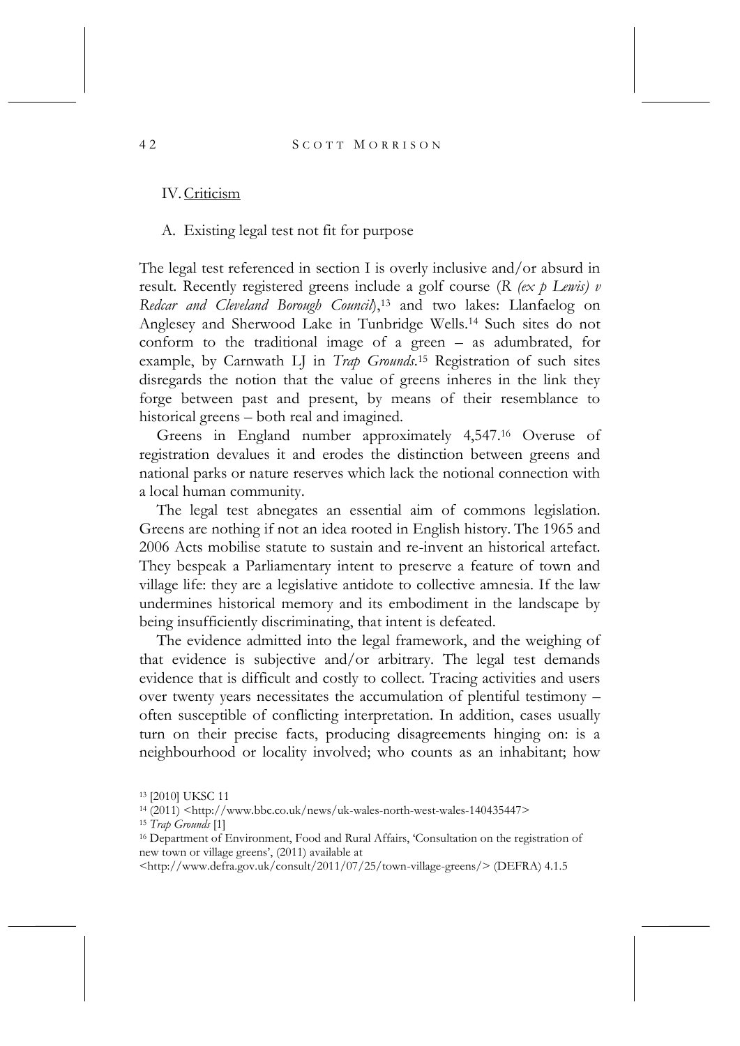## IV. Criticism

### A. Existing legal test not fit for purpose

The legal test referenced in section I is overly inclusive and/or absurd in result. Recently registered greens include a golf course (*R (ex p Lewis) v Redcar and Cleveland Borough Council*),[13] and two lakes: Llanfaelog on Anglesey and Sherwood Lake in Tunbridge Wells.[14] Such sites do not conform to the traditional image of a green – as adumbrated, for example, by Carnwath LJ in *Trap Grounds*.[15] Registration of such sites disregards the notion that the value of greens inheres in the link they forge between past and present, by means of their resemblance to historical greens – both real and imagined.

Greens in England number approximately 4,547.[16] Overuse of registration devalues it and erodes the distinction between greens and national parks or nature reserves which lack the notional connection with a local human community.

The legal test abnegates an essential aim of commons legislation. Greens are nothing if not an idea rooted in English history. The 1965 and 2006 Acts mobilise statute to sustain and re-invent an historical artefact. They bespeak a Parliamentary intent to preserve a feature of town and village life: they are a legislative antidote to collective amnesia. If the law undermines historical memory and its embodiment in the landscape by being insufficiently discriminating, that intent is defeated.

The evidence admitted into the legal framework, and the weighing of that evidence is subjective and/or arbitrary. The legal test demands evidence that is difficult and costly to collect. Tracing activities and users over twenty years necessitates the accumulation of plentiful testimony – often susceptible of conflicting interpretation. In addition, cases usually turn on their precise facts, producing disagreements hinging on: is a neighbourhood or locality involved; who counts as an inhabitant; how

---

[13] [2010] UKSC 11

[14] (2011) <http://www.bbc.co.uk/news/uk-wales-north-west-wales-140435447>

[15] *Trap Grounds* [1]

[16] Department of Environment, Food and Rural Affairs, 'Consultation on the registration of new town or village greens', (2011) available at <http://www.defra.gov.uk/consult/2011/07/25/town-village-greens/> (DEFRA) 4.1.5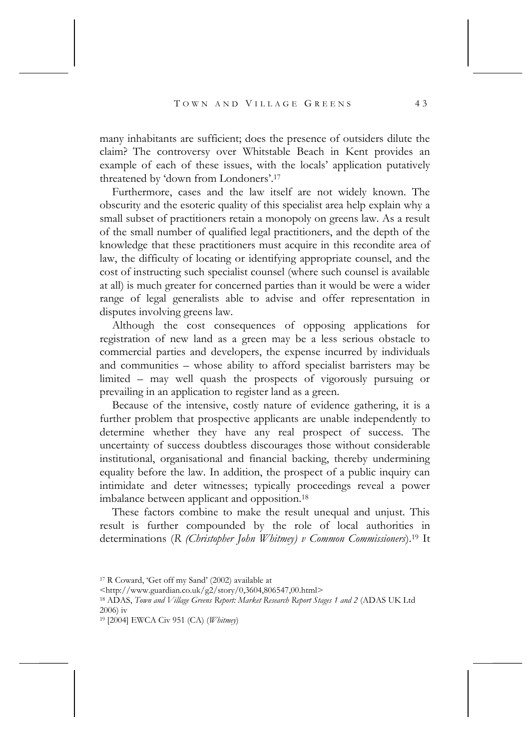many inhabitants are sufficient; does the presence of outsiders dilute the claim? The controversy over Whitstable Beach in Kent provides an example of each of these issues, with the locals' application putatively threatened by 'down from Londoners'.[17]

Furthermore, cases and the law itself are not widely known. The obscurity and the esoteric quality of this specialist area help explain why a small subset of practitioners retain a monopoly on greens law. As a result of the small number of qualified legal practitioners, and the depth of the knowledge that these practitioners must acquire in this recondite area of law, the difficulty of locating or identifying appropriate counsel, and the cost of instructing such specialist counsel (where such counsel is available at all) is much greater for concerned parties than it would be were a wider range of legal generalists able to advise and offer representation in disputes involving greens law.

Although the cost consequences of opposing applications for registration of new land as a green may be a less serious obstacle to commercial parties and developers, the expense incurred by individuals and communities – whose ability to afford specialist barristers may be limited – may well quash the prospects of vigorously pursuing or prevailing in an application to register land as a green.

Because of the intensive, costly nature of evidence gathering, it is a further problem that prospective applicants are unable independently to determine whether they have any real prospect of success. The uncertainty of success doubtless discourages those without considerable institutional, organisational and financial backing, thereby undermining equality before the law. In addition, the prospect of a public inquiry can intimidate and deter witnesses; typically proceedings reveal a power imbalance between applicant and opposition.[18]

These factors combine to make the result unequal and unjust. This result is further compounded by the role of local authorities in determinations (*R (Christopher John Whitmey) v Common Commissioners*).[19] It

[17] R Coward, 'Get off my Sand' (2002) available at <http://www.guardian.co.uk/g2/story/0,3604,806547,00.html>

[18] ADAS, *Town and Village Greens Report: Market Research Report Stages 1 and 2* (ADAS UK Ltd 2006) iv

[19] [2004] EWCA Civ 951 (CA) (*Whitmey*)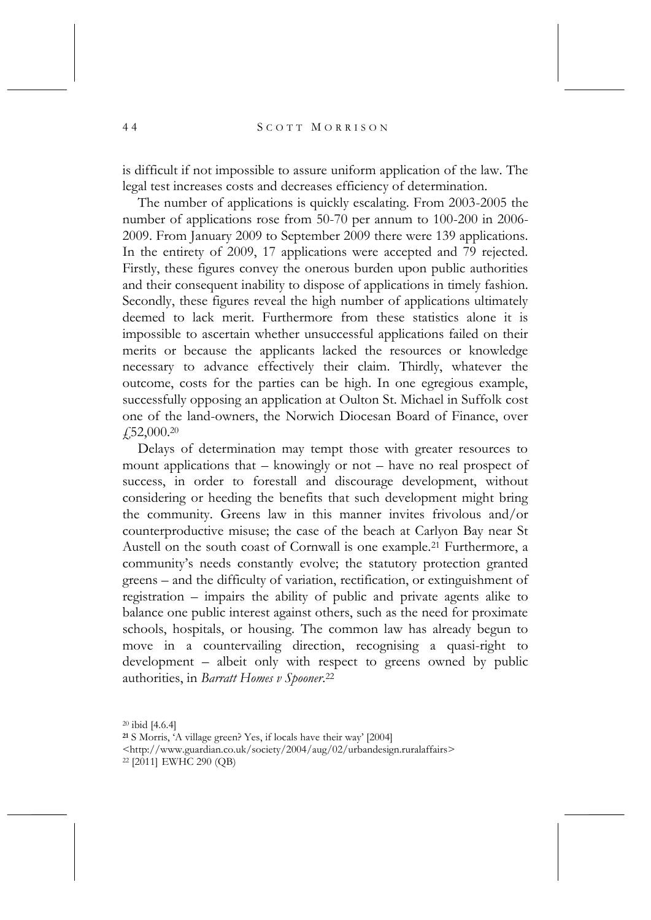is difficult if not impossible to assure uniform application of the law. The legal test increases costs and decreases efficiency of determination.

The number of applications is quickly escalating. From 2003-2005 the number of applications rose from 50-70 per annum to 100-200 in 2006-2009. From January 2009 to September 2009 there were 139 applications. In the entirety of 2009, 17 applications were accepted and 79 rejected. Firstly, these figures convey the onerous burden upon public authorities and their consequent inability to dispose of applications in timely fashion. Secondly, these figures reveal the high number of applications ultimately deemed to lack merit. Furthermore from these statistics alone it is impossible to ascertain whether unsuccessful applications failed on their merits or because the applicants lacked the resources or knowledge necessary to advance effectively their claim. Thirdly, whatever the outcome, costs for the parties can be high. In one egregious example, successfully opposing an application at Oulton St. Michael in Suffolk cost one of the land-owners, the Norwich Diocesan Board of Finance, over £52,000.[20]

Delays of determination may tempt those with greater resources to mount applications that – knowingly or not – have no real prospect of success, in order to forestall and discourage development, without considering or heeding the benefits that such development might bring the community. Greens law in this manner invites frivolous and/or counterproductive misuse; the case of the beach at Carlyon Bay near St Austell on the south coast of Cornwall is one example.[21] Furthermore, a community's needs constantly evolve; the statutory protection granted greens – and the difficulty of variation, rectification, or extinguishment of registration – impairs the ability of public and private agents alike to balance one public interest against others, such as the need for proximate schools, hospitals, or housing. The common law has already begun to move in a countervailing direction, recognising a quasi-right to development – albeit only with respect to greens owned by public authorities, in *Barratt Homes v Spooner*.[22]

[20] ibid [4.6.4]

[21] S Morris, 'A village green? Yes, if locals have their way' [2004] <http://www.guardian.co.uk/society/2004/aug/02/urbandesign.ruralaffairs>

[22] [2011] EWHC 290 (QB)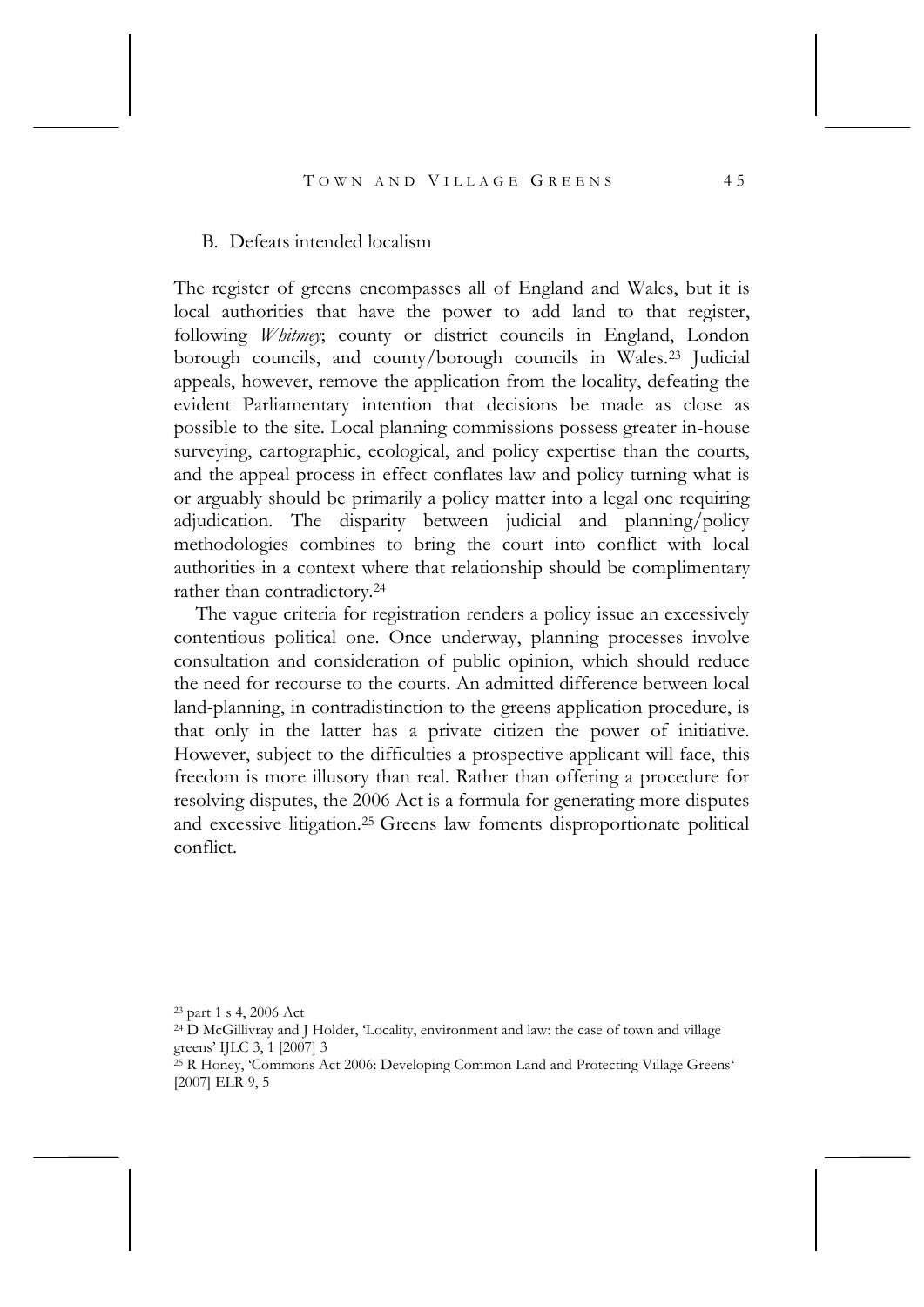### B. Defeats intended localism

The register of greens encompasses all of England and Wales, but it is local authorities that have the power to add land to that register, following *Whitmey*; county or district councils in England, London borough councils, and county/borough councils in Wales.[23] Judicial appeals, however, remove the application from the locality, defeating the evident Parliamentary intention that decisions be made as close as possible to the site. Local planning commissions possess greater in-house surveying, cartographic, ecological, and policy expertise than the courts, and the appeal process in effect conflates law and policy turning what is or arguably should be primarily a policy matter into a legal one requiring adjudication. The disparity between judicial and planning/policy methodologies combines to bring the court into conflict with local authorities in a context where that relationship should be complimentary rather than contradictory.[24]

The vague criteria for registration renders a policy issue an excessively contentious political one. Once underway, planning processes involve consultation and consideration of public opinion, which should reduce the need for recourse to the courts. An admitted difference between local land-planning, in contradistinction to the greens application procedure, is that only in the latter has a private citizen the power of initiative. However, subject to the difficulties a prospective applicant will face, this freedom is more illusory than real. Rather than offering a procedure for resolving disputes, the 2006 Act is a formula for generating more disputes and excessive litigation.[25] Greens law foments disproportionate political conflict.

---

[23] part 1 s 4, 2006 Act

[24] D McGillivray and J Holder, 'Locality, environment and law: the case of town and village greens' IJLC 3, 1 [2007] 3

[25] R Honey, 'Commons Act 2006: Developing Common Land and Protecting Village Greens' [2007] ELR 9, 5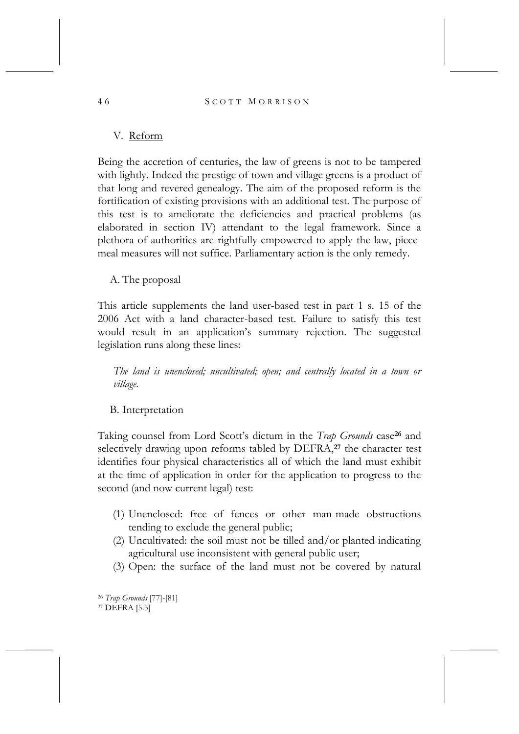## V. Reform

Being the accretion of centuries, the law of greens is not to be tampered with lightly. Indeed the prestige of town and village greens is a product of that long and revered genealogy. The aim of the proposed reform is the fortification of existing provisions with an additional test. The purpose of this test is to ameliorate the deficiencies and practical problems (as elaborated in section IV) attendant to the legal framework. Since a plethora of authorities are rightfully empowered to apply the law, piece-meal measures will not suffice. Parliamentary action is the only remedy.

### A. The proposal

This article supplements the land user-based test in part 1 s. 15 of the 2006 Act with a land character-based test. Failure to satisfy this test would result in an application's summary rejection. The suggested legislation runs along these lines:

> *The land is unenclosed; uncultivated; open; and centrally located in a town or village.*

### B. Interpretation

Taking counsel from Lord Scott's dictum in the *Trap Grounds* case[26] and selectively drawing upon reforms tabled by DEFRA,[27] the character test identifies four physical characteristics all of which the land must exhibit at the time of application in order for the application to progress to the second (and now current legal) test:

(1) Unenclosed: free of fences or other man-made obstructions tending to exclude the general public;
(2) Uncultivated: the soil must not be tilled and/or planted indicating agricultural use inconsistent with general public user;
(3) Open: the surface of the land must not be covered by natural

[26] *Trap Grounds* [77]-[81]
[27] DEFRA [5.5]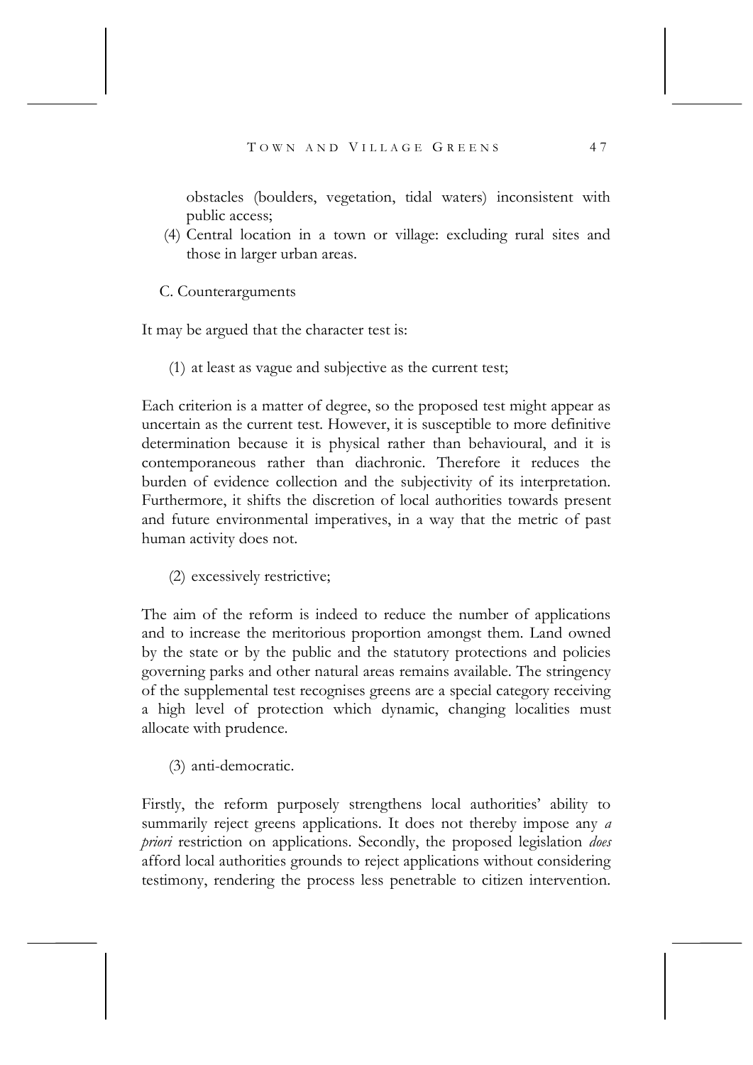obstacles (boulders, vegetation, tidal waters) inconsistent with public access;

(4) Central location in a town or village: excluding rural sites and those in larger urban areas.

C. Counterarguments

It may be argued that the character test is:

(1) at least as vague and subjective as the current test;

Each criterion is a matter of degree, so the proposed test might appear as uncertain as the current test. However, it is susceptible to more definitive determination because it is physical rather than behavioural, and it is contemporaneous rather than diachronic. Therefore it reduces the burden of evidence collection and the subjectivity of its interpretation. Furthermore, it shifts the discretion of local authorities towards present and future environmental imperatives, in a way that the metric of past human activity does not.

(2) excessively restrictive;

The aim of the reform is indeed to reduce the number of applications and to increase the meritorious proportion amongst them. Land owned by the state or by the public and the statutory protections and policies governing parks and other natural areas remains available. The stringency of the supplemental test recognises greens are a special category receiving a high level of protection which dynamic, changing localities must allocate with prudence.

(3) anti-democratic.

Firstly, the reform purposely strengthens local authorities' ability to summarily reject greens applications. It does not thereby impose any *a priori* restriction on applications. Secondly, the proposed legislation *does* afford local authorities grounds to reject applications without considering testimony, rendering the process less penetrable to citizen intervention.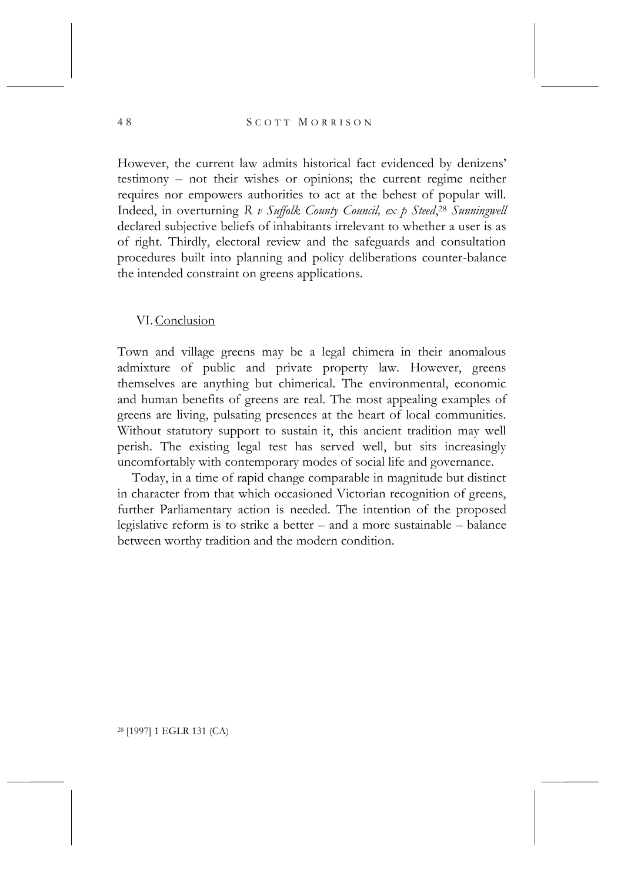However, the current law admits historical fact evidenced by denizens' testimony – not their wishes or opinions; the current regime neither requires nor empowers authorities to act at the behest of popular will. Indeed, in overturning *R v Suffolk County Council, ex p Steed*,[28] *Sunningwell* declared subjective beliefs of inhabitants irrelevant to whether a user is as of right. Thirdly, electoral review and the safeguards and consultation procedures built into planning and policy deliberations counter-balance the intended constraint on greens applications.

## VI. Conclusion

Town and village greens may be a legal chimera in their anomalous admixture of public and private property law. However, greens themselves are anything but chimerical. The environmental, economic and human benefits of greens are real. The most appealing examples of greens are living, pulsating presences at the heart of local communities. Without statutory support to sustain it, this ancient tradition may well perish. The existing legal test has served well, but sits increasingly uncomfortably with contemporary modes of social life and governance.

Today, in a time of rapid change comparable in magnitude but distinct in character from that which occasioned Victorian recognition of greens, further Parliamentary action is needed. The intention of the proposed legislative reform is to strike a better – and a more sustainable – balance between worthy tradition and the modern condition.

[28] [1997] 1 EGLR 131 (CA)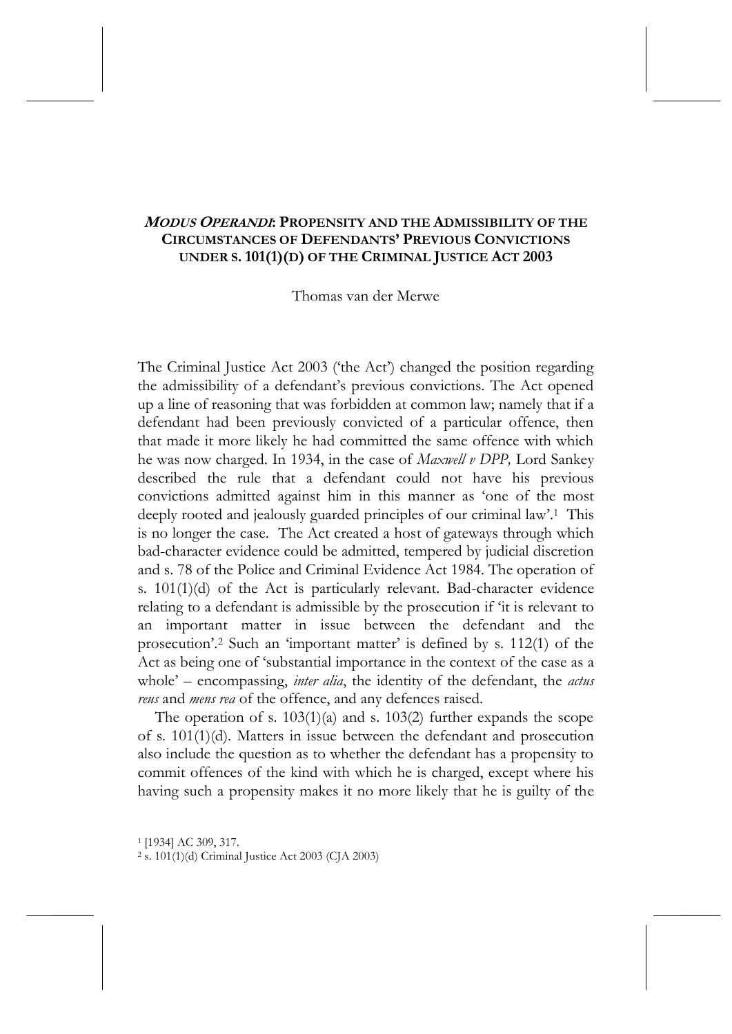## *MODUS OPERANDI*: PROPENSITY AND THE ADMISSIBILITY OF THE CIRCUMSTANCES OF DEFENDANTS' PREVIOUS CONVICTIONS UNDER S. 101(1)(D) OF THE CRIMINAL JUSTICE ACT 2003

Thomas van der Merwe

The Criminal Justice Act 2003 ('the Act') changed the position regarding the admissibility of a defendant's previous convictions. The Act opened up a line of reasoning that was forbidden at common law; namely that if a defendant had been previously convicted of a particular offence, then that made it more likely he had committed the same offence with which he was now charged. In 1934, in the case of *Maxwell v DPP,* Lord Sankey described the rule that a defendant could not have his previous convictions admitted against him in this manner as 'one of the most deeply rooted and jealously guarded principles of our criminal law'.[1] This is no longer the case. The Act created a host of gateways through which bad-character evidence could be admitted, tempered by judicial discretion and s. 78 of the Police and Criminal Evidence Act 1984. The operation of s. 101(1)(d) of the Act is particularly relevant. Bad-character evidence relating to a defendant is admissible by the prosecution if 'it is relevant to an important matter in issue between the defendant and the prosecution'.[2] Such an 'important matter' is defined by s. 112(1) of the Act as being one of 'substantial importance in the context of the case as a whole' – encompassing, *inter alia*, the identity of the defendant, the *actus reus* and *mens rea* of the offence, and any defences raised.

The operation of s. 103(1)(a) and s. 103(2) further expands the scope of s. 101(1)(d). Matters in issue between the defendant and prosecution also include the question as to whether the defendant has a propensity to commit offences of the kind with which he is charged, except where his having such a propensity makes it no more likely that he is guilty of the

[1] [1934] AC 309, 317.

[2] s. 101(1)(d) Criminal Justice Act 2003 (CJA 2003)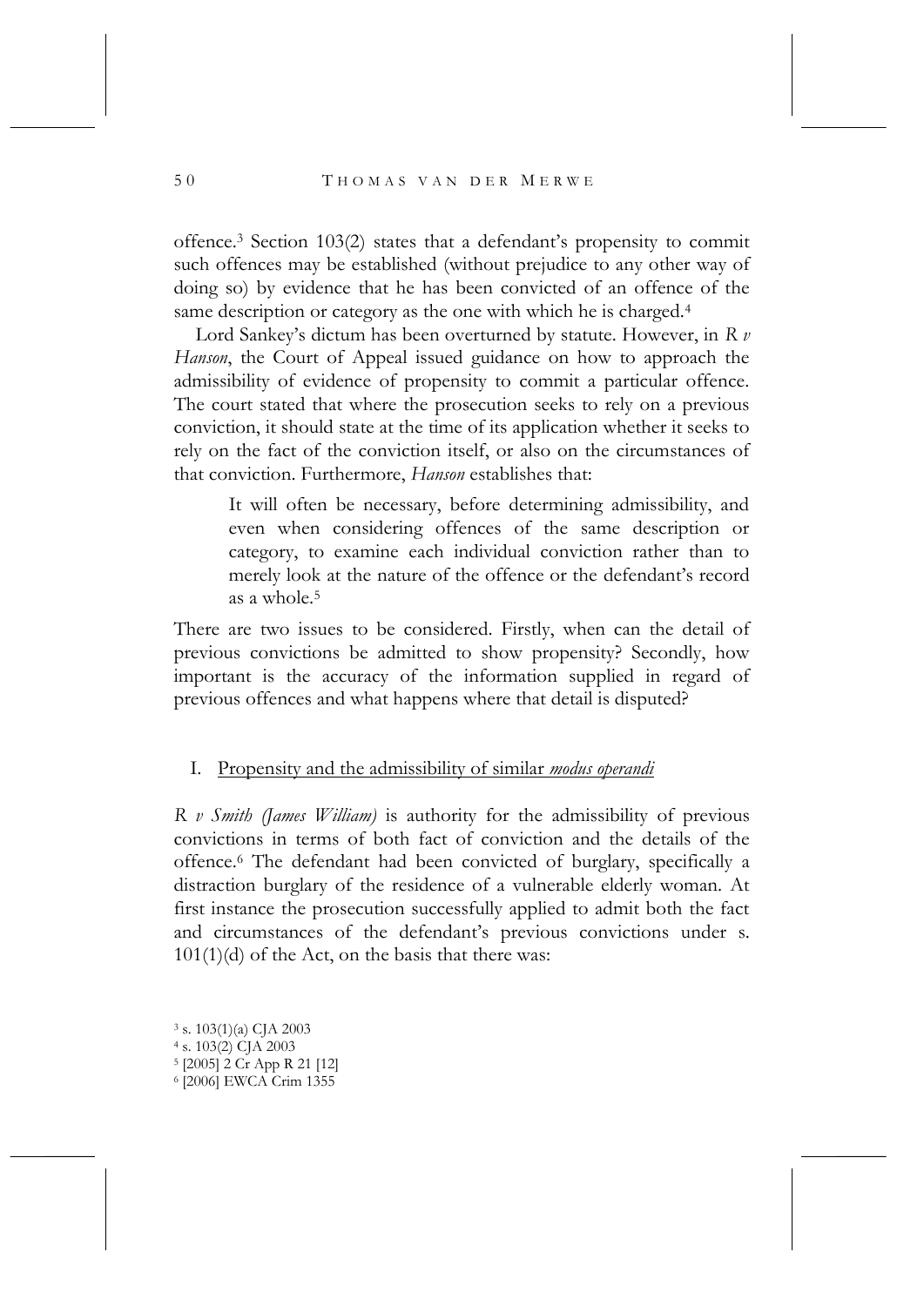offence.[3] Section 103(2) states that a defendant's propensity to commit such offences may be established (without prejudice to any other way of doing so) by evidence that he has been convicted of an offence of the same description or category as the one with which he is charged.[4]

Lord Sankey's dictum has been overturned by statute. However, in *R v Hanson*, the Court of Appeal issued guidance on how to approach the admissibility of evidence of propensity to commit a particular offence. The court stated that where the prosecution seeks to rely on a previous conviction, it should state at the time of its application whether it seeks to rely on the fact of the conviction itself, or also on the circumstances of that conviction. Furthermore, *Hanson* establishes that:

> It will often be necessary, before determining admissibility, and even when considering offences of the same description or category, to examine each individual conviction rather than to merely look at the nature of the offence or the defendant's record as a whole.[5]

There are two issues to be considered. Firstly, when can the detail of previous convictions be admitted to show propensity? Secondly, how important is the accuracy of the information supplied in regard of previous offences and what happens where that detail is disputed?

## I. Propensity and the admissibility of similar *modus operandi*

*R v Smith (James William)* is authority for the admissibility of previous convictions in terms of both fact of conviction and the details of the offence.[6] The defendant had been convicted of burglary, specifically a distraction burglary of the residence of a vulnerable elderly woman. At first instance the prosecution successfully applied to admit both the fact and circumstances of the defendant's previous convictions under s. 101(1)(d) of the Act, on the basis that there was:

[3] s. 103(1)(a) CJA 2003
[4] s. 103(2) CJA 2003
[5] [2005] 2 Cr App R 21 [12]
[6] [2006] EWCA Crim 1355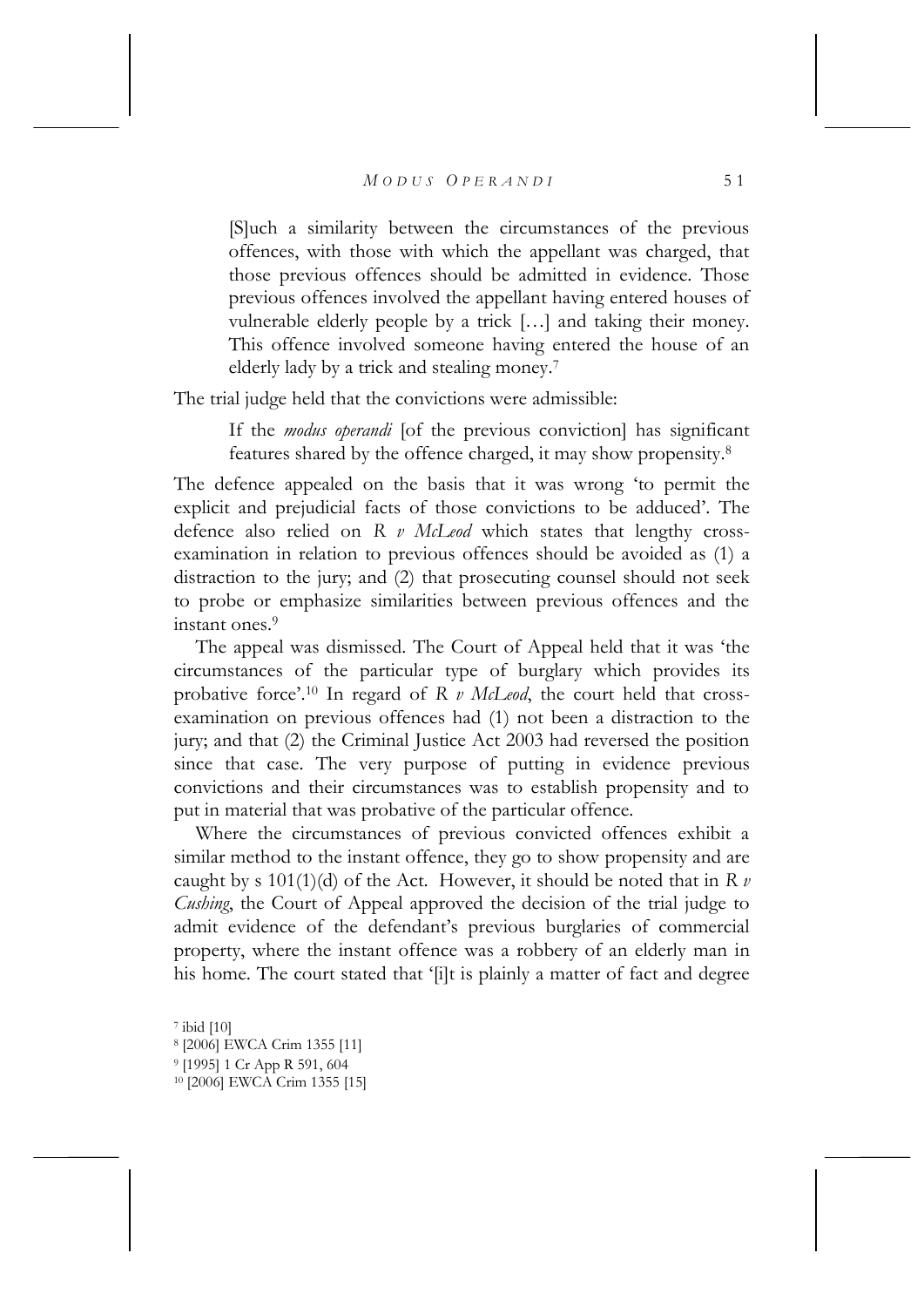> [S]uch a similarity between the circumstances of the previous offences, with those with which the appellant was charged, that those previous offences should be admitted in evidence. Those previous offences involved the appellant having entered houses of vulnerable elderly people by a trick […] and taking their money. This offence involved someone having entered the house of an elderly lady by a trick and stealing money.[7]

The trial judge held that the convictions were admissible:

> If the *modus operandi* [of the previous conviction] has significant features shared by the offence charged, it may show propensity.[8]

The defence appealed on the basis that it was wrong 'to permit the explicit and prejudicial facts of those convictions to be adduced'. The defence also relied on *R v McLeod* which states that lengthy cross-examination in relation to previous offences should be avoided as (1) a distraction to the jury; and (2) that prosecuting counsel should not seek to probe or emphasize similarities between previous offences and the instant ones.[9]

The appeal was dismissed. The Court of Appeal held that it was 'the circumstances of the particular type of burglary which provides its probative force'.[10] In regard of *R v McLeod*, the court held that cross-examination on previous offences had (1) not been a distraction to the jury; and that (2) the Criminal Justice Act 2003 had reversed the position since that case. The very purpose of putting in evidence previous convictions and their circumstances was to establish propensity and to put in material that was probative of the particular offence.

Where the circumstances of previous convicted offences exhibit a similar method to the instant offence, they go to show propensity and are caught by s 101(1)(d) of the Act. However, it should be noted that in *R v Cushing*, the Court of Appeal approved the decision of the trial judge to admit evidence of the defendant's previous burglaries of commercial property, where the instant offence was a robbery of an elderly man in his home. The court stated that '[i]t is plainly a matter of fact and degree

[7] ibid [10]

[8] [2006] EWCA Crim 1355 [11]

[9] [1995] 1 Cr App R 591, 604

[10] [2006] EWCA Crim 1355 [15]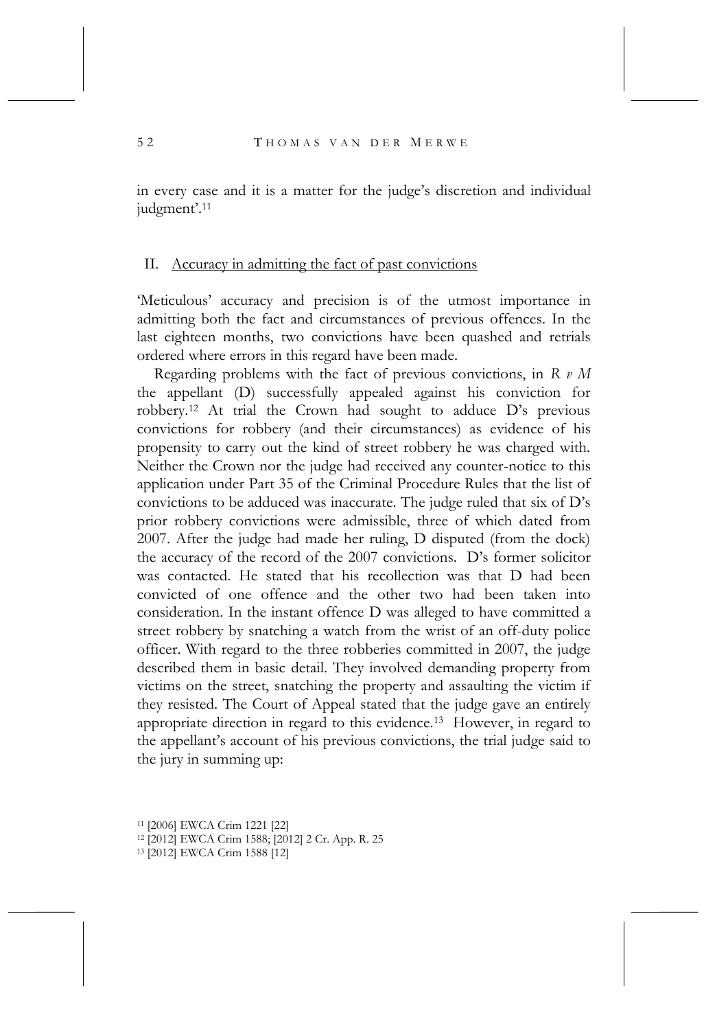in every case and it is a matter for the judge's discretion and individual judgment'.[11]

## II. Accuracy in admitting the fact of past convictions

'Meticulous' accuracy and precision is of the utmost importance in admitting both the fact and circumstances of previous offences. In the last eighteen months, two convictions have been quashed and retrials ordered where errors in this regard have been made.

Regarding problems with the fact of previous convictions, in *R v M* the appellant (D) successfully appealed against his conviction for robbery.[12] At trial the Crown had sought to adduce D's previous convictions for robbery (and their circumstances) as evidence of his propensity to carry out the kind of street robbery he was charged with. Neither the Crown nor the judge had received any counter-notice to this application under Part 35 of the Criminal Procedure Rules that the list of convictions to be adduced was inaccurate. The judge ruled that six of D's prior robbery convictions were admissible, three of which dated from 2007. After the judge had made her ruling, D disputed (from the dock) the accuracy of the record of the 2007 convictions. D's former solicitor was contacted. He stated that his recollection was that D had been convicted of one offence and the other two had been taken into consideration. In the instant offence D was alleged to have committed a street robbery by snatching a watch from the wrist of an off-duty police officer. With regard to the three robberies committed in 2007, the judge described them in basic detail. They involved demanding property from victims on the street, snatching the property and assaulting the victim if they resisted. The Court of Appeal stated that the judge gave an entirely appropriate direction in regard to this evidence.[13] However, in regard to the appellant's account of his previous convictions, the trial judge said to the jury in summing up:

[11] [2006] EWCA Crim 1221 [22]

[12] [2012] EWCA Crim 1588; [2012] 2 Cr. App. R. 25

[13] [2012] EWCA Crim 1588 [12]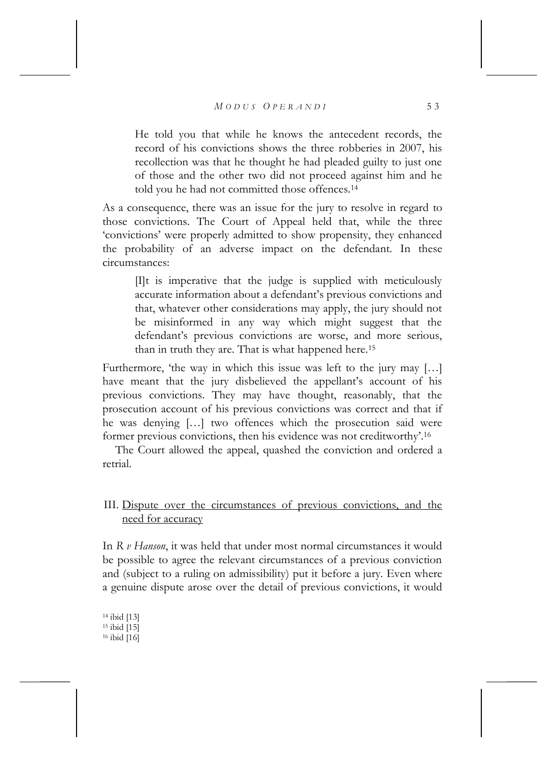> He told you that while he knows the antecedent records, the record of his convictions shows the three robberies in 2007, his recollection was that he thought he had pleaded guilty to just one of those and the other two did not proceed against him and he told you he had not committed those offences.[14]

As a consequence, there was an issue for the jury to resolve in regard to those convictions. The Court of Appeal held that, while the three 'convictions' were properly admitted to show propensity, they enhanced the probability of an adverse impact on the defendant. In these circumstances:

> [I]t is imperative that the judge is supplied with meticulously accurate information about a defendant's previous convictions and that, whatever other considerations may apply, the jury should not be misinformed in any way which might suggest that the defendant's previous convictions are worse, and more serious, than in truth they are. That is what happened here.[15]

Furthermore, 'the way in which this issue was left to the jury may […] have meant that the jury disbelieved the appellant's account of his previous convictions. They may have thought, reasonably, that the prosecution account of his previous convictions was correct and that if he was denying […] two offences which the prosecution said were former previous convictions, then his evidence was not creditworthy'.[16]

The Court allowed the appeal, quashed the conviction and ordered a retrial.

### III. Dispute over the circumstances of previous convictions, and the need for accuracy

In *R v Hanson*, it was held that under most normal circumstances it would be possible to agree the relevant circumstances of a previous conviction and (subject to a ruling on admissibility) put it before a jury. Even where a genuine dispute arose over the detail of previous convictions, it would

[14] ibid [13]
[15] ibid [15]
[16] ibid [16]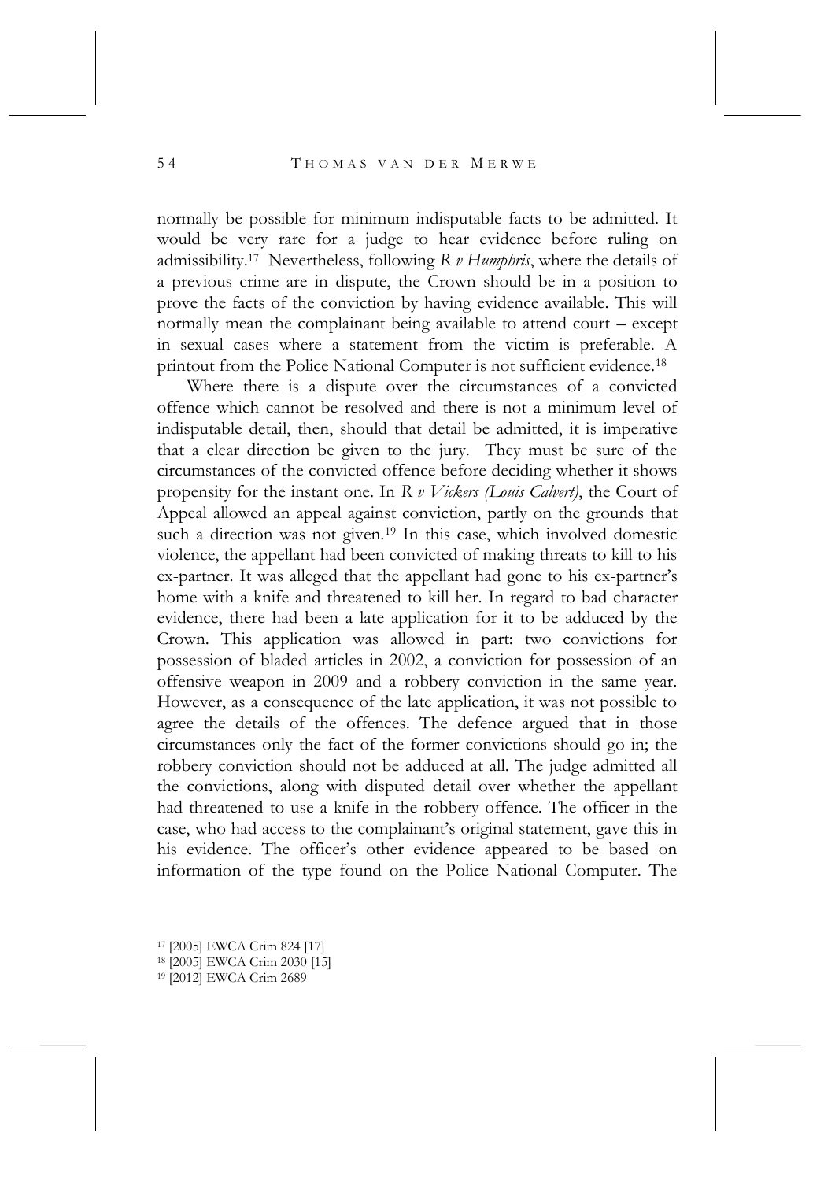normally be possible for minimum indisputable facts to be admitted. It would be very rare for a judge to hear evidence before ruling on admissibility.[17] Nevertheless, following *R v Humphris*, where the details of a previous crime are in dispute, the Crown should be in a position to prove the facts of the conviction by having evidence available. This will normally mean the complainant being available to attend court – except in sexual cases where a statement from the victim is preferable. A printout from the Police National Computer is not sufficient evidence.[18]

Where there is a dispute over the circumstances of a convicted offence which cannot be resolved and there is not a minimum level of indisputable detail, then, should that detail be admitted, it is imperative that a clear direction be given to the jury. They must be sure of the circumstances of the convicted offence before deciding whether it shows propensity for the instant one. In *R v Vickers (Louis Calvert)*, the Court of Appeal allowed an appeal against conviction, partly on the grounds that such a direction was not given.[19] In this case, which involved domestic violence, the appellant had been convicted of making threats to kill to his ex-partner. It was alleged that the appellant had gone to his ex-partner's home with a knife and threatened to kill her. In regard to bad character evidence, there had been a late application for it to be adduced by the Crown. This application was allowed in part: two convictions for possession of bladed articles in 2002, a conviction for possession of an offensive weapon in 2009 and a robbery conviction in the same year. However, as a consequence of the late application, it was not possible to agree the details of the offences. The defence argued that in those circumstances only the fact of the former convictions should go in; the robbery conviction should not be adduced at all. The judge admitted all the convictions, along with disputed detail over whether the appellant had threatened to use a knife in the robbery offence. The officer in the case, who had access to the complainant's original statement, gave this in his evidence. The officer's other evidence appeared to be based on information of the type found on the Police National Computer. The

[17] [2005] EWCA Crim 824 [17]
[18] [2005] EWCA Crim 2030 [15]
[19] [2012] EWCA Crim 2689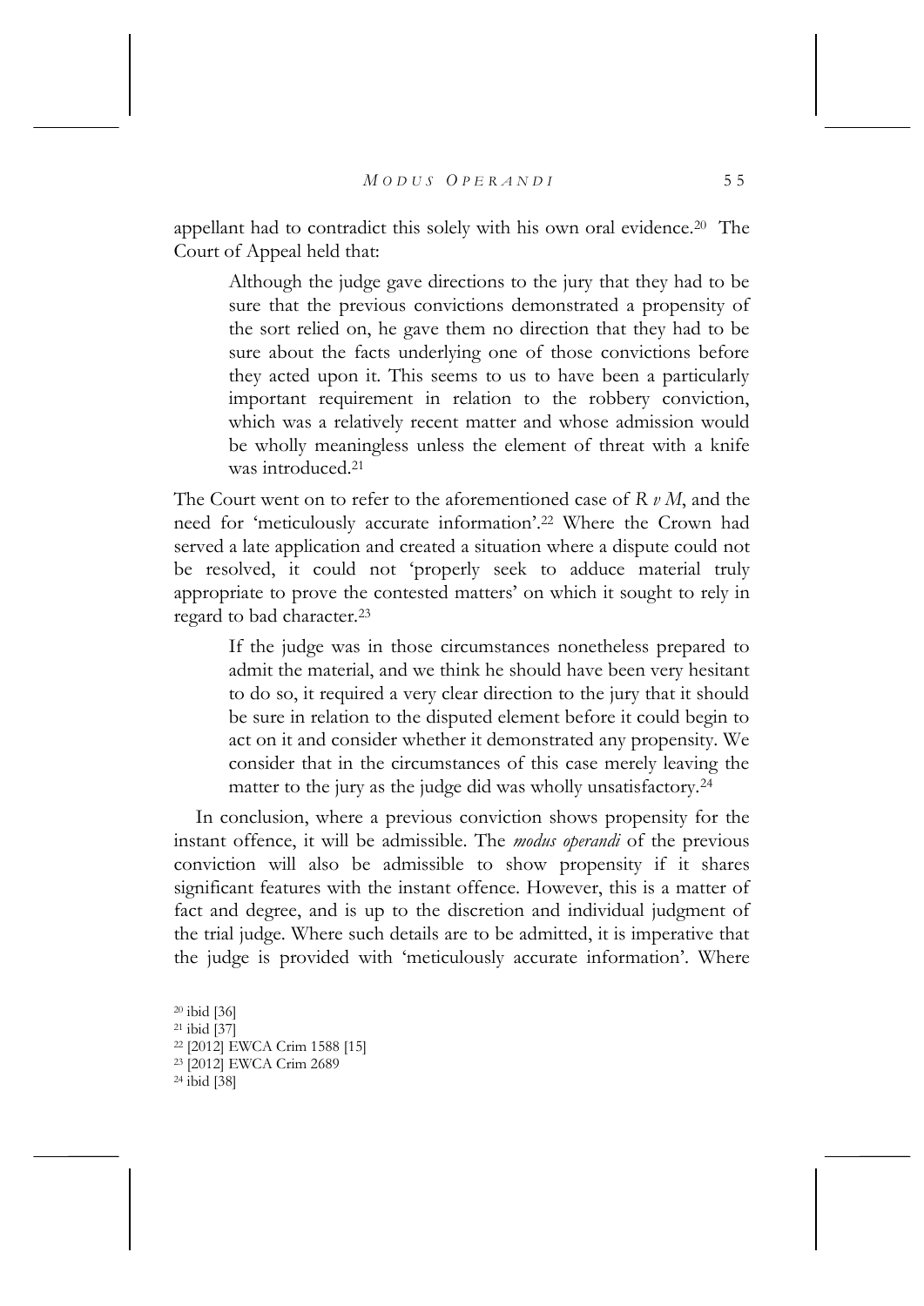appellant had to contradict this solely with his own oral evidence.[20] The Court of Appeal held that:

> Although the judge gave directions to the jury that they had to be sure that the previous convictions demonstrated a propensity of the sort relied on, he gave them no direction that they had to be sure about the facts underlying one of those convictions before they acted upon it. This seems to us to have been a particularly important requirement in relation to the robbery conviction, which was a relatively recent matter and whose admission would be wholly meaningless unless the element of threat with a knife was introduced.[21]

The Court went on to refer to the aforementioned case of *R v M*, and the need for 'meticulously accurate information'.[22] Where the Crown had served a late application and created a situation where a dispute could not be resolved, it could not 'properly seek to adduce material truly appropriate to prove the contested matters' on which it sought to rely in regard to bad character.[23]

> If the judge was in those circumstances nonetheless prepared to admit the material, and we think he should have been very hesitant to do so, it required a very clear direction to the jury that it should be sure in relation to the disputed element before it could begin to act on it and consider whether it demonstrated any propensity. We consider that in the circumstances of this case merely leaving the matter to the jury as the judge did was wholly unsatisfactory.[24]

In conclusion, where a previous conviction shows propensity for the instant offence, it will be admissible. The *modus operandi* of the previous conviction will also be admissible to show propensity if it shares significant features with the instant offence. However, this is a matter of fact and degree, and is up to the discretion and individual judgment of the trial judge. Where such details are to be admitted, it is imperative that the judge is provided with 'meticulously accurate information'. Where

[20] ibid [36]
[21] ibid [37]
[22] [2012] EWCA Crim 1588 [15]
[23] [2012] EWCA Crim 2689
[24] ibid [38]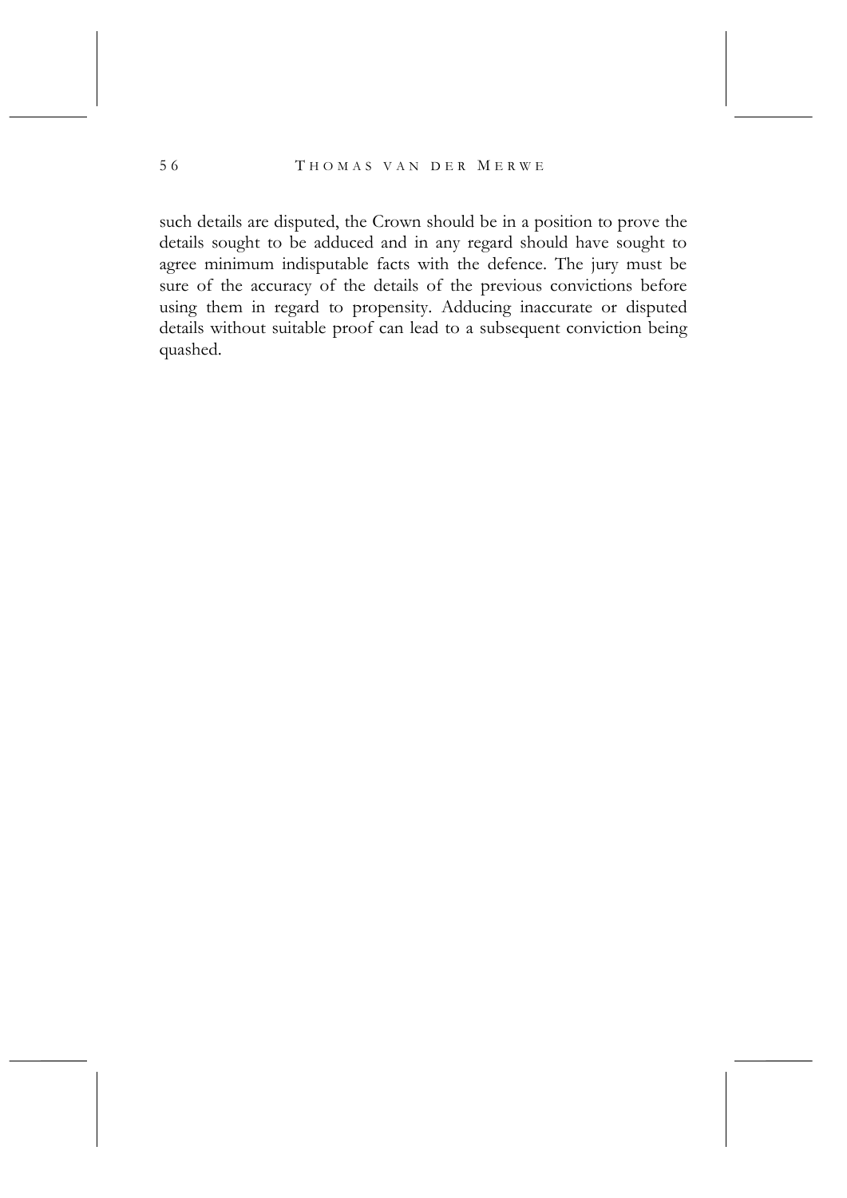such details are disputed, the Crown should be in a position to prove the details sought to be adduced and in any regard should have sought to agree minimum indisputable facts with the defence. The jury must be sure of the accuracy of the details of the previous convictions before using them in regard to propensity. Adducing inaccurate or disputed details without suitable proof can lead to a subsequent conviction being quashed.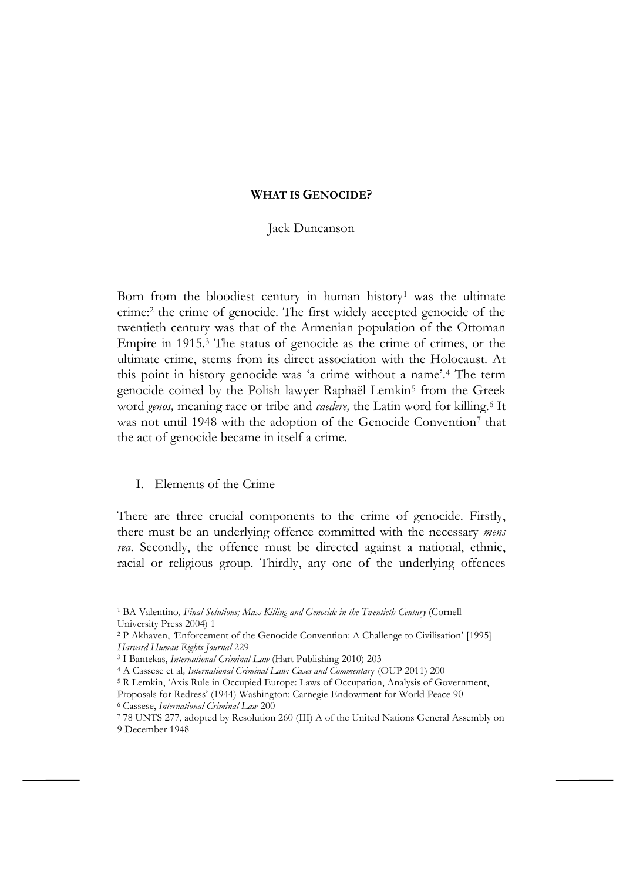## **What is Genocide?**

Jack Duncanson

Born from the bloodiest century in human history[1] was the ultimate crime:[2] the crime of genocide. The first widely accepted genocide of the twentieth century was that of the Armenian population of the Ottoman Empire in 1915.[3] The status of genocide as the crime of crimes, or the ultimate crime, stems from its direct association with the Holocaust. At this point in history genocide was 'a crime without a name'.[4] The term genocide coined by the Polish lawyer Raphaël Lemkin[5] from the Greek word *genos,* meaning race or tribe and *caedere,* the Latin word for killing.[6] It was not until 1948 with the adoption of the Genocide Convention[7] that the act of genocide became in itself a crime.

### I. Elements of the Crime

There are three crucial components to the crime of genocide. Firstly, there must be an underlying offence committed with the necessary *mens rea*. Secondly, the offence must be directed against a national, ethnic, racial or religious group. Thirdly, any one of the underlying offences

---

[1] BA Valentino*, Final Solutions; Mass Killing and Genocide in the Twentieth Century* (Cornell University Press 2004) 1

[2] P Akhaven, 'Enforcement of the Genocide Convention: A Challenge to Civilisation' [1995] *Harvard Human Rights Journal* 229

[3] I Bantekas, *International Criminal Law* (Hart Publishing 2010) 203

[4] A Cassese et al*, International Criminal Law: Cases and Commentary* (OUP 2011) 200

[5] R Lemkin, 'Axis Rule in Occupied Europe: Laws of Occupation, Analysis of Government, Proposals for Redress' (1944) Washington: Carnegie Endowment for World Peace 90

[6] Cassese, *International Criminal Law* 200

[7] 78 UNTS 277, adopted by Resolution 260 (III) A of the United Nations General Assembly on 9 December 1948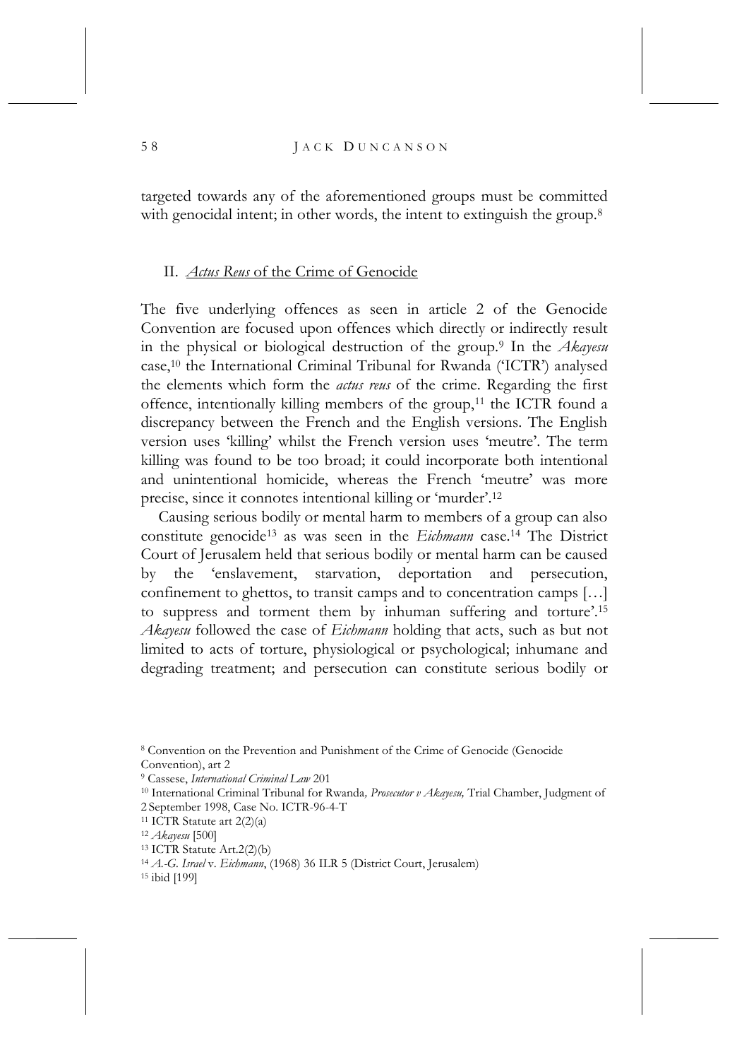targeted towards any of the aforementioned groups must be committed with genocidal intent; in other words, the intent to extinguish the group.[8]

## II. *Actus Reus* of the Crime of Genocide

The five underlying offences as seen in article 2 of the Genocide Convention are focused upon offences which directly or indirectly result in the physical or biological destruction of the group.[9] In the *Akayesu* case,[10] the International Criminal Tribunal for Rwanda ('ICTR') analysed the elements which form the *actus reus* of the crime. Regarding the first offence, intentionally killing members of the group,[11] the ICTR found a discrepancy between the French and the English versions. The English version uses 'killing' whilst the French version uses 'meutre'. The term killing was found to be too broad; it could incorporate both intentional and unintentional homicide, whereas the French 'meutre' was more precise, since it connotes intentional killing or 'murder'.[12]

Causing serious bodily or mental harm to members of a group can also constitute genocide[13] as was seen in the *Eichmann* case.[14] The District Court of Jerusalem held that serious bodily or mental harm can be caused by the 'enslavement, starvation, deportation and persecution, confinement to ghettos, to transit camps and to concentration camps […] to suppress and torment them by inhuman suffering and torture'.[15] *Akayesu* followed the case of *Eichmann* holding that acts, such as but not limited to acts of torture, physiological or psychological; inhumane and degrading treatment; and persecution can constitute serious bodily or

---

[8] Convention on the Prevention and Punishment of the Crime of Genocide (Genocide Convention), art 2

[9] Cassese, *International Criminal Law* 201

[10] International Criminal Tribunal for Rwanda*, Prosecutor v Akayesu,* Trial Chamber, Judgment of 2 September 1998, Case No. ICTR-96-4-T

[11] ICTR Statute art 2(2)(a)

[12] *Akayesu* [500]

[13] ICTR Statute Art.2(2)(b)

[14] *A.-G. Israel* v. *Eichmann*, (1968) 36 ILR 5 (District Court, Jerusalem)

[15] ibid [199]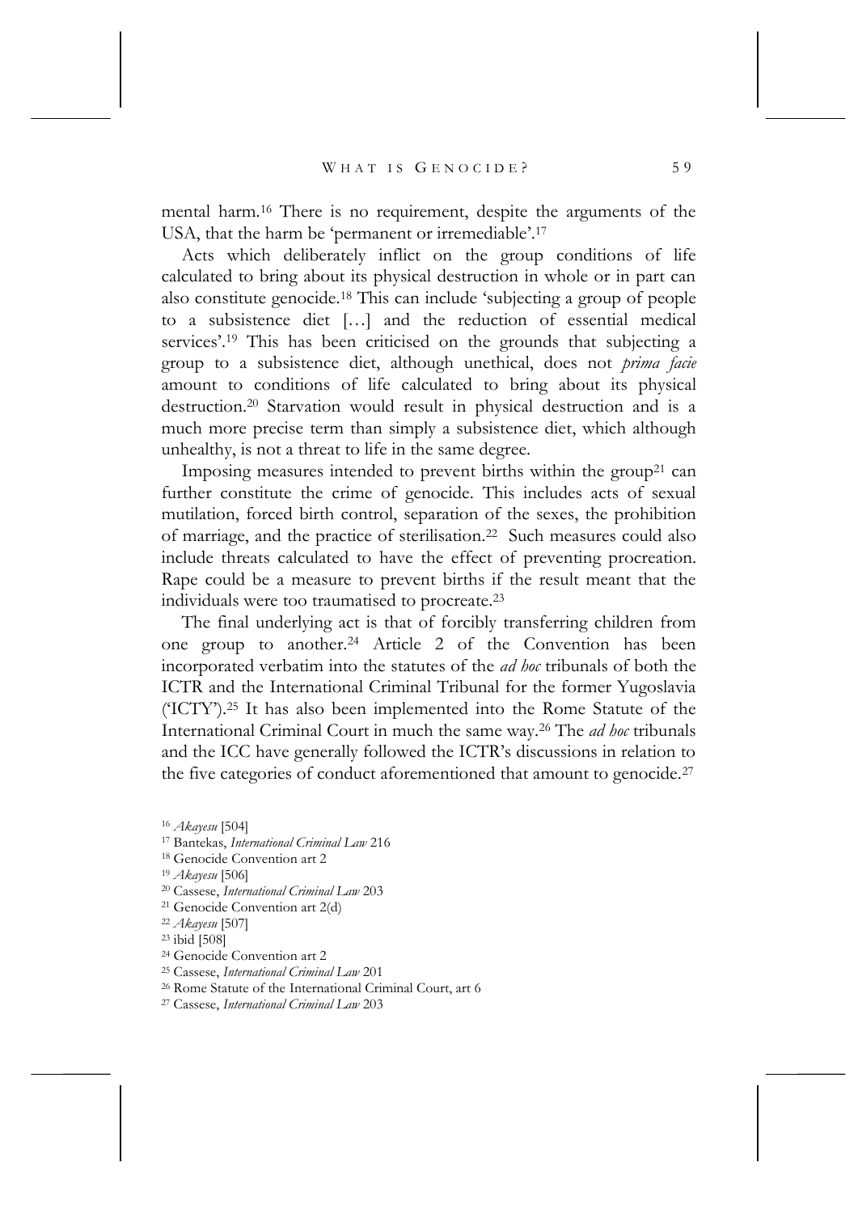mental harm.[16] There is no requirement, despite the arguments of the USA, that the harm be 'permanent or irremediable'.[17]

Acts which deliberately inflict on the group conditions of life calculated to bring about its physical destruction in whole or in part can also constitute genocide.[18] This can include 'subjecting a group of people to a subsistence diet […] and the reduction of essential medical services'.[19] This has been criticised on the grounds that subjecting a group to a subsistence diet, although unethical, does not *prima facie* amount to conditions of life calculated to bring about its physical destruction.[20] Starvation would result in physical destruction and is a much more precise term than simply a subsistence diet, which although unhealthy, is not a threat to life in the same degree.

Imposing measures intended to prevent births within the group[21] can further constitute the crime of genocide. This includes acts of sexual mutilation, forced birth control, separation of the sexes, the prohibition of marriage, and the practice of sterilisation.[22] Such measures could also include threats calculated to have the effect of preventing procreation. Rape could be a measure to prevent births if the result meant that the individuals were too traumatised to procreate.[23]

The final underlying act is that of forcibly transferring children from one group to another.[24] Article 2 of the Convention has been incorporated verbatim into the statutes of the *ad hoc* tribunals of both the ICTR and the International Criminal Tribunal for the former Yugoslavia ('ICTY').[25] It has also been implemented into the Rome Statute of the International Criminal Court in much the same way.[26] The *ad hoc* tribunals and the ICC have generally followed the ICTR's discussions in relation to the five categories of conduct aforementioned that amount to genocide.[27]

---

[16] *Akayesu* [504]
[17] Bantekas, *International Criminal Law* 216
[18] Genocide Convention art 2
[19] *Akayesu* [506]
[20] Cassese, *International Criminal Law* 203
[21] Genocide Convention art 2(d)
[22] *Akayesu* [507]
[23] ibid [508]
[24] Genocide Convention art 2
[25] Cassese, *International Criminal Law* 201
[26] Rome Statute of the International Criminal Court, art 6
[27] Cassese, *International Criminal Law* 203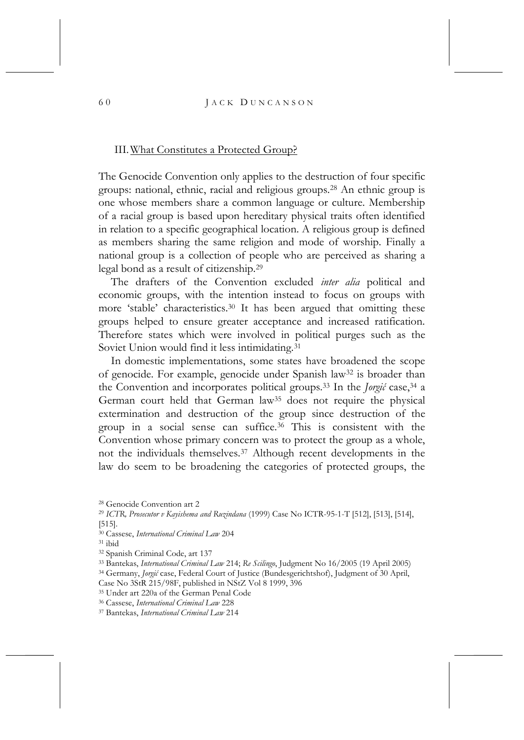## III. What Constitutes a Protected Group?

The Genocide Convention only applies to the destruction of four specific groups: national, ethnic, racial and religious groups.[28] An ethnic group is one whose members share a common language or culture. Membership of a racial group is based upon hereditary physical traits often identified in relation to a specific geographical location. A religious group is defined as members sharing the same religion and mode of worship. Finally a national group is a collection of people who are perceived as sharing a legal bond as a result of citizenship.[29]

The drafters of the Convention excluded *inter alia* political and economic groups, with the intention instead to focus on groups with more 'stable' characteristics.[30] It has been argued that omitting these groups helped to ensure greater acceptance and increased ratification. Therefore states which were involved in political purges such as the Soviet Union would find it less intimidating.[31]

In domestic implementations, some states have broadened the scope of genocide. For example, genocide under Spanish law[32] is broader than the Convention and incorporates political groups.[33] In the *Jorgić* case,[34] a German court held that German law[35] does not require the physical extermination and destruction of the group since destruction of the group in a social sense can suffice.[36] This is consistent with the Convention whose primary concern was to protect the group as a whole, not the individuals themselves.[37] Although recent developments in the law do seem to be broadening the categories of protected groups, the

[28] Genocide Convention art 2

[29] *ICTR, Prosecutor v Kayishema and Ruzindana* (1999) Case No ICTR-95-1-T [512], [513], [514], [515].

[30] Cassese, *International Criminal Law* 204

[31] ibid

[32] Spanish Criminal Code, art 137

[33] Bantekas, *International Criminal Law* 214; *Re Scilingo*, Judgment No 16/2005 (19 April 2005)

[34] Germany, *Jorgić* case, Federal Court of Justice (Bundesgerichtshof), Judgment of 30 April, Case No 3StR 215/98F, published in NStZ Vol 8 1999, 396

[35] Under art 220a of the German Penal Code

[36] Cassese, *International Criminal Law* 228

[37] Bantekas, *International Criminal Law* 214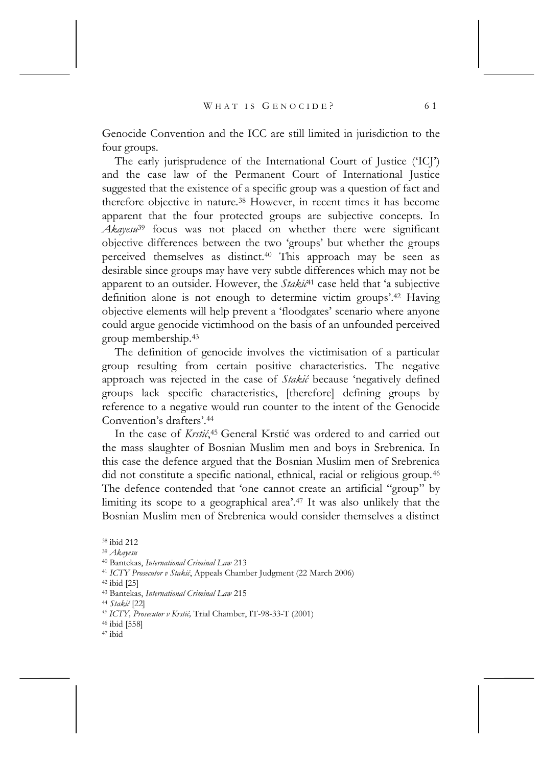Genocide Convention and the ICC are still limited in jurisdiction to the four groups.

The early jurisprudence of the International Court of Justice ('ICJ') and the case law of the Permanent Court of International Justice suggested that the existence of a specific group was a question of fact and therefore objective in nature.[38] However, in recent times it has become apparent that the four protected groups are subjective concepts. In *Akayesu*[39] focus was not placed on whether there were significant objective differences between the two 'groups' but whether the groups perceived themselves as distinct.[40] This approach may be seen as desirable since groups may have very subtle differences which may not be apparent to an outsider. However, the *Stakić*[41] case held that 'a subjective definition alone is not enough to determine victim groups'.[42] Having objective elements will help prevent a 'floodgates' scenario where anyone could argue genocide victimhood on the basis of an unfounded perceived group membership.[43]

The definition of genocide involves the victimisation of a particular group resulting from certain positive characteristics. The negative approach was rejected in the case of *Stakić* because 'negatively defined groups lack specific characteristics, [therefore] defining groups by reference to a negative would run counter to the intent of the Genocide Convention's drafters'.[44]

In the case of *Krstić*,[45] General Krstić was ordered to and carried out the mass slaughter of Bosnian Muslim men and boys in Srebrenica. In this case the defence argued that the Bosnian Muslim men of Srebrenica did not constitute a specific national, ethnical, racial or religious group.[46] The defence contended that 'one cannot create an artificial "group" by limiting its scope to a geographical area'.[47] It was also unlikely that the Bosnian Muslim men of Srebrenica would consider themselves a distinct

---

[38] ibid 212

[39] *Akayesu*

[40] Bantekas, *International Criminal Law* 213

[41] *ICTY Prosecutor v Stakić*, Appeals Chamber Judgment (22 March 2006)

[42] ibid [25]

[43] Bantekas, *International Criminal Law* 215

[44] *Stakić* [22]

[45] *ICTY, Prosecutor v Krstić,* Trial Chamber, IT-98-33-T (2001)

[46] ibid [558]

[47] ibid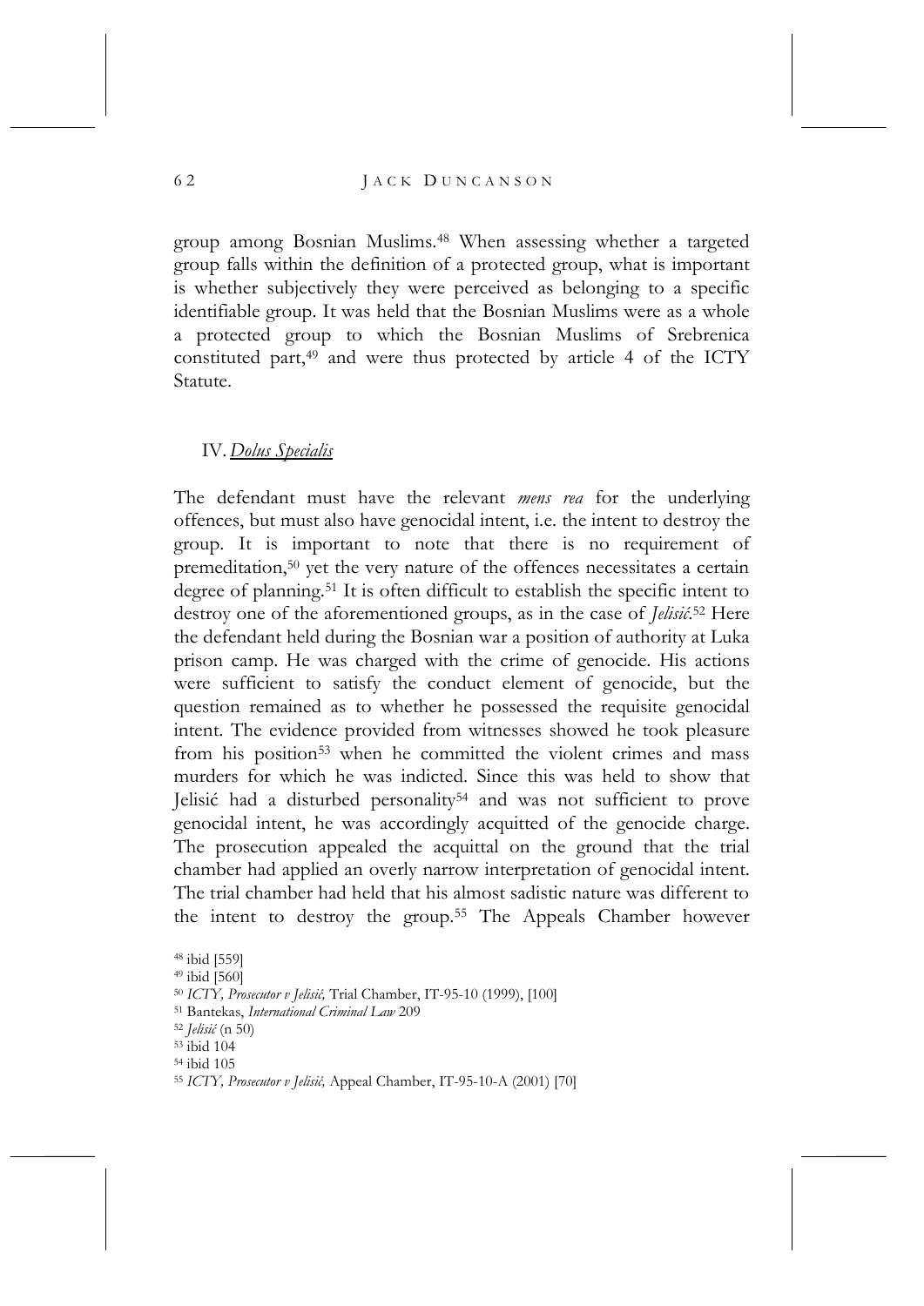group among Bosnian Muslims.[48] When assessing whether a targeted group falls within the definition of a protected group, what is important is whether subjectively they were perceived as belonging to a specific identifiable group. It was held that the Bosnian Muslims were as a whole a protected group to which the Bosnian Muslims of Srebrenica constituted part,[49] and were thus protected by article 4 of the ICTY Statute.

## IV. *Dolus Specialis*

The defendant must have the relevant *mens rea* for the underlying offences, but must also have genocidal intent, i.e. the intent to destroy the group. It is important to note that there is no requirement of premeditation,[50] yet the very nature of the offences necessitates a certain degree of planning.[51] It is often difficult to establish the specific intent to destroy one of the aforementioned groups, as in the case of *Jelisić*.[52] Here the defendant held during the Bosnian war a position of authority at Luka prison camp. He was charged with the crime of genocide. His actions were sufficient to satisfy the conduct element of genocide, but the question remained as to whether he possessed the requisite genocidal intent. The evidence provided from witnesses showed he took pleasure from his position[53] when he committed the violent crimes and mass murders for which he was indicted. Since this was held to show that Jelisić had a disturbed personality[54] and was not sufficient to prove genocidal intent, he was accordingly acquitted of the genocide charge. The prosecution appealed the acquittal on the ground that the trial chamber had applied an overly narrow interpretation of genocidal intent. The trial chamber had held that his almost sadistic nature was different to the intent to destroy the group.[55] The Appeals Chamber however

[48] ibid [559]
[49] ibid [560]
[50] *ICTY, Prosecutor v Jelisić,* Trial Chamber, IT-95-10 (1999), [100]
[51] Bantekas, *International Criminal Law* 209
[52] *Jelisić* (n 50)
[53] ibid 104
[54] ibid 105
[55] *ICTY, Prosecutor v Jelisić,* Appeal Chamber, IT-95-10-A (2001) [70]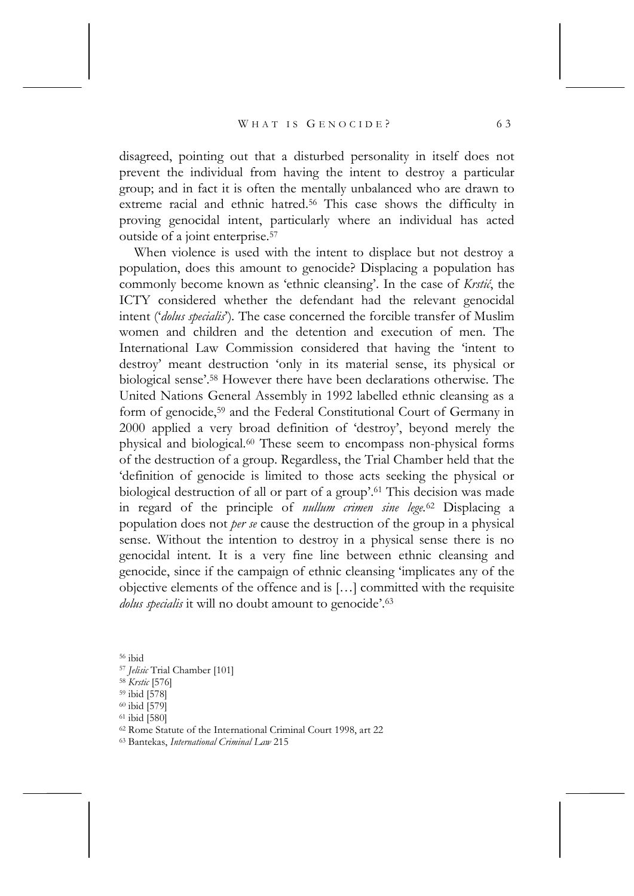disagreed, pointing out that a disturbed personality in itself does not prevent the individual from having the intent to destroy a particular group; and in fact it is often the mentally unbalanced who are drawn to extreme racial and ethnic hatred.[56] This case shows the difficulty in proving genocidal intent, particularly where an individual has acted outside of a joint enterprise.[57]

When violence is used with the intent to displace but not destroy a population, does this amount to genocide? Displacing a population has commonly become known as 'ethnic cleansing'. In the case of *Krstić*, the ICTY considered whether the defendant had the relevant genocidal intent ('*dolus specialis*'). The case concerned the forcible transfer of Muslim women and children and the detention and execution of men. The International Law Commission considered that having the 'intent to destroy' meant destruction 'only in its material sense, its physical or biological sense'.[58] However there have been declarations otherwise. The United Nations General Assembly in 1992 labelled ethnic cleansing as a form of genocide,[59] and the Federal Constitutional Court of Germany in 2000 applied a very broad definition of 'destroy', beyond merely the physical and biological.[60] These seem to encompass non-physical forms of the destruction of a group. Regardless, the Trial Chamber held that the 'definition of genocide is limited to those acts seeking the physical or biological destruction of all or part of a group'.[61] This decision was made in regard of the principle of *nullum crimen sine lege*.[62] Displacing a population does not *per se* cause the destruction of the group in a physical sense. Without the intention to destroy in a physical sense there is no genocidal intent. It is a very fine line between ethnic cleansing and genocide, since if the campaign of ethnic cleansing 'implicates any of the objective elements of the offence and is […] committed with the requisite *dolus specialis* it will no doubt amount to genocide'.[63]

[56] ibid

[57] *Jelisic* Trial Chamber [101]

[58] *Krstic* [576]

[59] ibid [578]

[60] ibid [579]

[61] ibid [580]

[62] Rome Statute of the International Criminal Court 1998, art 22

[63] Bantekas, *International Criminal Law* 215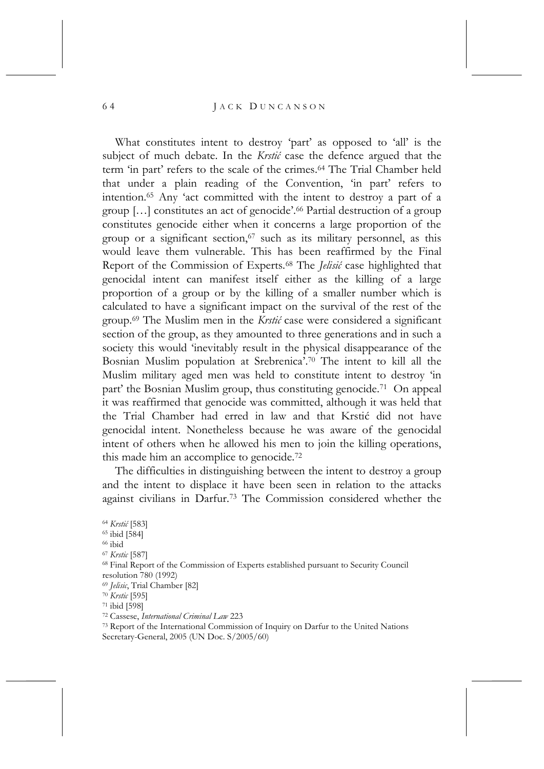What constitutes intent to destroy 'part' as opposed to 'all' is the subject of much debate. In the *Krstić* case the defence argued that the term 'in part' refers to the scale of the crimes.[64] The Trial Chamber held that under a plain reading of the Convention, 'in part' refers to intention.[65] Any 'act committed with the intent to destroy a part of a group […] constitutes an act of genocide'.[66] Partial destruction of a group constitutes genocide either when it concerns a large proportion of the group or a significant section,[67] such as its military personnel, as this would leave them vulnerable. This has been reaffirmed by the Final Report of the Commission of Experts.[68] The *Jelisić* case highlighted that genocidal intent can manifest itself either as the killing of a large proportion of a group or by the killing of a smaller number which is calculated to have a significant impact on the survival of the rest of the group.[69] The Muslim men in the *Krstić* case were considered a significant section of the group, as they amounted to three generations and in such a society this would 'inevitably result in the physical disappearance of the Bosnian Muslim population at Srebrenica'.[70] The intent to kill all the Muslim military aged men was held to constitute intent to destroy 'in part' the Bosnian Muslim group, thus constituting genocide.[71] On appeal it was reaffirmed that genocide was committed, although it was held that the Trial Chamber had erred in law and that Krstić did not have genocidal intent. Nonetheless because he was aware of the genocidal intent of others when he allowed his men to join the killing operations, this made him an accomplice to genocide.[72]

The difficulties in distinguishing between the intent to destroy a group and the intent to displace it have been seen in relation to the attacks against civilians in Darfur.[73] The Commission considered whether the

[64] *Krstić* [583]
[65] ibid [584]
[66] ibid
[67] *Krstic* [587]
[68] Final Report of the Commission of Experts established pursuant to Security Council resolution 780 (1992)
[69] *Jelisic*, Trial Chamber [82]
[70] *Krstic* [595]
[71] ibid [598]
[72] Cassese, *International Criminal Law* 223
[73] Report of the International Commission of Inquiry on Darfur to the United Nations Secretary-General, 2005 (UN Doc. S/2005/60)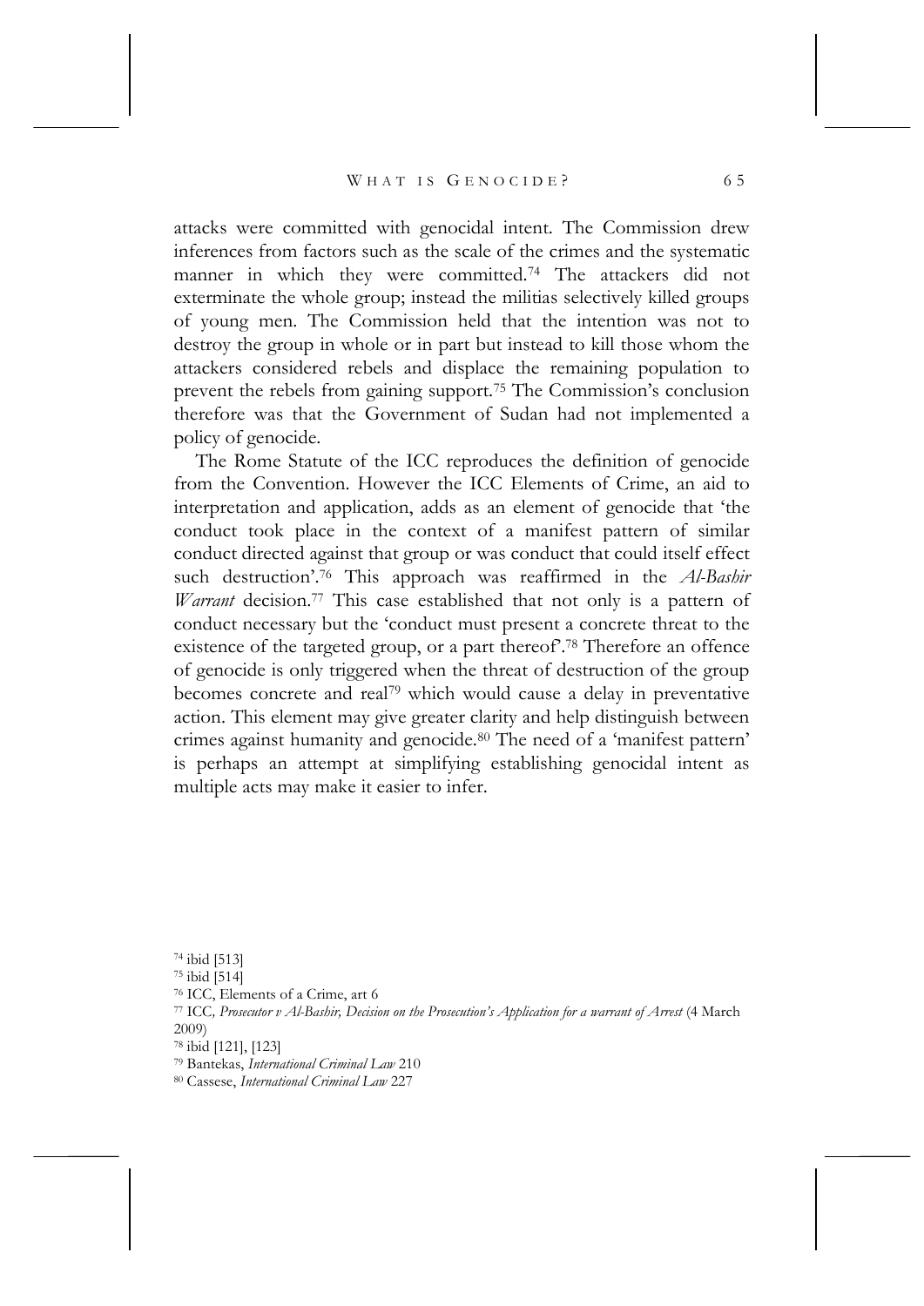attacks were committed with genocidal intent. The Commission drew inferences from factors such as the scale of the crimes and the systematic manner in which they were committed.[74] The attackers did not exterminate the whole group; instead the militias selectively killed groups of young men. The Commission held that the intention was not to destroy the group in whole or in part but instead to kill those whom the attackers considered rebels and displace the remaining population to prevent the rebels from gaining support.[75] The Commission's conclusion therefore was that the Government of Sudan had not implemented a policy of genocide.

The Rome Statute of the ICC reproduces the definition of genocide from the Convention. However the ICC Elements of Crime, an aid to interpretation and application, adds as an element of genocide that 'the conduct took place in the context of a manifest pattern of similar conduct directed against that group or was conduct that could itself effect such destruction'.[76] This approach was reaffirmed in the *Al-Bashir Warrant* decision.[77] This case established that not only is a pattern of conduct necessary but the 'conduct must present a concrete threat to the existence of the targeted group, or a part thereof'.[78] Therefore an offence of genocide is only triggered when the threat of destruction of the group becomes concrete and real[79] which would cause a delay in preventative action. This element may give greater clarity and help distinguish between crimes against humanity and genocide.[80] The need of a 'manifest pattern' is perhaps an attempt at simplifying establishing genocidal intent as multiple acts may make it easier to infer.

[74] ibid [513]

[75] ibid [514]

[76] ICC, Elements of a Crime, art 6

[77] ICC, *Prosecutor v Al-Bashir, Decision on the Prosecution's Application for a warrant of Arrest* (4 March 2009)

[78] ibid [121], [123]

[79] Bantekas, *International Criminal Law* 210

[80] Cassese, *International Criminal Law* 227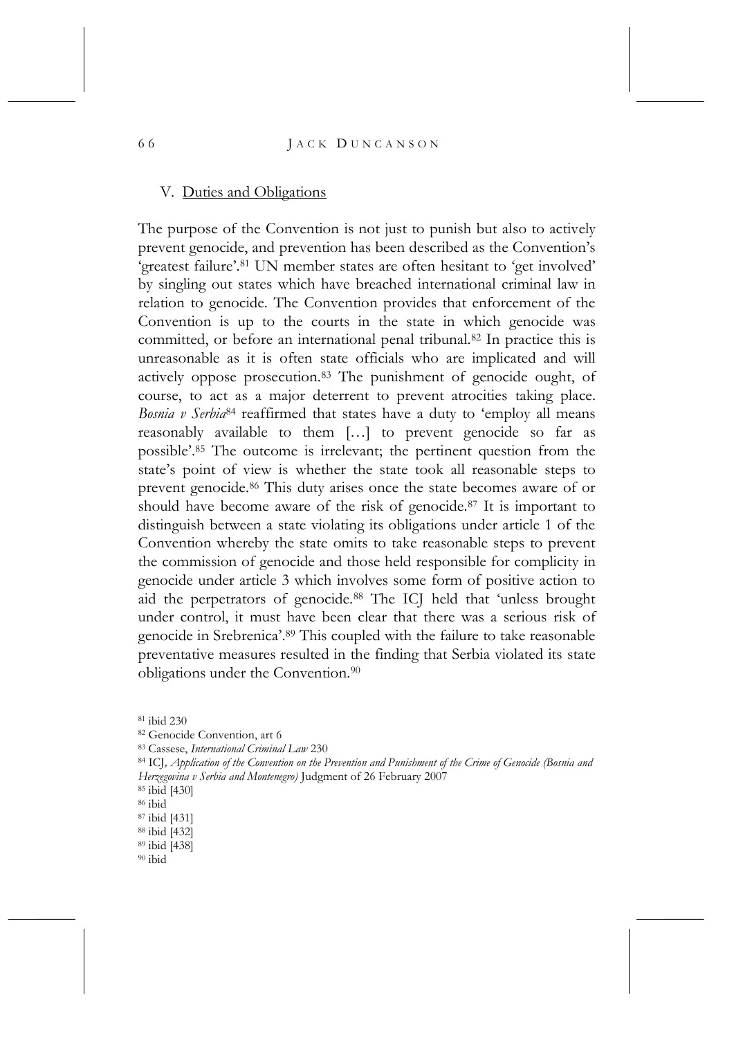## V. Duties and Obligations

The purpose of the Convention is not just to punish but also to actively prevent genocide, and prevention has been described as the Convention's 'greatest failure'.[81] UN member states are often hesitant to 'get involved' by singling out states which have breached international criminal law in relation to genocide. The Convention provides that enforcement of the Convention is up to the courts in the state in which genocide was committed, or before an international penal tribunal.[82] In practice this is unreasonable as it is often state officials who are implicated and will actively oppose prosecution.[83] The punishment of genocide ought, of course, to act as a major deterrent to prevent atrocities taking place. *Bosnia v Serbia*[84] reaffirmed that states have a duty to 'employ all means reasonably available to them […] to prevent genocide so far as possible'.[85] The outcome is irrelevant; the pertinent question from the state's point of view is whether the state took all reasonable steps to prevent genocide.[86] This duty arises once the state becomes aware of or should have become aware of the risk of genocide.[87] It is important to distinguish between a state violating its obligations under article 1 of the Convention whereby the state omits to take reasonable steps to prevent the commission of genocide and those held responsible for complicity in genocide under article 3 which involves some form of positive action to aid the perpetrators of genocide.[88] The ICJ held that 'unless brought under control, it must have been clear that there was a serious risk of genocide in Srebrenica'.[89] This coupled with the failure to take reasonable preventative measures resulted in the finding that Serbia violated its state obligations under the Convention.[90]

[81] ibid 230

[82] Genocide Convention, art 6

[83] Cassese, *International Criminal Law* 230

[84] ICJ, *Application of the Convention on the Prevention and Punishment of the Crime of Genocide (Bosnia and Herzegovina v Serbia and Montenegro)* Judgment of 26 February 2007

[85] ibid [430]

[86] ibid

[87] ibid [431]

[88] ibid [432]

[89] ibid [438]

[90] ibid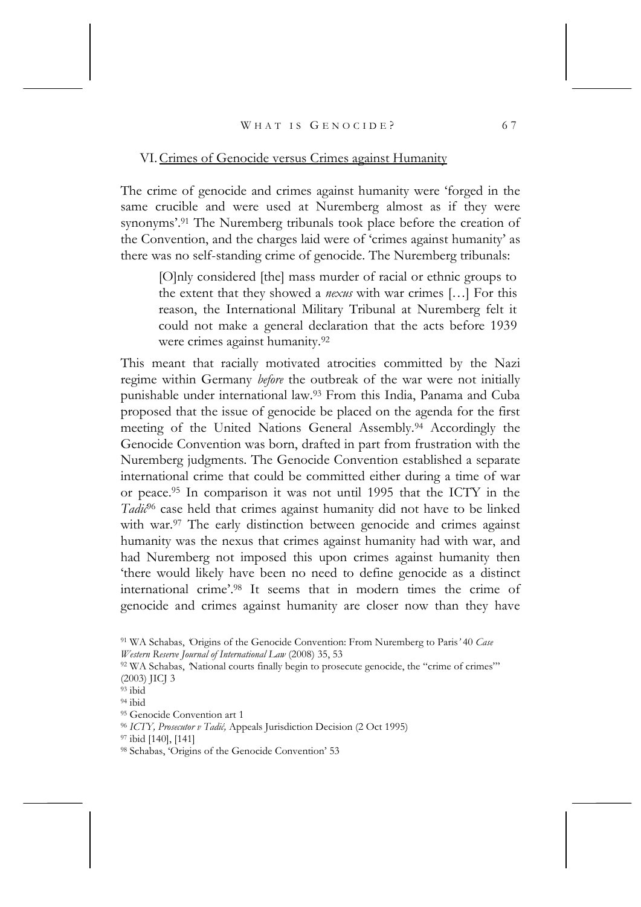## VI. Crimes of Genocide versus Crimes against Humanity

The crime of genocide and crimes against humanity were 'forged in the same crucible and were used at Nuremberg almost as if they were synonyms'.[91] The Nuremberg tribunals took place before the creation of the Convention, and the charges laid were of 'crimes against humanity' as there was no self-standing crime of genocide. The Nuremberg tribunals:

> [O]nly considered [the] mass murder of racial or ethnic groups to the extent that they showed a *nexus* with war crimes […] For this reason, the International Military Tribunal at Nuremberg felt it could not make a general declaration that the acts before 1939 were crimes against humanity.[92]

This meant that racially motivated atrocities committed by the Nazi regime within Germany *before* the outbreak of the war were not initially punishable under international law.[93] From this India, Panama and Cuba proposed that the issue of genocide be placed on the agenda for the first meeting of the United Nations General Assembly.[94] Accordingly the Genocide Convention was born, drafted in part from frustration with the Nuremberg judgments. The Genocide Convention established a separate international crime that could be committed either during a time of war or peace.[95] In comparison it was not until 1995 that the ICTY in the *Tadić*[96] case held that crimes against humanity did not have to be linked with war.[97] The early distinction between genocide and crimes against humanity was the nexus that crimes against humanity had with war, and had Nuremberg not imposed this upon crimes against humanity then 'there would likely have been no need to define genocide as a distinct international crime'.[98] It seems that in modern times the crime of genocide and crimes against humanity are closer now than they have

[91] WA Schabas, 'Origins of the Genocide Convention: From Nuremberg to Paris' 40 *Case Western Reserve Journal of International Law* (2008) 35, 53

[92] WA Schabas, 'National courts finally begin to prosecute genocide, the "crime of crimes"' (2003) JICJ 3

[93] ibid

[94] ibid

[95] Genocide Convention art 1

[96] *ICTY, Prosecutor v Tadić,* Appeals Jurisdiction Decision (2 Oct 1995)

[97] ibid [140], [141]

[98] Schabas, 'Origins of the Genocide Convention' 53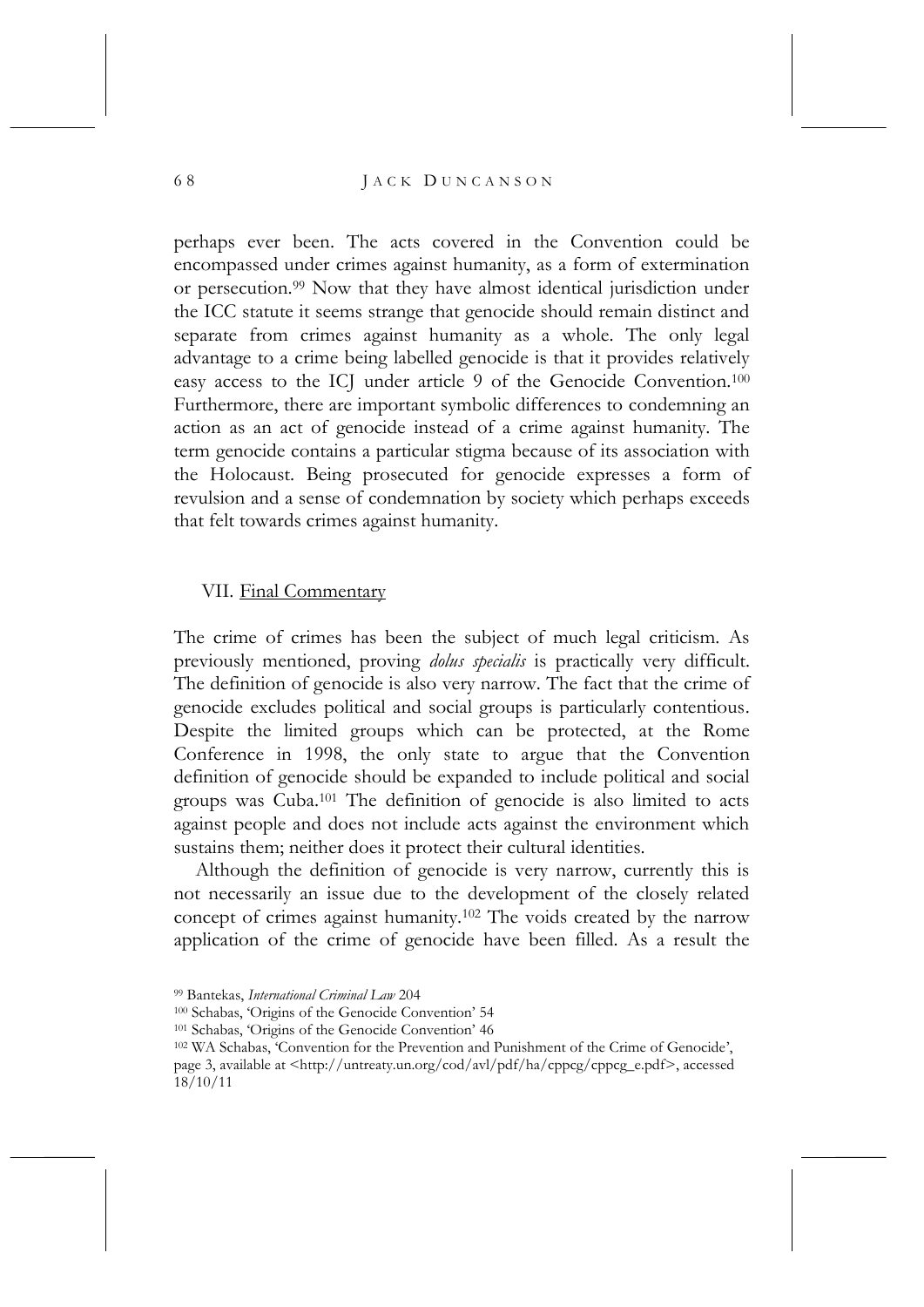perhaps ever been. The acts covered in the Convention could be encompassed under crimes against humanity, as a form of extermination or persecution.[99] Now that they have almost identical jurisdiction under the ICC statute it seems strange that genocide should remain distinct and separate from crimes against humanity as a whole. The only legal advantage to a crime being labelled genocide is that it provides relatively easy access to the ICJ under article 9 of the Genocide Convention.[100] Furthermore, there are important symbolic differences to condemning an action as an act of genocide instead of a crime against humanity. The term genocide contains a particular stigma because of its association with the Holocaust. Being prosecuted for genocide expresses a form of revulsion and a sense of condemnation by society which perhaps exceeds that felt towards crimes against humanity.

## VII. Final Commentary

The crime of crimes has been the subject of much legal criticism. As previously mentioned, proving *dolus specialis* is practically very difficult. The definition of genocide is also very narrow. The fact that the crime of genocide excludes political and social groups is particularly contentious. Despite the limited groups which can be protected, at the Rome Conference in 1998, the only state to argue that the Convention definition of genocide should be expanded to include political and social groups was Cuba.[101] The definition of genocide is also limited to acts against people and does not include acts against the environment which sustains them; neither does it protect their cultural identities.

Although the definition of genocide is very narrow, currently this is not necessarily an issue due to the development of the closely related concept of crimes against humanity.[102] The voids created by the narrow application of the crime of genocide have been filled. As a result the

[99] Bantekas, *International Criminal Law* 204

[100] Schabas, 'Origins of the Genocide Convention' 54

[101] Schabas, 'Origins of the Genocide Convention' 46

[102] WA Schabas, 'Convention for the Prevention and Punishment of the Crime of Genocide', page 3, available at <http://untreaty.un.org/cod/avl/pdf/ha/cppcg/cppcg_e.pdf>, accessed 18/10/11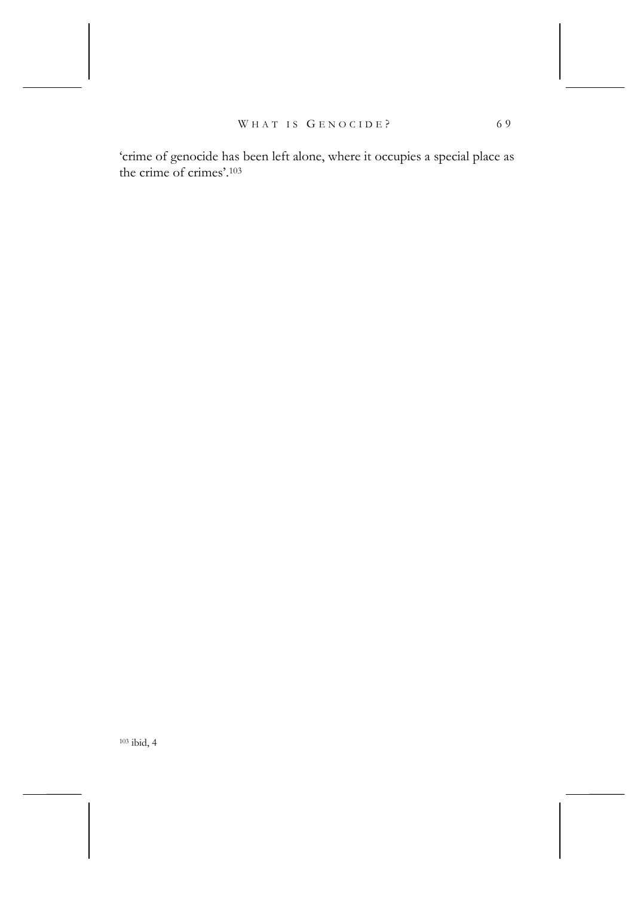'crime of genocide has been left alone, where it occupies a special place as the crime of crimes'.[103]

[103] ibid, 4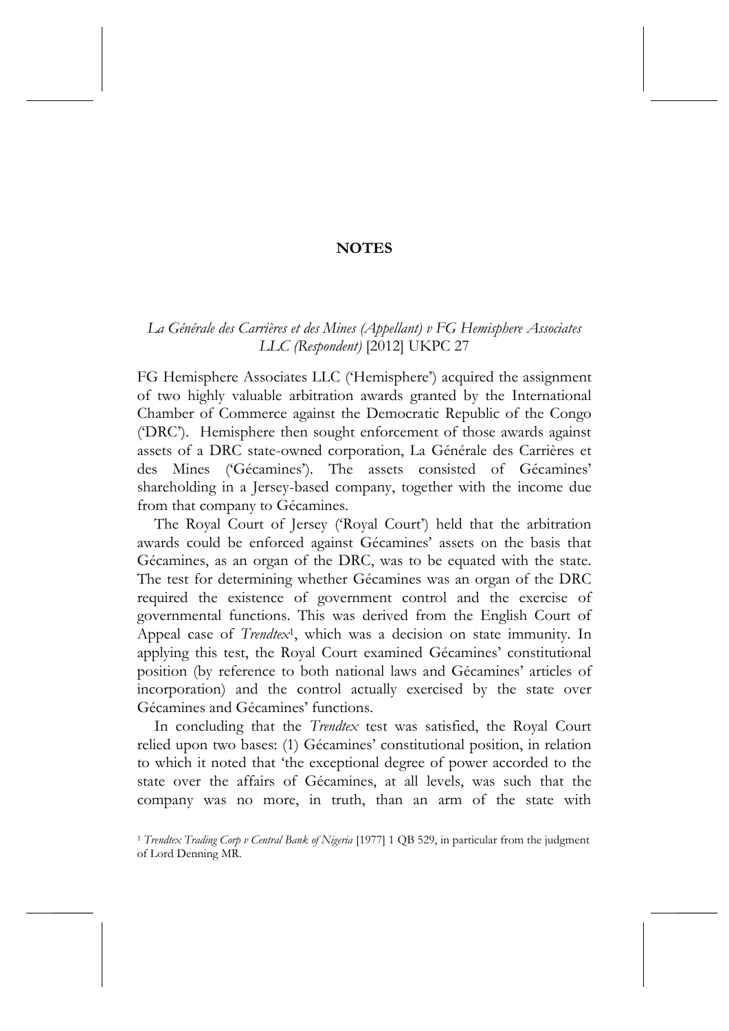# NOTES

*La Générale des Carrières et des Mines (Appellant) v FG Hemisphere Associates LLC (Respondent)* [2012] UKPC 27

FG Hemisphere Associates LLC ('Hemisphere') acquired the assignment of two highly valuable arbitration awards granted by the International Chamber of Commerce against the Democratic Republic of the Congo ('DRC'). Hemisphere then sought enforcement of those awards against assets of a DRC state-owned corporation, La Générale des Carrières et des Mines ('Gécamines'). The assets consisted of Gécamines' shareholding in a Jersey-based company, together with the income due from that company to Gécamines.

The Royal Court of Jersey ('Royal Court') held that the arbitration awards could be enforced against Gécamines' assets on the basis that Gécamines, as an organ of the DRC, was to be equated with the state. The test for determining whether Gécamines was an organ of the DRC required the existence of government control and the exercise of governmental functions. This was derived from the English Court of Appeal case of *Trendtex*[1], which was a decision on state immunity. In applying this test, the Royal Court examined Gécamines' constitutional position (by reference to both national laws and Gécamines' articles of incorporation) and the control actually exercised by the state over Gécamines and Gécamines' functions.

In concluding that the *Trendtex* test was satisfied, the Royal Court relied upon two bases: (1) Gécamines' constitutional position, in relation to which it noted that 'the exceptional degree of power accorded to the state over the affairs of Gécamines, at all levels, was such that the company was no more, in truth, than an arm of the state with

[1] *Trendtex Trading Corp v Central Bank of Nigeria* [1977] 1 QB 529, in particular from the judgment of Lord Denning MR.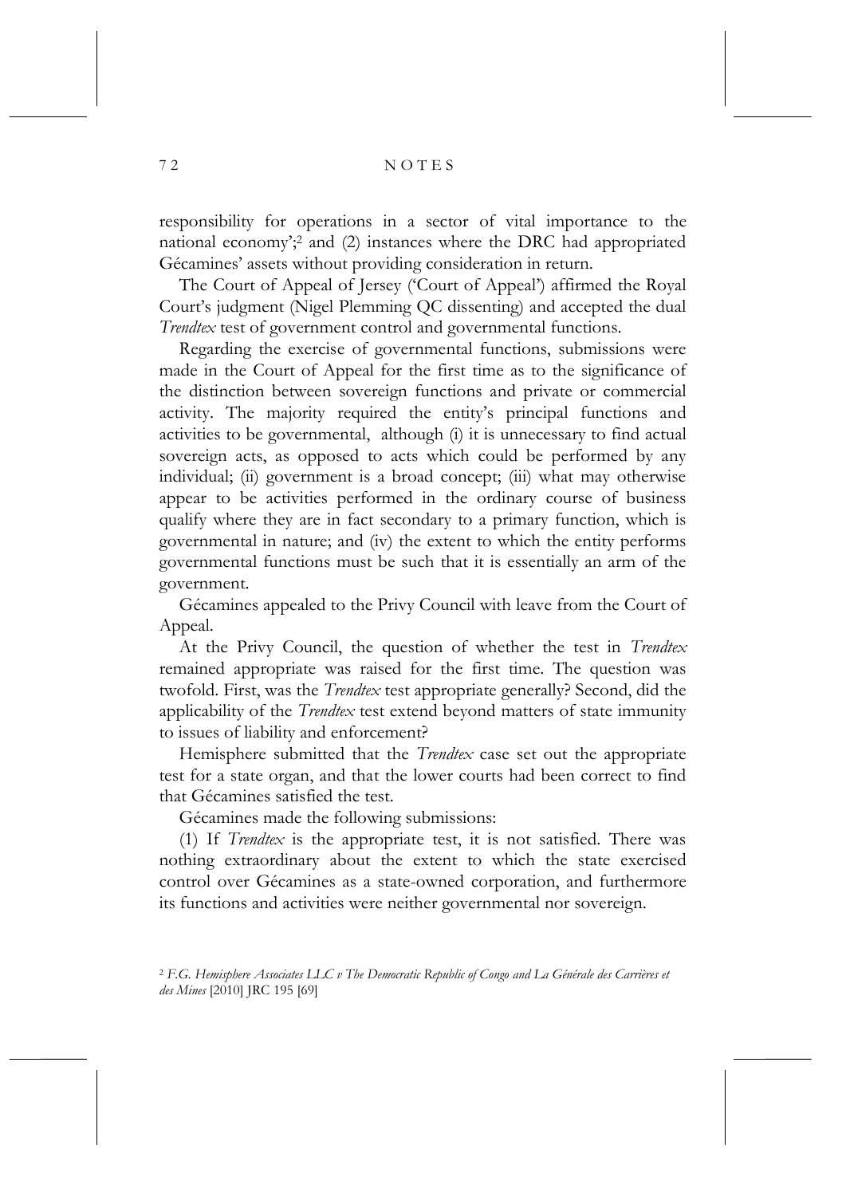responsibility for operations in a sector of vital importance to the national economy';[2] and (2) instances where the DRC had appropriated Gécamines' assets without providing consideration in return.

The Court of Appeal of Jersey ('Court of Appeal') affirmed the Royal Court's judgment (Nigel Plemming QC dissenting) and accepted the dual *Trendtex* test of government control and governmental functions.

Regarding the exercise of governmental functions, submissions were made in the Court of Appeal for the first time as to the significance of the distinction between sovereign functions and private or commercial activity. The majority required the entity's principal functions and activities to be governmental, although (i) it is unnecessary to find actual sovereign acts, as opposed to acts which could be performed by any individual; (ii) government is a broad concept; (iii) what may otherwise appear to be activities performed in the ordinary course of business qualify where they are in fact secondary to a primary function, which is governmental in nature; and (iv) the extent to which the entity performs governmental functions must be such that it is essentially an arm of the government.

Gécamines appealed to the Privy Council with leave from the Court of Appeal.

At the Privy Council, the question of whether the test in *Trendtex* remained appropriate was raised for the first time. The question was twofold. First, was the *Trendtex* test appropriate generally? Second, did the applicability of the *Trendtex* test extend beyond matters of state immunity to issues of liability and enforcement?

Hemisphere submitted that the *Trendtex* case set out the appropriate test for a state organ, and that the lower courts had been correct to find that Gécamines satisfied the test.

Gécamines made the following submissions:

(1) If *Trendtex* is the appropriate test, it is not satisfied. There was nothing extraordinary about the extent to which the state exercised control over Gécamines as a state-owned corporation, and furthermore its functions and activities were neither governmental nor sovereign.

[2] *F.G. Hemisphere Associates LLC v The Democratic Republic of Congo and La Générale des Carrières et des Mines* [2010] JRC 195 [69]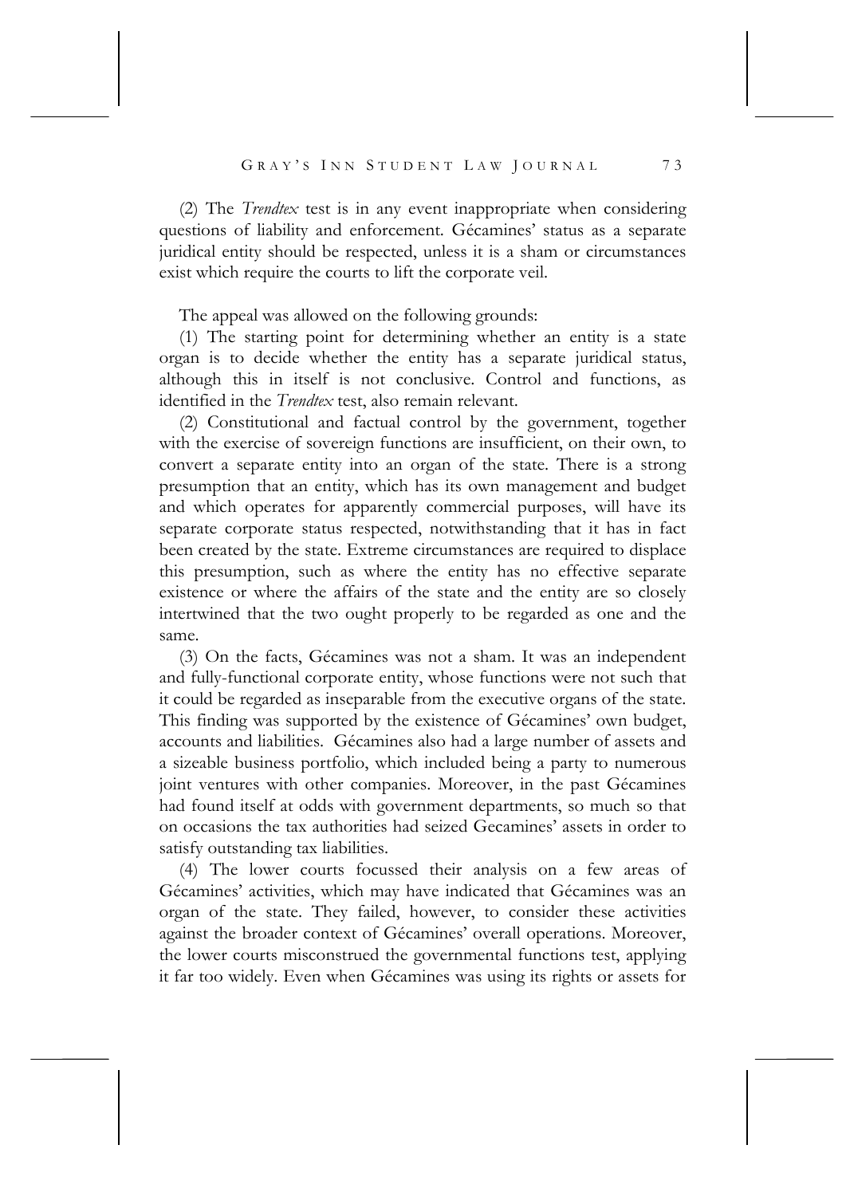(2) The *Trendtex* test is in any event inappropriate when considering questions of liability and enforcement. Gécamines' status as a separate juridical entity should be respected, unless it is a sham or circumstances exist which require the courts to lift the corporate veil.

The appeal was allowed on the following grounds:

(1) The starting point for determining whether an entity is a state organ is to decide whether the entity has a separate juridical status, although this in itself is not conclusive. Control and functions, as identified in the *Trendtex* test, also remain relevant.

(2) Constitutional and factual control by the government, together with the exercise of sovereign functions are insufficient, on their own, to convert a separate entity into an organ of the state. There is a strong presumption that an entity, which has its own management and budget and which operates for apparently commercial purposes, will have its separate corporate status respected, notwithstanding that it has in fact been created by the state. Extreme circumstances are required to displace this presumption, such as where the entity has no effective separate existence or where the affairs of the state and the entity are so closely intertwined that the two ought properly to be regarded as one and the same.

(3) On the facts, Gécamines was not a sham. It was an independent and fully-functional corporate entity, whose functions were not such that it could be regarded as inseparable from the executive organs of the state. This finding was supported by the existence of Gécamines' own budget, accounts and liabilities. Gécamines also had a large number of assets and a sizeable business portfolio, which included being a party to numerous joint ventures with other companies. Moreover, in the past Gécamines had found itself at odds with government departments, so much so that on occasions the tax authorities had seized Gecamines' assets in order to satisfy outstanding tax liabilities.

(4) The lower courts focussed their analysis on a few areas of Gécamines' activities, which may have indicated that Gécamines was an organ of the state. They failed, however, to consider these activities against the broader context of Gécamines' overall operations. Moreover, the lower courts misconstrued the governmental functions test, applying it far too widely. Even when Gécamines was using its rights or assets for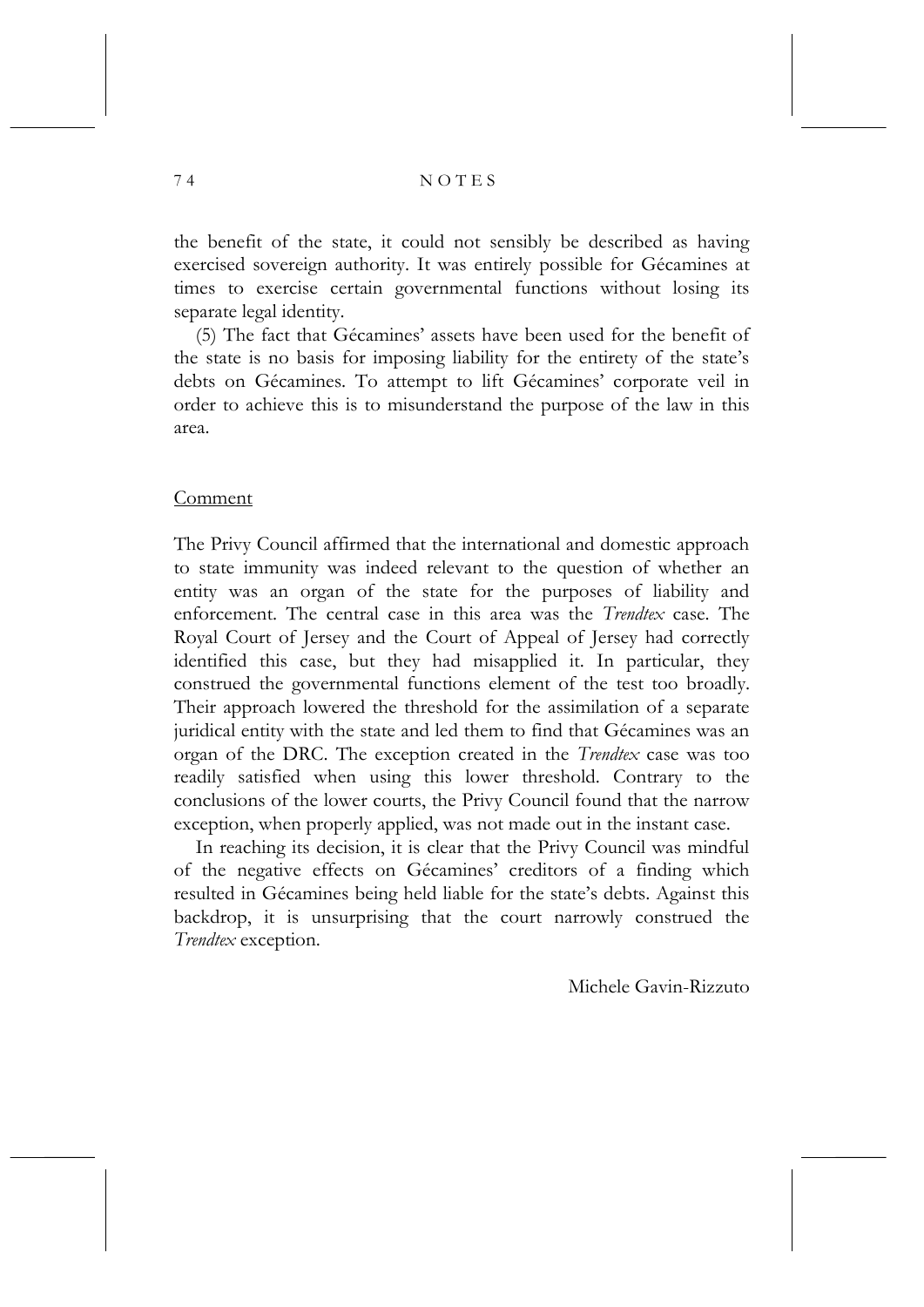the benefit of the state, it could not sensibly be described as having exercised sovereign authority. It was entirely possible for Gécamines at times to exercise certain governmental functions without losing its separate legal identity.

(5) The fact that Gécamines' assets have been used for the benefit of the state is no basis for imposing liability for the entirety of the state's debts on Gécamines. To attempt to lift Gécamines' corporate veil in order to achieve this is to misunderstand the purpose of the law in this area.

Comment

The Privy Council affirmed that the international and domestic approach to state immunity was indeed relevant to the question of whether an entity was an organ of the state for the purposes of liability and enforcement. The central case in this area was the *Trendtex* case. The Royal Court of Jersey and the Court of Appeal of Jersey had correctly identified this case, but they had misapplied it. In particular, they construed the governmental functions element of the test too broadly. Their approach lowered the threshold for the assimilation of a separate juridical entity with the state and led them to find that Gécamines was an organ of the DRC. The exception created in the *Trendtex* case was too readily satisfied when using this lower threshold. Contrary to the conclusions of the lower courts, the Privy Council found that the narrow exception, when properly applied, was not made out in the instant case.

In reaching its decision, it is clear that the Privy Council was mindful of the negative effects on Gécamines' creditors of a finding which resulted in Gécamines being held liable for the state's debts. Against this backdrop, it is unsurprising that the court narrowly construed the *Trendtex* exception.

Michele Gavin-Rizzuto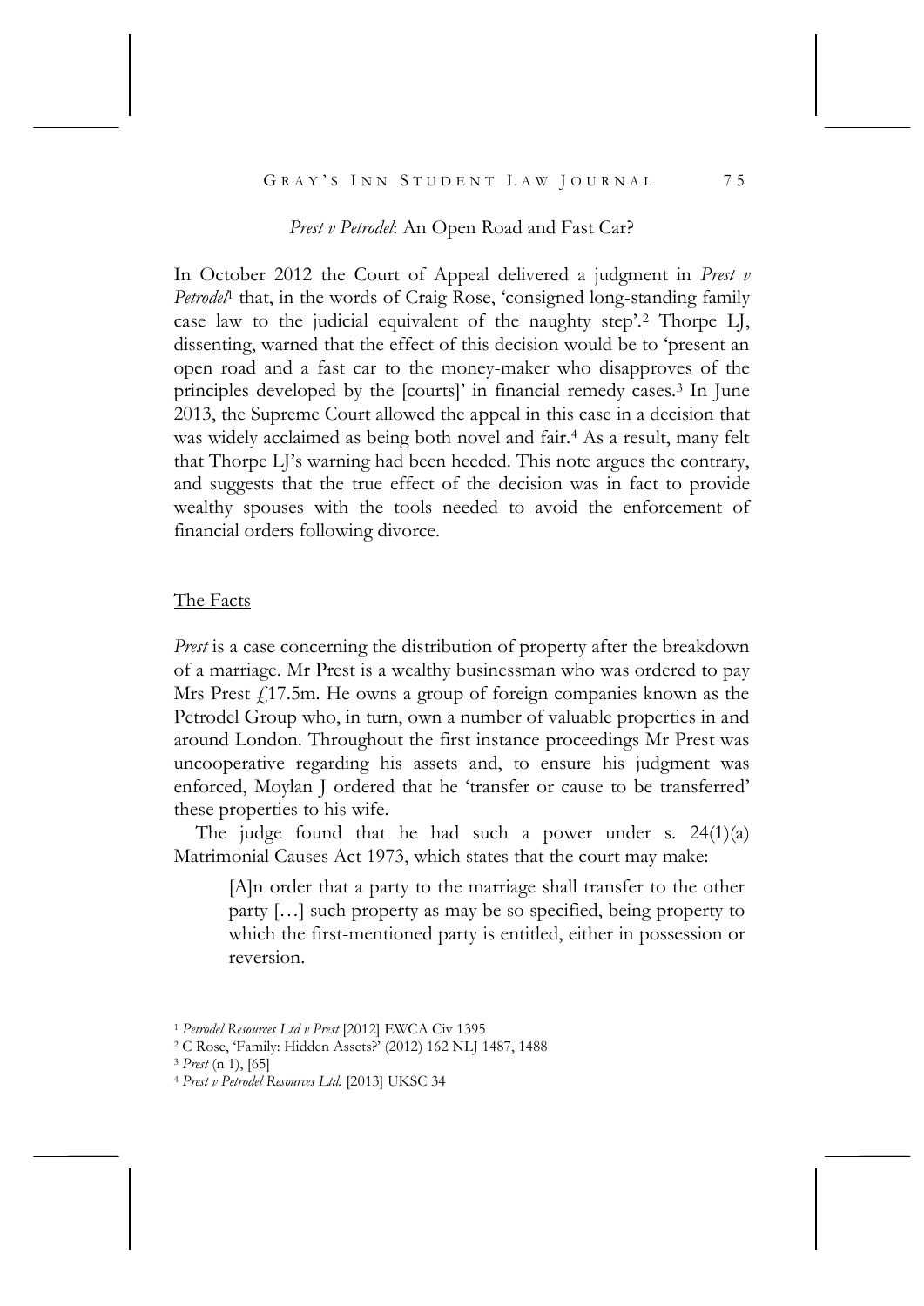## *Prest v Petrodel*: An Open Road and Fast Car?

In October 2012 the Court of Appeal delivered a judgment in *Prest v Petrodel*[1] that, in the words of Craig Rose, 'consigned long-standing family case law to the judicial equivalent of the naughty step'.[2] Thorpe LJ, dissenting, warned that the effect of this decision would be to 'present an open road and a fast car to the money-maker who disapproves of the principles developed by the [courts]' in financial remedy cases.[3] In June 2013, the Supreme Court allowed the appeal in this case in a decision that was widely acclaimed as being both novel and fair.[4] As a result, many felt that Thorpe LJ's warning had been heeded. This note argues the contrary, and suggests that the true effect of the decision was in fact to provide wealthy spouses with the tools needed to avoid the enforcement of financial orders following divorce.

### The Facts

*Prest* is a case concerning the distribution of property after the breakdown of a marriage. Mr Prest is a wealthy businessman who was ordered to pay Mrs Prest £17.5m. He owns a group of foreign companies known as the Petrodel Group who, in turn, own a number of valuable properties in and around London. Throughout the first instance proceedings Mr Prest was uncooperative regarding his assets and, to ensure his judgment was enforced, Moylan J ordered that he 'transfer or cause to be transferred' these properties to his wife.

The judge found that he had such a power under s. 24(1)(a) Matrimonial Causes Act 1973, which states that the court may make:

> [A]n order that a party to the marriage shall transfer to the other party […] such property as may be so specified, being property to which the first-mentioned party is entitled, either in possession or reversion.

---

[1] *Petrodel Resources Ltd v Prest* [2012] EWCA Civ 1395

[2] C Rose, 'Family: Hidden Assets?' (2012) 162 NLJ 1487, 1488

[3] *Prest* (n 1), [65]

[4] *Prest v Petrodel Resources Ltd.* [2013] UKSC 34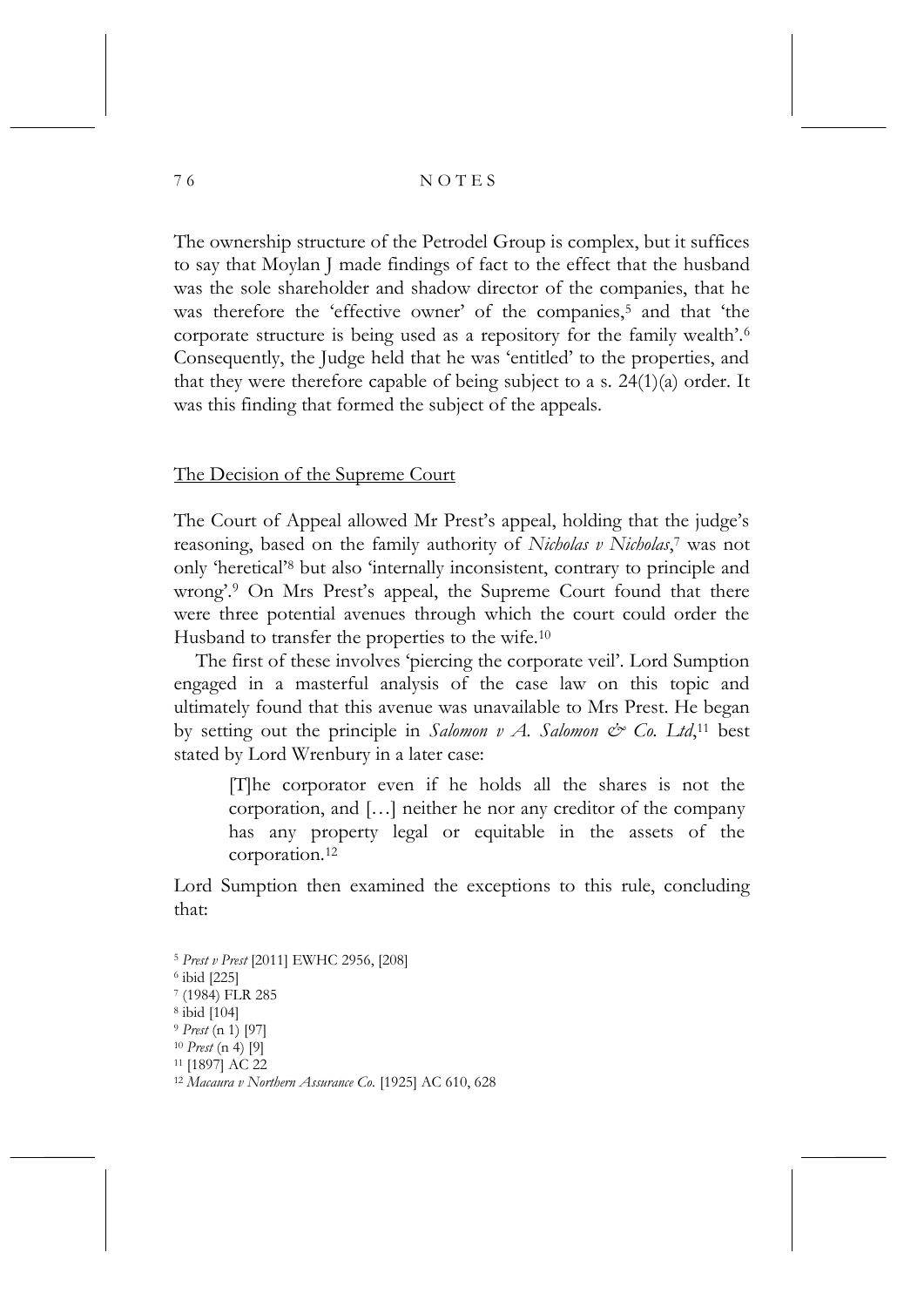The ownership structure of the Petrodel Group is complex, but it suffices to say that Moylan J made findings of fact to the effect that the husband was the sole shareholder and shadow director of the companies, that he was therefore the 'effective owner' of the companies,[5] and that 'the corporate structure is being used as a repository for the family wealth'.[6] Consequently, the Judge held that he was 'entitled' to the properties, and that they were therefore capable of being subject to a s. 24(1)(a) order. It was this finding that formed the subject of the appeals.

## The Decision of the Supreme Court

The Court of Appeal allowed Mr Prest's appeal, holding that the judge's reasoning, based on the family authority of *Nicholas v Nicholas*,[7] was not only 'heretical'[8] but also 'internally inconsistent, contrary to principle and wrong'.[9] On Mrs Prest's appeal, the Supreme Court found that there were three potential avenues through which the court could order the Husband to transfer the properties to the wife.[10]

The first of these involves 'piercing the corporate veil'. Lord Sumption engaged in a masterful analysis of the case law on this topic and ultimately found that this avenue was unavailable to Mrs Prest. He began by setting out the principle in *Salomon v A. Salomon & Co. Ltd*,[11] best stated by Lord Wrenbury in a later case:

> [T]he corporator even if he holds all the shares is not the corporation, and […] neither he nor any creditor of the company has any property legal or equitable in the assets of the corporation.[12]

Lord Sumption then examined the exceptions to this rule, concluding that:

[5] *Prest v Prest* [2011] EWHC 2956, [208]
[6] ibid [225]
[7] (1984) FLR 285
[8] ibid [104]
[9] *Prest* (n 1) [97]
[10] *Prest* (n 4) [9]
[11] [1897] AC 22
[12] *Macaura v Northern Assurance Co.* [1925] AC 610, 628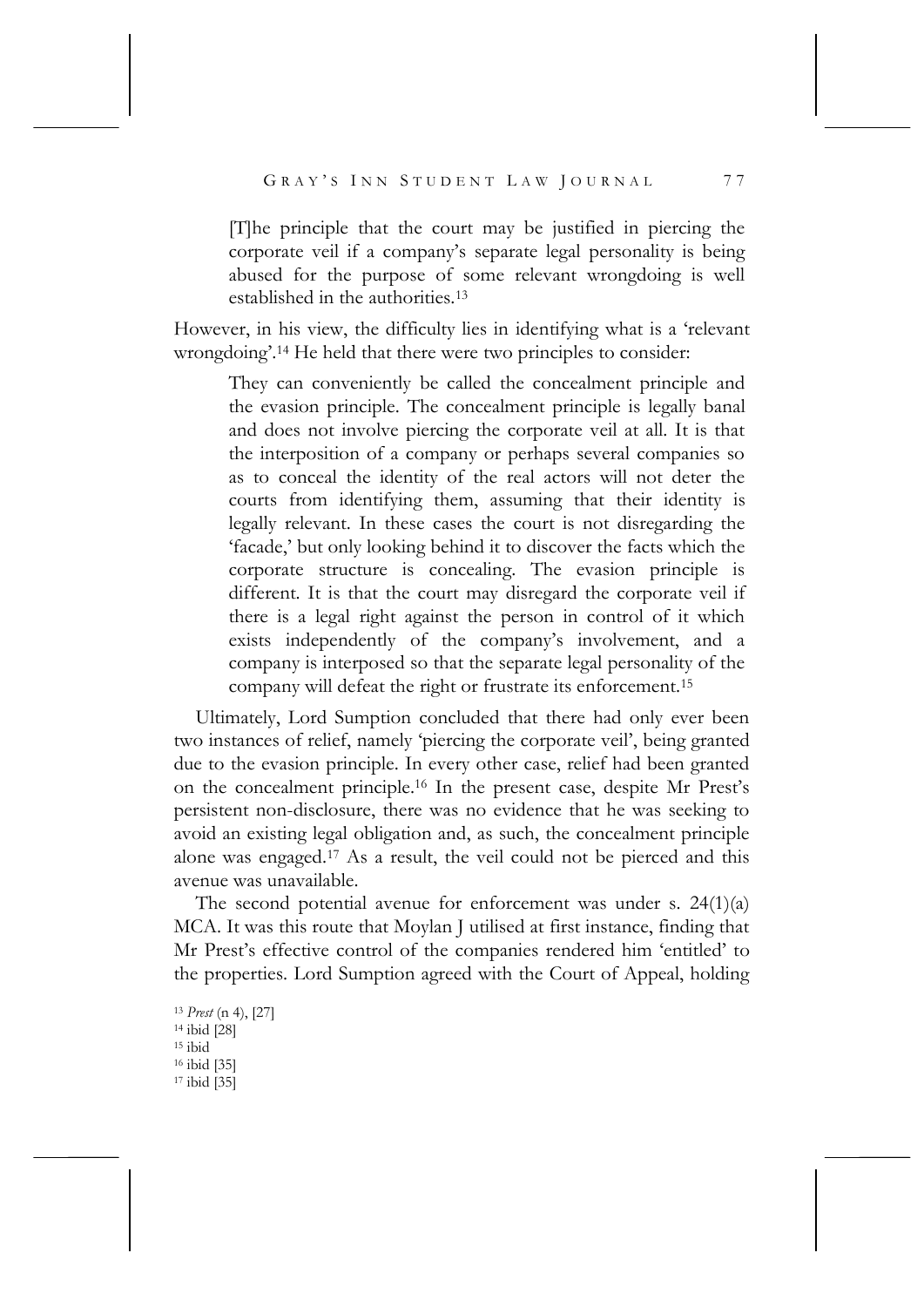> [T]he principle that the court may be justified in piercing the corporate veil if a company's separate legal personality is being abused for the purpose of some relevant wrongdoing is well established in the authorities.[13]

However, in his view, the difficulty lies in identifying what is a 'relevant wrongdoing'.[14] He held that there were two principles to consider:

> They can conveniently be called the concealment principle and the evasion principle. The concealment principle is legally banal and does not involve piercing the corporate veil at all. It is that the interposition of a company or perhaps several companies so as to conceal the identity of the real actors will not deter the courts from identifying them, assuming that their identity is legally relevant. In these cases the court is not disregarding the 'facade,' but only looking behind it to discover the facts which the corporate structure is concealing. The evasion principle is different. It is that the court may disregard the corporate veil if there is a legal right against the person in control of it which exists independently of the company's involvement, and a company is interposed so that the separate legal personality of the company will defeat the right or frustrate its enforcement.[15]

Ultimately, Lord Sumption concluded that there had only ever been two instances of relief, namely 'piercing the corporate veil', being granted due to the evasion principle. In every other case, relief had been granted on the concealment principle.[16] In the present case, despite Mr Prest's persistent non-disclosure, there was no evidence that he was seeking to avoid an existing legal obligation and, as such, the concealment principle alone was engaged.[17] As a result, the veil could not be pierced and this avenue was unavailable.

The second potential avenue for enforcement was under s. 24(1)(a) MCA. It was this route that Moylan J utilised at first instance, finding that Mr Prest's effective control of the companies rendered him 'entitled' to the properties. Lord Sumption agreed with the Court of Appeal, holding

---

[13] *Prest* (n 4), [27]

[14] ibid [28]

[15] ibid

[16] ibid [35]

[17] ibid [35]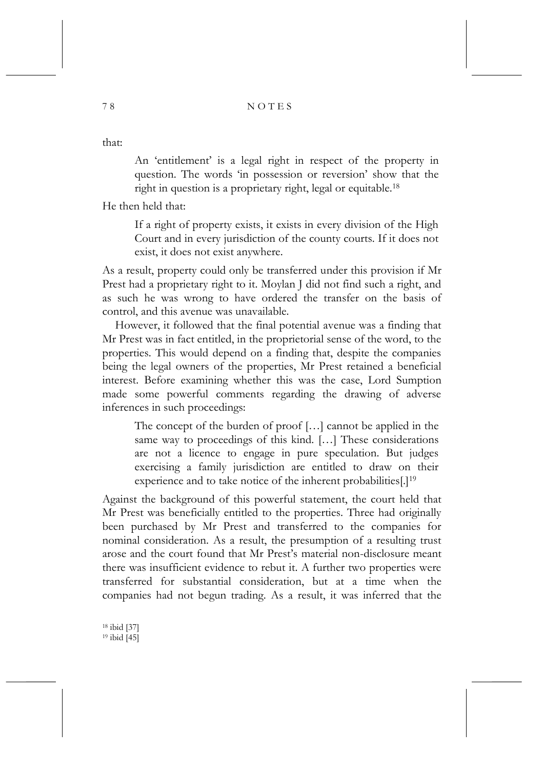that:

> An 'entitlement' is a legal right in respect of the property in question. The words 'in possession or reversion' show that the right in question is a proprietary right, legal or equitable.[18]

He then held that:

> If a right of property exists, it exists in every division of the High Court and in every jurisdiction of the county courts. If it does not exist, it does not exist anywhere.

As a result, property could only be transferred under this provision if Mr Prest had a proprietary right to it. Moylan J did not find such a right, and as such he was wrong to have ordered the transfer on the basis of control, and this avenue was unavailable.

However, it followed that the final potential avenue was a finding that Mr Prest was in fact entitled, in the proprietorial sense of the word, to the properties. This would depend on a finding that, despite the companies being the legal owners of the properties, Mr Prest retained a beneficial interest. Before examining whether this was the case, Lord Sumption made some powerful comments regarding the drawing of adverse inferences in such proceedings:

> The concept of the burden of proof […] cannot be applied in the same way to proceedings of this kind. […] These considerations are not a licence to engage in pure speculation. But judges exercising a family jurisdiction are entitled to draw on their experience and to take notice of the inherent probabilities[.][19]

Against the background of this powerful statement, the court held that Mr Prest was beneficially entitled to the properties. Three had originally been purchased by Mr Prest and transferred to the companies for nominal consideration. As a result, the presumption of a resulting trust arose and the court found that Mr Prest's material non-disclosure meant there was insufficient evidence to rebut it. A further two properties were transferred for substantial consideration, but at a time when the companies had not begun trading. As a result, it was inferred that the

[18] ibid [37]
[19] ibid [45]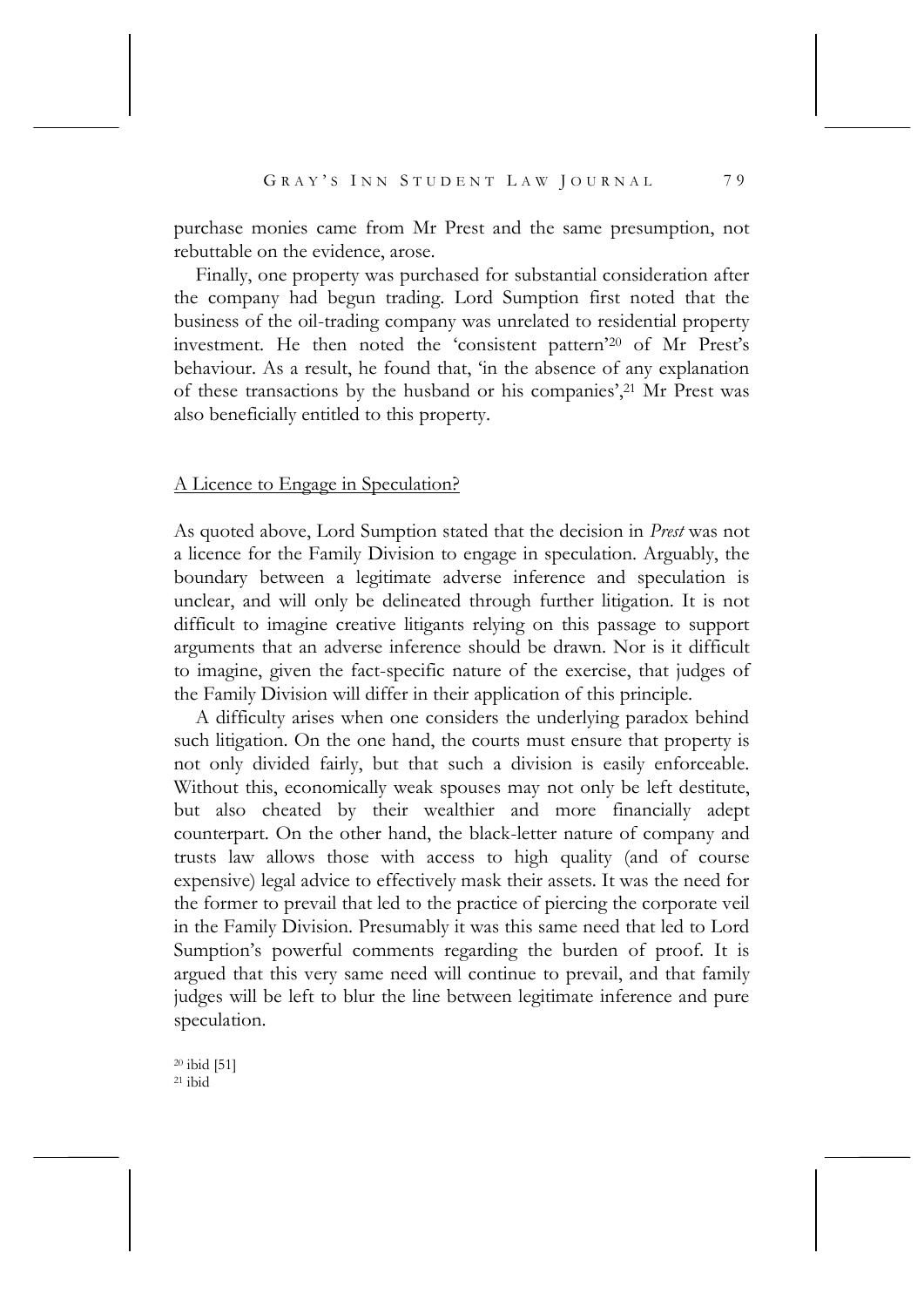purchase monies came from Mr Prest and the same presumption, not rebuttable on the evidence, arose.

Finally, one property was purchased for substantial consideration after the company had begun trading. Lord Sumption first noted that the business of the oil-trading company was unrelated to residential property investment. He then noted the 'consistent pattern'[20] of Mr Prest's behaviour. As a result, he found that, 'in the absence of any explanation of these transactions by the husband or his companies',[21] Mr Prest was also beneficially entitled to this property.

## A Licence to Engage in Speculation?

As quoted above, Lord Sumption stated that the decision in *Prest* was not a licence for the Family Division to engage in speculation. Arguably, the boundary between a legitimate adverse inference and speculation is unclear, and will only be delineated through further litigation. It is not difficult to imagine creative litigants relying on this passage to support arguments that an adverse inference should be drawn. Nor is it difficult to imagine, given the fact-specific nature of the exercise, that judges of the Family Division will differ in their application of this principle.

A difficulty arises when one considers the underlying paradox behind such litigation. On the one hand, the courts must ensure that property is not only divided fairly, but that such a division is easily enforceable. Without this, economically weak spouses may not only be left destitute, but also cheated by their wealthier and more financially adept counterpart. On the other hand, the black-letter nature of company and trusts law allows those with access to high quality (and of course expensive) legal advice to effectively mask their assets. It was the need for the former to prevail that led to the practice of piercing the corporate veil in the Family Division. Presumably it was this same need that led to Lord Sumption's powerful comments regarding the burden of proof. It is argued that this very same need will continue to prevail, and that family judges will be left to blur the line between legitimate inference and pure speculation.

[20] ibid [51]
[21] ibid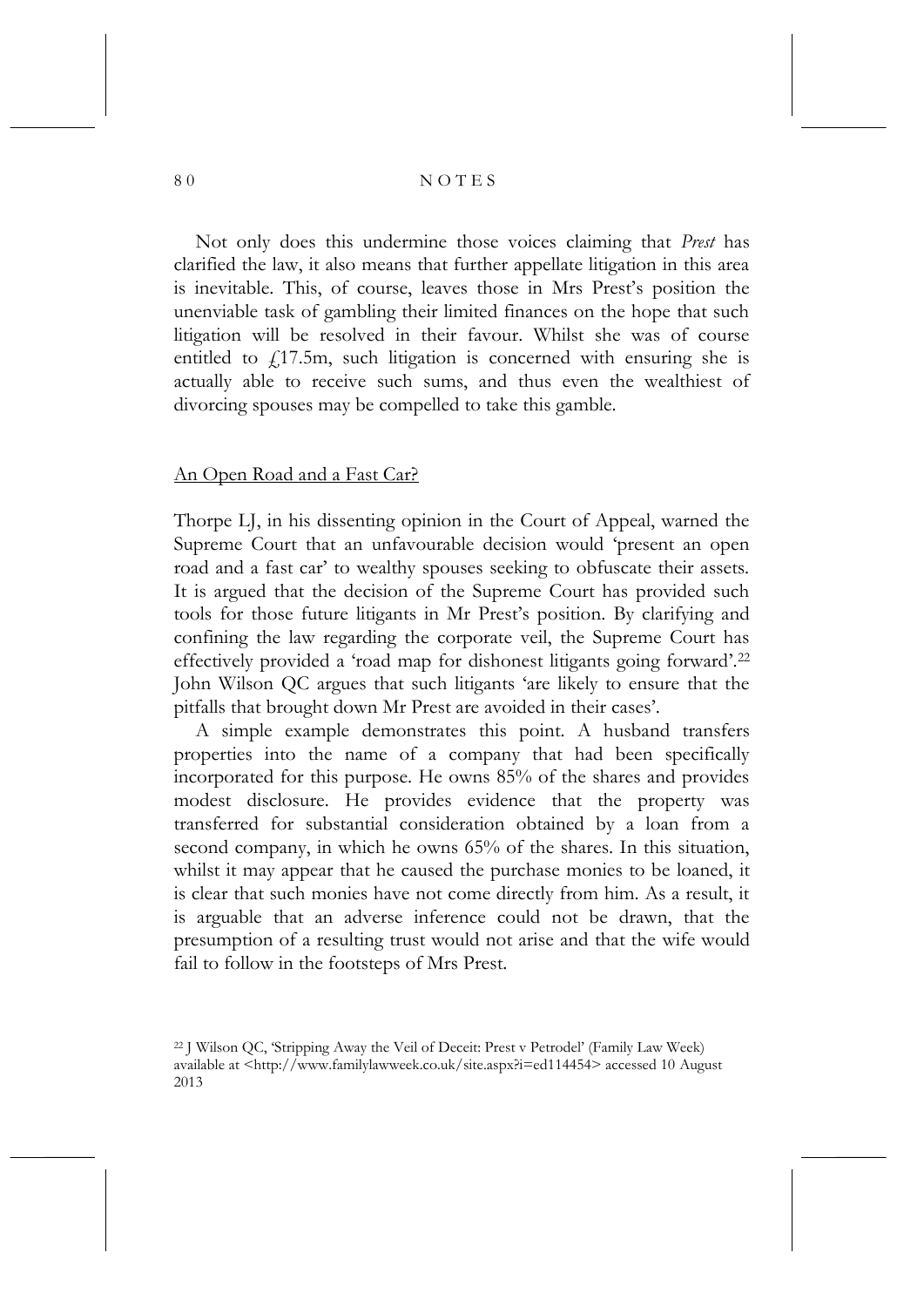Not only does this undermine those voices claiming that *Prest* has clarified the law, it also means that further appellate litigation in this area is inevitable. This, of course, leaves those in Mrs Prest's position the unenviable task of gambling their limited finances on the hope that such litigation will be resolved in their favour. Whilst she was of course entitled to £17.5m, such litigation is concerned with ensuring she is actually able to receive such sums, and thus even the wealthiest of divorcing spouses may be compelled to take this gamble.

## An Open Road and a Fast Car?

Thorpe LJ, in his dissenting opinion in the Court of Appeal, warned the Supreme Court that an unfavourable decision would 'present an open road and a fast car' to wealthy spouses seeking to obfuscate their assets. It is argued that the decision of the Supreme Court has provided such tools for those future litigants in Mr Prest's position. By clarifying and confining the law regarding the corporate veil, the Supreme Court has effectively provided a 'road map for dishonest litigants going forward'.[22] John Wilson QC argues that such litigants 'are likely to ensure that the pitfalls that brought down Mr Prest are avoided in their cases'.

A simple example demonstrates this point. A husband transfers properties into the name of a company that had been specifically incorporated for this purpose. He owns 85% of the shares and provides modest disclosure. He provides evidence that the property was transferred for substantial consideration obtained by a loan from a second company, in which he owns 65% of the shares. In this situation, whilst it may appear that he caused the purchase monies to be loaned, it is clear that such monies have not come directly from him. As a result, it is arguable that an adverse inference could not be drawn, that the presumption of a resulting trust would not arise and that the wife would fail to follow in the footsteps of Mrs Prest.

[22] J Wilson QC, 'Stripping Away the Veil of Deceit: Prest v Petrodel' (Family Law Week) available at <http://www.familylawweek.co.uk/site.aspx?i=ed114454> accessed 10 August 2013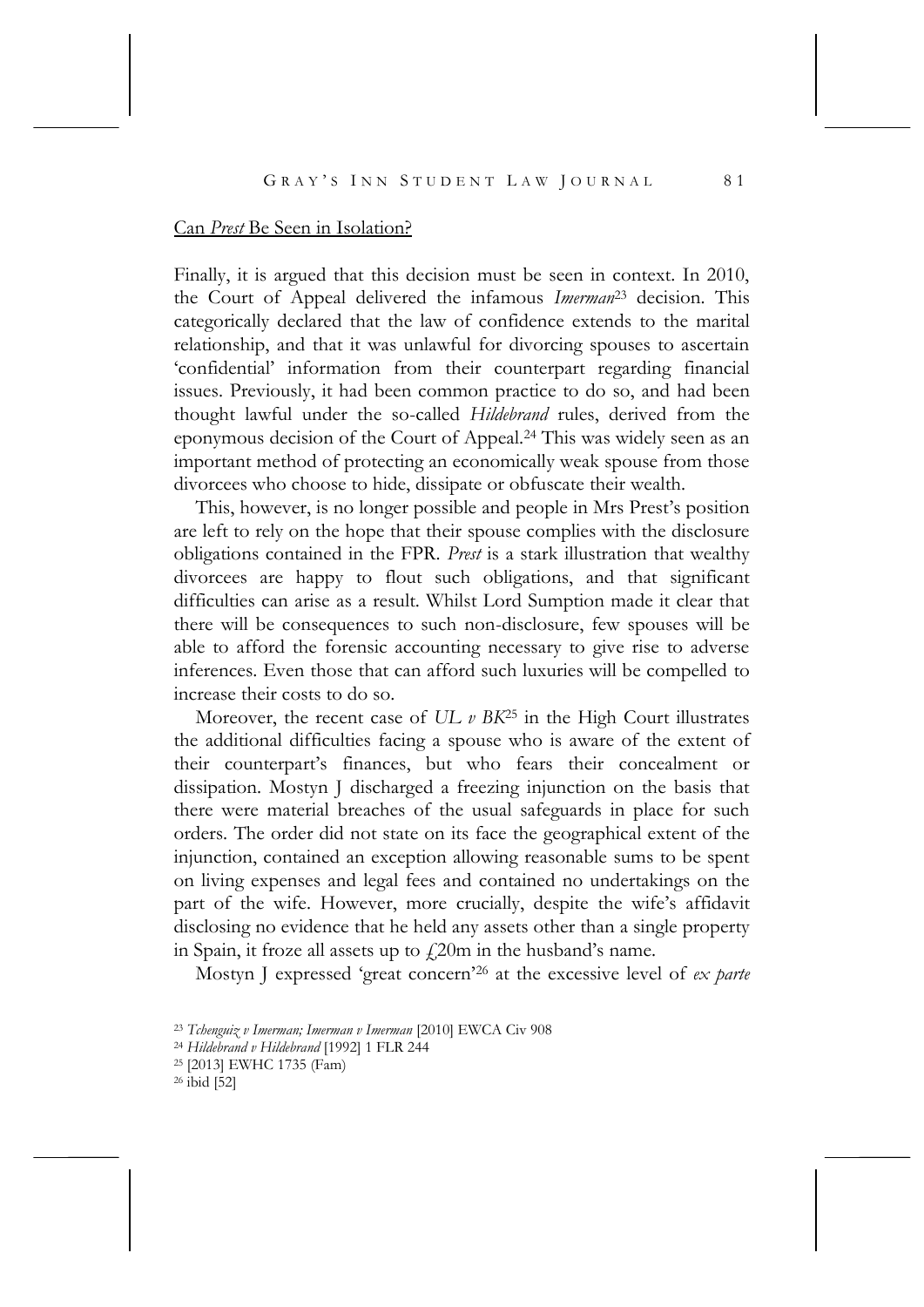Can *Prest* Be Seen in Isolation?

Finally, it is argued that this decision must be seen in context. In 2010, the Court of Appeal delivered the infamous *Imerman*[23] decision. This categorically declared that the law of confidence extends to the marital relationship, and that it was unlawful for divorcing spouses to ascertain 'confidential' information from their counterpart regarding financial issues. Previously, it had been common practice to do so, and had been thought lawful under the so-called *Hildebrand* rules, derived from the eponymous decision of the Court of Appeal.[24] This was widely seen as an important method of protecting an economically weak spouse from those divorcees who choose to hide, dissipate or obfuscate their wealth.

This, however, is no longer possible and people in Mrs Prest's position are left to rely on the hope that their spouse complies with the disclosure obligations contained in the FPR. *Prest* is a stark illustration that wealthy divorcees are happy to flout such obligations, and that significant difficulties can arise as a result. Whilst Lord Sumption made it clear that there will be consequences to such non-disclosure, few spouses will be able to afford the forensic accounting necessary to give rise to adverse inferences. Even those that can afford such luxuries will be compelled to increase their costs to do so.

Moreover, the recent case of *UL v BK*[25] in the High Court illustrates the additional difficulties facing a spouse who is aware of the extent of their counterpart's finances, but who fears their concealment or dissipation. Mostyn J discharged a freezing injunction on the basis that there were material breaches of the usual safeguards in place for such orders. The order did not state on its face the geographical extent of the injunction, contained an exception allowing reasonable sums to be spent on living expenses and legal fees and contained no undertakings on the part of the wife. However, more crucially, despite the wife's affidavit disclosing no evidence that he held any assets other than a single property in Spain, it froze all assets up to £20m in the husband's name.

Mostyn J expressed 'great concern'[26] at the excessive level of *ex parte*

[23] *Tchenguiz v Imerman; Imerman v Imerman* [2010] EWCA Civ 908

[24] *Hildebrand v Hildebrand* [1992] 1 FLR 244

[25] [2013] EWHC 1735 (Fam)

[26] ibid [52]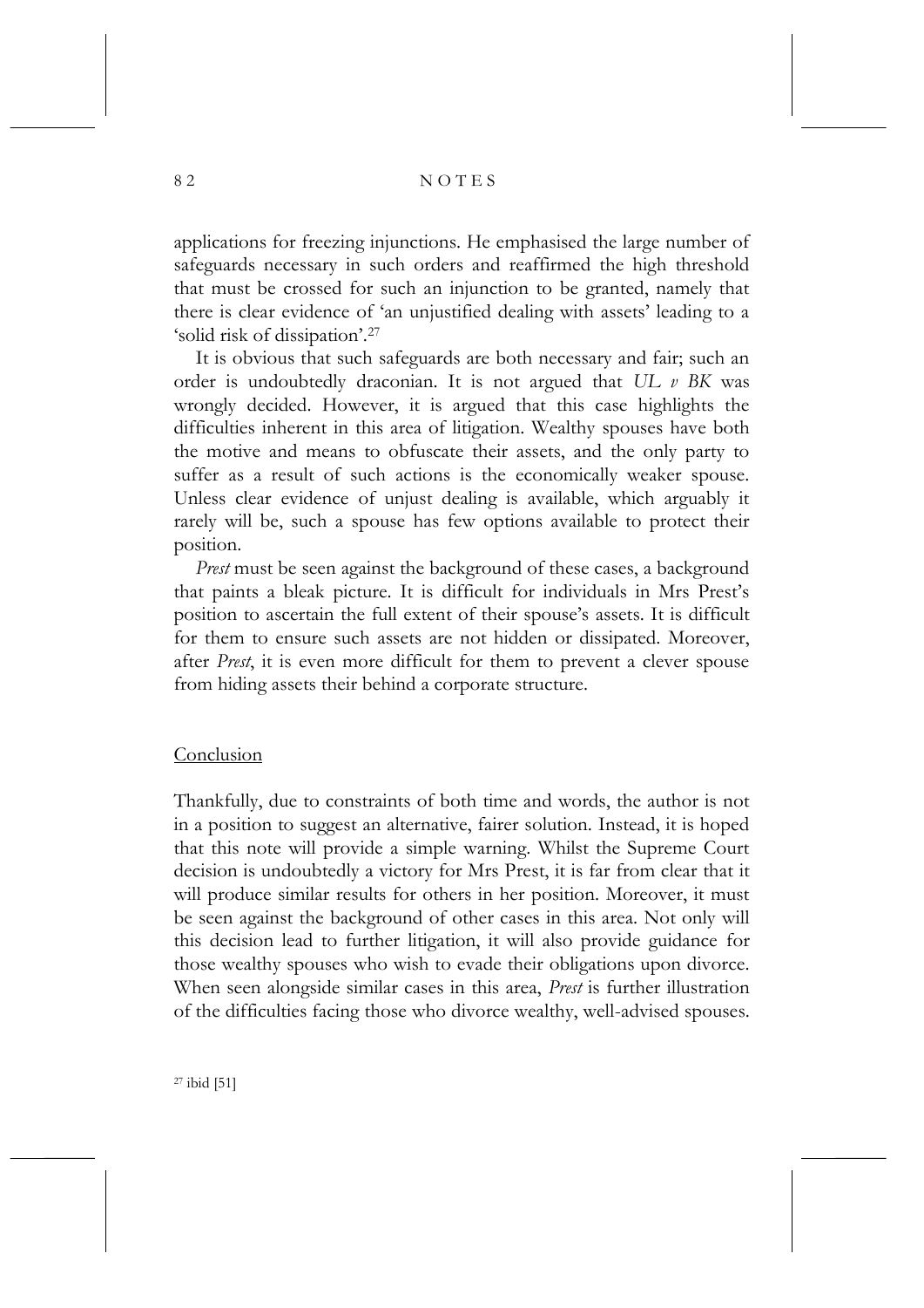applications for freezing injunctions. He emphasised the large number of safeguards necessary in such orders and reaffirmed the high threshold that must be crossed for such an injunction to be granted, namely that there is clear evidence of 'an unjustified dealing with assets' leading to a 'solid risk of dissipation'.[27]

It is obvious that such safeguards are both necessary and fair; such an order is undoubtedly draconian. It is not argued that *UL v BK* was wrongly decided. However, it is argued that this case highlights the difficulties inherent in this area of litigation. Wealthy spouses have both the motive and means to obfuscate their assets, and the only party to suffer as a result of such actions is the economically weaker spouse. Unless clear evidence of unjust dealing is available, which arguably it rarely will be, such a spouse has few options available to protect their position.

*Prest* must be seen against the background of these cases, a background that paints a bleak picture. It is difficult for individuals in Mrs Prest's position to ascertain the full extent of their spouse's assets. It is difficult for them to ensure such assets are not hidden or dissipated. Moreover, after *Prest*, it is even more difficult for them to prevent a clever spouse from hiding assets their behind a corporate structure.

## Conclusion

Thankfully, due to constraints of both time and words, the author is not in a position to suggest an alternative, fairer solution. Instead, it is hoped that this note will provide a simple warning. Whilst the Supreme Court decision is undoubtedly a victory for Mrs Prest, it is far from clear that it will produce similar results for others in her position. Moreover, it must be seen against the background of other cases in this area. Not only will this decision lead to further litigation, it will also provide guidance for those wealthy spouses who wish to evade their obligations upon divorce. When seen alongside similar cases in this area, *Prest* is further illustration of the difficulties facing those who divorce wealthy, well-advised spouses.

[27] ibid [51]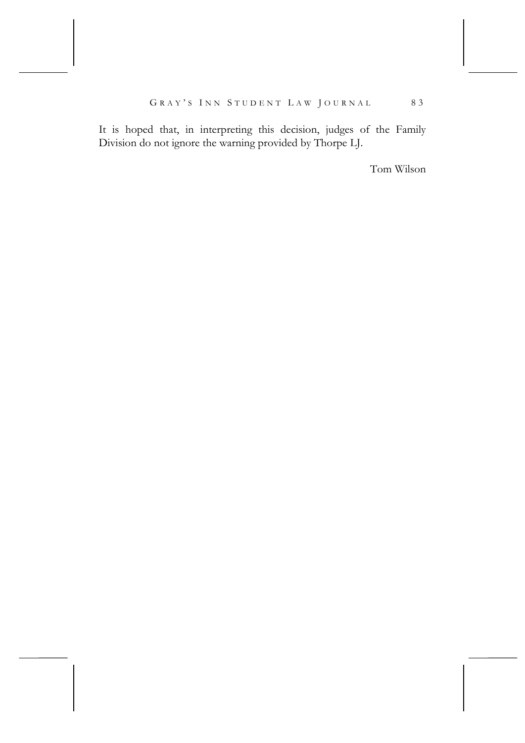It is hoped that, in interpreting this decision, judges of the Family Division do not ignore the warning provided by Thorpe LJ.

Tom Wilson